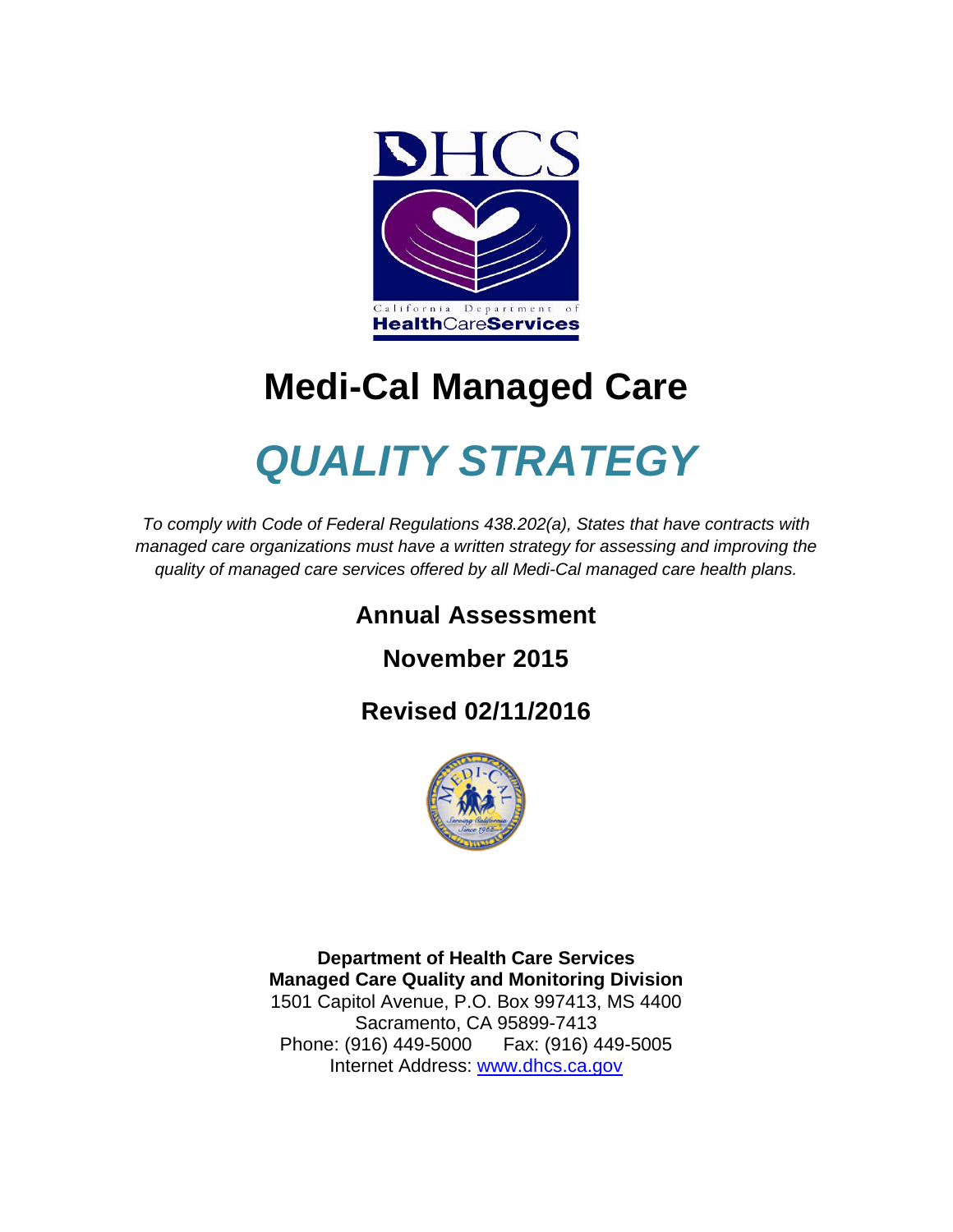# Medi-Cal Managed Care

# *QUALITY STRATEGY*

*To comply with Code of Federal Regulations 438.202(a), States that have contracts with managed care organizations must have a written strategy for assessing and improving the quality of managed care services offered by all Medi-Cal managed care health plans.*

## Annual Assessment

## November 2015

## Revised 02/11/2016

**Department of Health Care Services**
**Managed Care Quality and Monitoring Division**
1501 Capitol Avenue, P.O. Box 997413, MS 4400
Sacramento, CA 95899-7413
Phone: (916) 449-5000 Fax: (916) 449-5005
Internet Address: [www.dhcs.ca.gov](http://www.dhcs.ca.gov)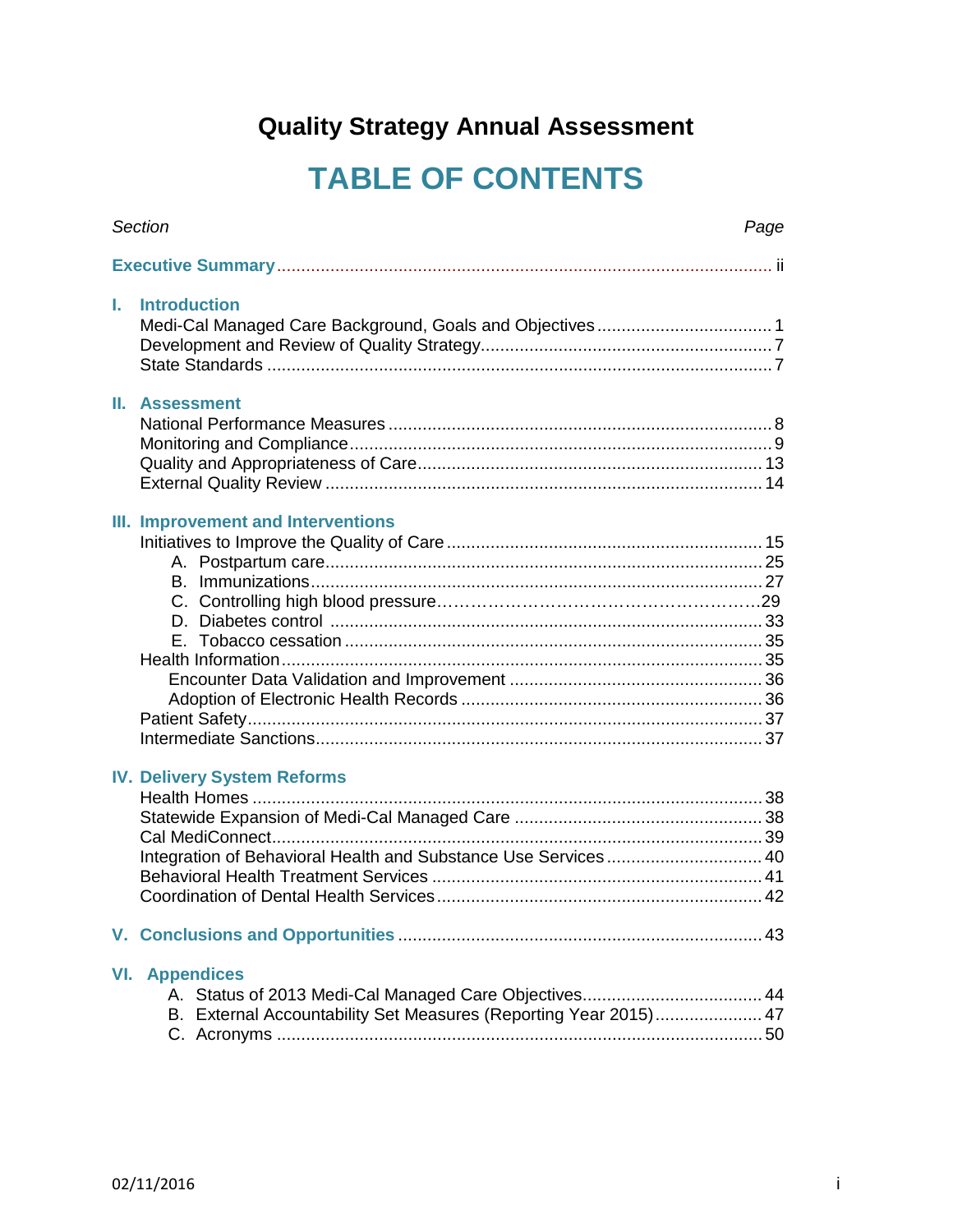# Quality Strategy Annual Assessment

## TABLE OF CONTENTS

| *Section* | *Page* |
|---|---|
| **Executive Summary** | ii |
| **I. Introduction** | |
| Medi-Cal Managed Care Background, Goals and Objectives | 1 |
| Development and Review of Quality Strategy | 7 |
| State Standards | 7 |
| **II. Assessment** | |
| National Performance Measures | 8 |
| Monitoring and Compliance | 9 |
| Quality and Appropriateness of Care | 13 |
| External Quality Review | 14 |
| **III. Improvement and Interventions** | |
| Initiatives to Improve the Quality of Care | 15 |
| A. Postpartum care | 25 |
| B. Immunizations | 27 |
| C. Controlling high blood pressure | 29 |
| D. Diabetes control | 33 |
| E. Tobacco cessation | 35 |
| Health Information | 35 |
| Encounter Data Validation and Improvement | 36 |
| Adoption of Electronic Health Records | 36 |
| Patient Safety | 37 |
| Intermediate Sanctions | 37 |
| **IV. Delivery System Reforms** | |
| Health Homes | 38 |
| Statewide Expansion of Medi-Cal Managed Care | 38 |
| Cal MediConnect | 39 |
| Integration of Behavioral Health and Substance Use Services | 40 |
| Behavioral Health Treatment Services | 41 |
| Coordination of Dental Health Services | 42 |
| **V. Conclusions and Opportunities** | 43 |
| **VI. Appendices** | |
| A. Status of 2013 Medi-Cal Managed Care Objectives | 44 |
| B. External Accountability Set Measures (Reporting Year 2015) | 47 |
| C. Acronyms | 50 |

02/11/2016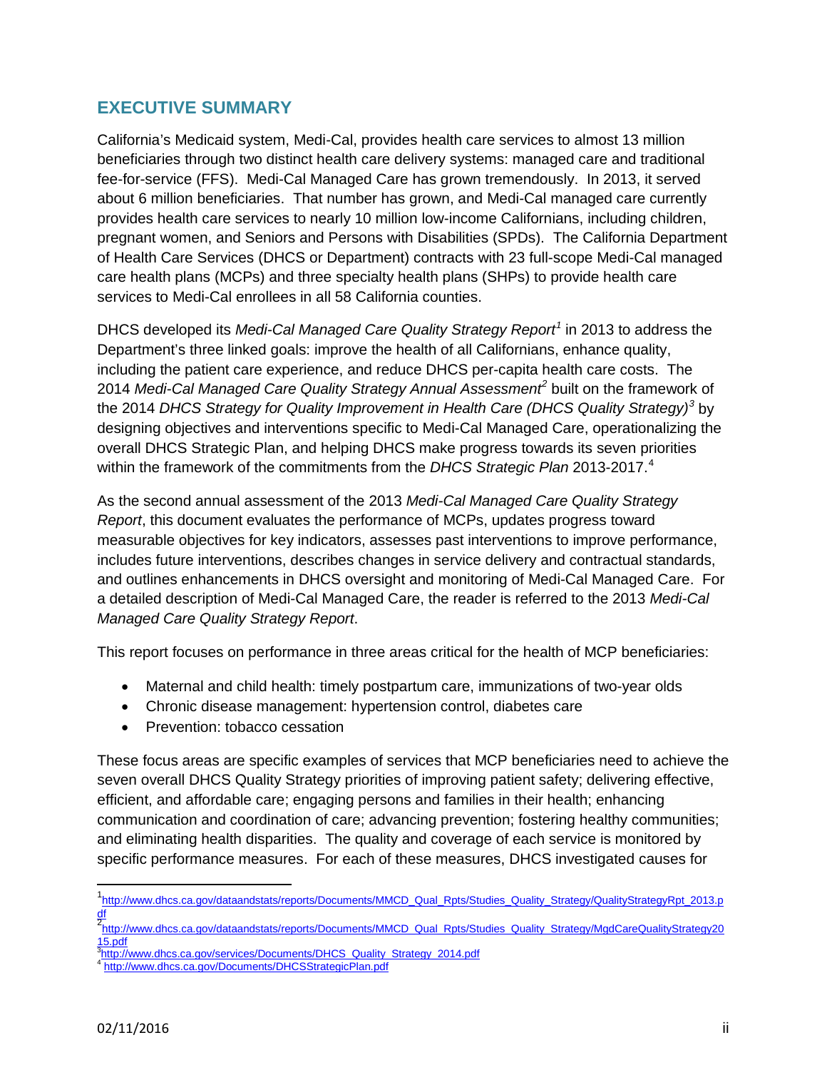## EXECUTIVE SUMMARY

California's Medicaid system, Medi-Cal, provides health care services to almost 13 million beneficiaries through two distinct health care delivery systems: managed care and traditional fee-for-service (FFS). Medi-Cal Managed Care has grown tremendously. In 2013, it served about 6 million beneficiaries. That number has grown, and Medi-Cal managed care currently provides health care services to nearly 10 million low-income Californians, including children, pregnant women, and Seniors and Persons with Disabilities (SPDs). The California Department of Health Care Services (DHCS or Department) contracts with 23 full-scope Medi-Cal managed care health plans (MCPs) and three specialty health plans (SHPs) to provide health care services to Medi-Cal enrollees in all 58 California counties.

DHCS developed its *Medi-Cal Managed Care Quality Strategy Report*[1] in 2013 to address the Department's three linked goals: improve the health of all Californians, enhance quality, including the patient care experience, and reduce DHCS per-capita health care costs. The 2014 *Medi-Cal Managed Care Quality Strategy Annual Assessment*[2] built on the framework of the 2014 *DHCS Strategy for Quality Improvement in Health Care (DHCS Quality Strategy)*[3] by designing objectives and interventions specific to Medi-Cal Managed Care, operationalizing the overall DHCS Strategic Plan, and helping DHCS make progress towards its seven priorities within the framework of the commitments from the *DHCS Strategic Plan* 2013-2017.[4]

As the second annual assessment of the 2013 *Medi-Cal Managed Care Quality Strategy Report*, this document evaluates the performance of MCPs, updates progress toward measurable objectives for key indicators, assesses past interventions to improve performance, includes future interventions, describes changes in service delivery and contractual standards, and outlines enhancements in DHCS oversight and monitoring of Medi-Cal Managed Care. For a detailed description of Medi-Cal Managed Care, the reader is referred to the 2013 *Medi-Cal Managed Care Quality Strategy Report*.

This report focuses on performance in three areas critical for the health of MCP beneficiaries:

- Maternal and child health: timely postpartum care, immunizations of two-year olds
- Chronic disease management: hypertension control, diabetes care
- Prevention: tobacco cessation

These focus areas are specific examples of services that MCP beneficiaries need to achieve the seven overall DHCS Quality Strategy priorities of improving patient safety; delivering effective, efficient, and affordable care; engaging persons and families in their health; enhancing communication and coordination of care; advancing prevention; fostering healthy communities; and eliminating health disparities. The quality and coverage of each service is monitored by specific performance measures. For each of these measures, DHCS investigated causes for

---

[1] http://www.dhcs.ca.gov/dataandstats/reports/Documents/MMCD_Qual_Rpts/Studies_Quality_Strategy/QualityStrategyRpt_2013.pdf

[2] http://www.dhcs.ca.gov/dataandstats/reports/Documents/MMCD_Qual_Rpts/Studies_Quality_Strategy/MgdCareQualityStrategy2015.pdf

[3] http://www.dhcs.ca.gov/services/Documents/DHCS_Quality_Strategy_2014.pdf

[4] http://www.dhcs.ca.gov/Documents/DHCSStrategicPlan.pdf

02/11/2016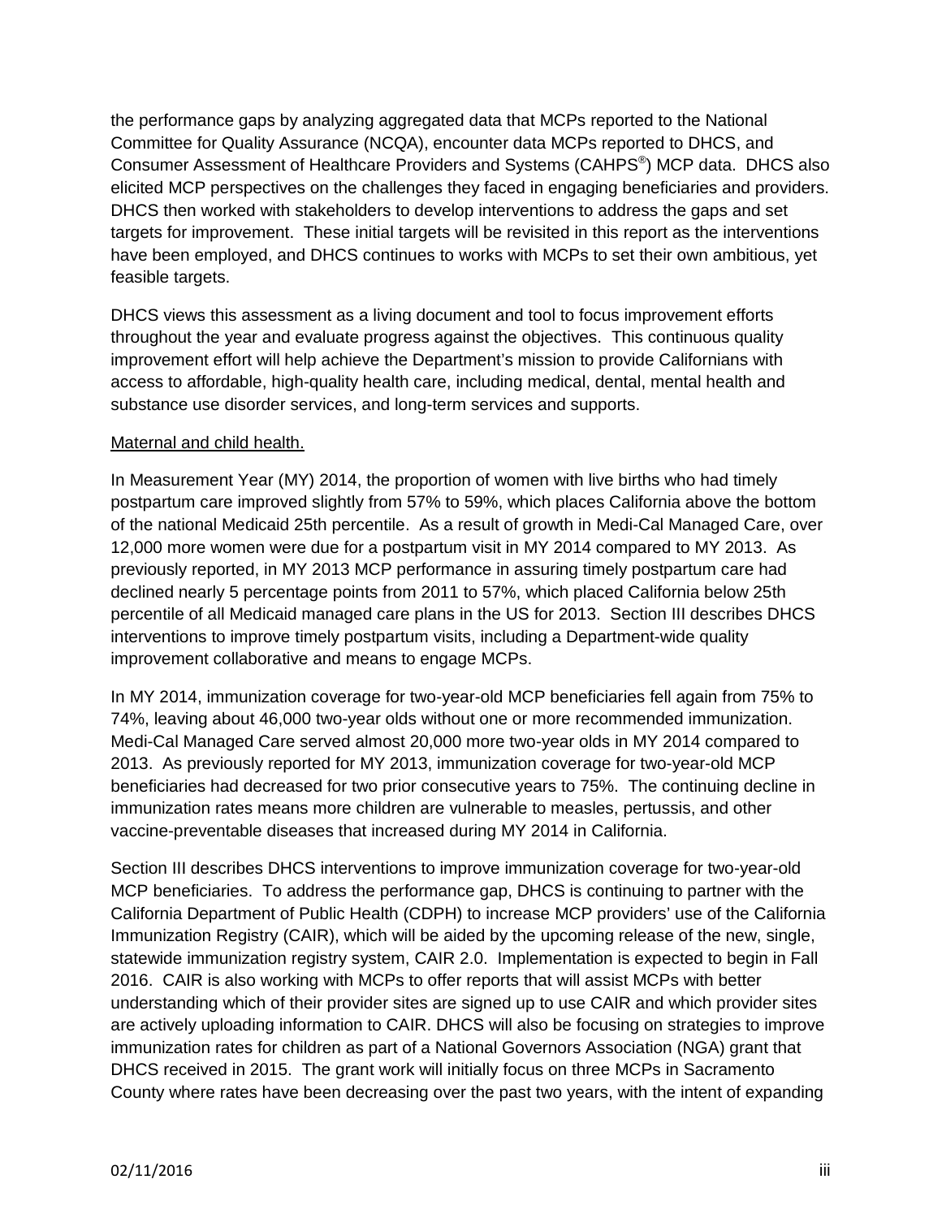the performance gaps by analyzing aggregated data that MCPs reported to the National Committee for Quality Assurance (NCQA), encounter data MCPs reported to DHCS, and Consumer Assessment of Healthcare Providers and Systems (CAHPS®) MCP data. DHCS also elicited MCP perspectives on the challenges they faced in engaging beneficiaries and providers. DHCS then worked with stakeholders to develop interventions to address the gaps and set targets for improvement. These initial targets will be revisited in this report as the interventions have been employed, and DHCS continues to works with MCPs to set their own ambitious, yet feasible targets.

DHCS views this assessment as a living document and tool to focus improvement efforts throughout the year and evaluate progress against the objectives. This continuous quality improvement effort will help achieve the Department's mission to provide Californians with access to affordable, high-quality health care, including medical, dental, mental health and substance use disorder services, and long-term services and supports.

Maternal and child health.

In Measurement Year (MY) 2014, the proportion of women with live births who had timely postpartum care improved slightly from 57% to 59%, which places California above the bottom of the national Medicaid 25th percentile. As a result of growth in Medi-Cal Managed Care, over 12,000 more women were due for a postpartum visit in MY 2014 compared to MY 2013. As previously reported, in MY 2013 MCP performance in assuring timely postpartum care had declined nearly 5 percentage points from 2011 to 57%, which placed California below 25th percentile of all Medicaid managed care plans in the US for 2013. Section III describes DHCS interventions to improve timely postpartum visits, including a Department-wide quality improvement collaborative and means to engage MCPs.

In MY 2014, immunization coverage for two-year-old MCP beneficiaries fell again from 75% to 74%, leaving about 46,000 two-year olds without one or more recommended immunization. Medi-Cal Managed Care served almost 20,000 more two-year olds in MY 2014 compared to 2013. As previously reported for MY 2013, immunization coverage for two-year-old MCP beneficiaries had decreased for two prior consecutive years to 75%. The continuing decline in immunization rates means more children are vulnerable to measles, pertussis, and other vaccine-preventable diseases that increased during MY 2014 in California.

Section III describes DHCS interventions to improve immunization coverage for two-year-old MCP beneficiaries. To address the performance gap, DHCS is continuing to partner with the California Department of Public Health (CDPH) to increase MCP providers' use of the California Immunization Registry (CAIR), which will be aided by the upcoming release of the new, single, statewide immunization registry system, CAIR 2.0. Implementation is expected to begin in Fall 2016. CAIR is also working with MCPs to offer reports that will assist MCPs with better understanding which of their provider sites are signed up to use CAIR and which provider sites are actively uploading information to CAIR. DHCS will also be focusing on strategies to improve immunization rates for children as part of a National Governors Association (NGA) grant that DHCS received in 2015. The grant work will initially focus on three MCPs in Sacramento County where rates have been decreasing over the past two years, with the intent of expanding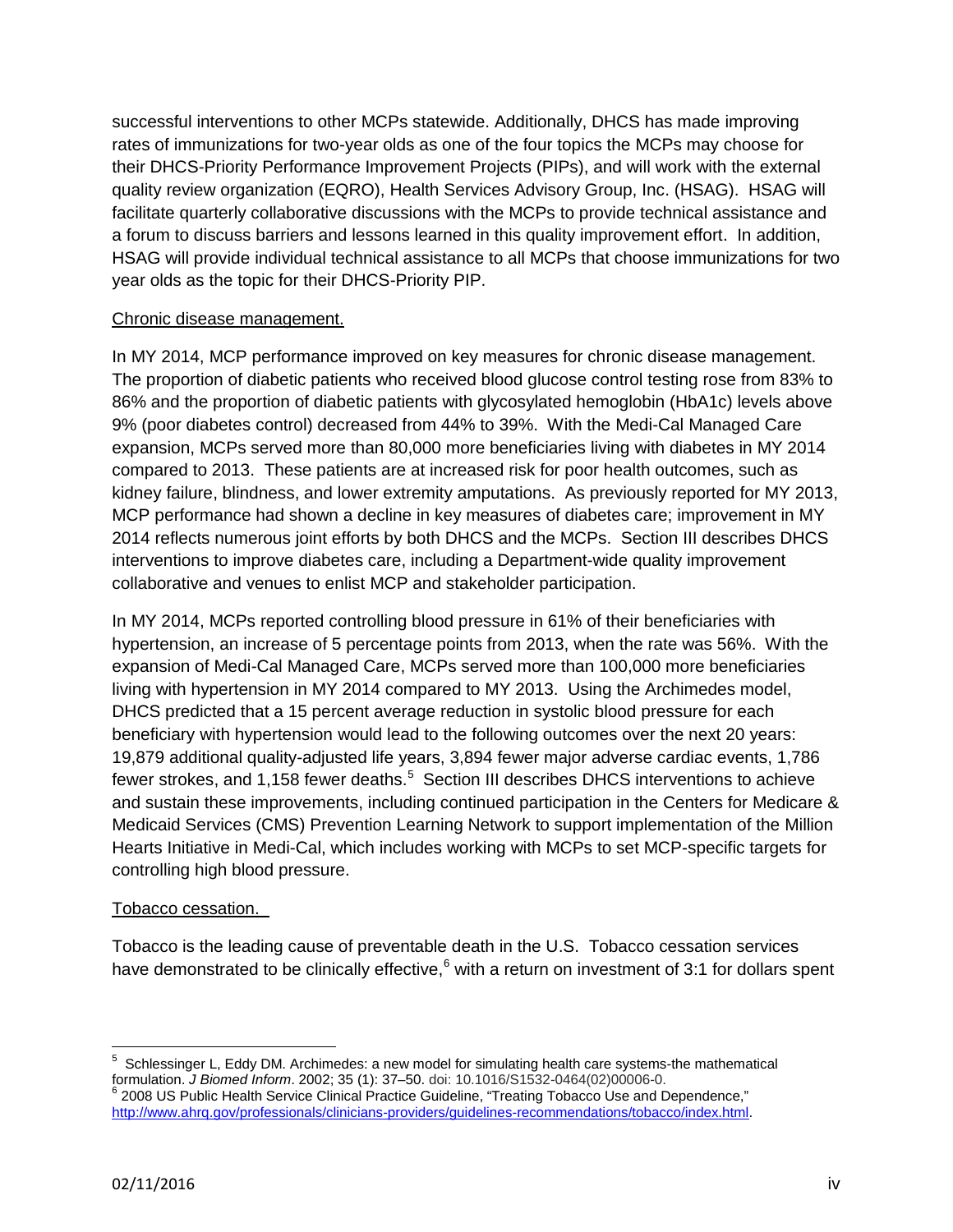successful interventions to other MCPs statewide. Additionally, DHCS has made improving rates of immunizations for two-year olds as one of the four topics the MCPs may choose for their DHCS-Priority Performance Improvement Projects (PIPs), and will work with the external quality review organization (EQRO), Health Services Advisory Group, Inc. (HSAG). HSAG will facilitate quarterly collaborative discussions with the MCPs to provide technical assistance and a forum to discuss barriers and lessons learned in this quality improvement effort. In addition, HSAG will provide individual technical assistance to all MCPs that choose immunizations for two year olds as the topic for their DHCS-Priority PIP.

Chronic disease management.

In MY 2014, MCP performance improved on key measures for chronic disease management. The proportion of diabetic patients who received blood glucose control testing rose from 83% to 86% and the proportion of diabetic patients with glycosylated hemoglobin (HbA1c) levels above 9% (poor diabetes control) decreased from 44% to 39%. With the Medi-Cal Managed Care expansion, MCPs served more than 80,000 more beneficiaries living with diabetes in MY 2014 compared to 2013. These patients are at increased risk for poor health outcomes, such as kidney failure, blindness, and lower extremity amputations. As previously reported for MY 2013, MCP performance had shown a decline in key measures of diabetes care; improvement in MY 2014 reflects numerous joint efforts by both DHCS and the MCPs. Section III describes DHCS interventions to improve diabetes care, including a Department-wide quality improvement collaborative and venues to enlist MCP and stakeholder participation.

In MY 2014, MCPs reported controlling blood pressure in 61% of their beneficiaries with hypertension, an increase of 5 percentage points from 2013, when the rate was 56%. With the expansion of Medi-Cal Managed Care, MCPs served more than 100,000 more beneficiaries living with hypertension in MY 2014 compared to MY 2013. Using the Archimedes model, DHCS predicted that a 15 percent average reduction in systolic blood pressure for each beneficiary with hypertension would lead to the following outcomes over the next 20 years: 19,879 additional quality-adjusted life years, 3,894 fewer major adverse cardiac events, 1,786 fewer strokes, and 1,158 fewer deaths.[5] Section III describes DHCS interventions to achieve and sustain these improvements, including continued participation in the Centers for Medicare & Medicaid Services (CMS) Prevention Learning Network to support implementation of the Million Hearts Initiative in Medi-Cal, which includes working with MCPs to set MCP-specific targets for controlling high blood pressure.

Tobacco cessation.

Tobacco is the leading cause of preventable death in the U.S. Tobacco cessation services have demonstrated to be clinically effective,[6] with a return on investment of 3:1 for dollars spent

---

[5] Schlessinger L, Eddy DM. Archimedes: a new model for simulating health care systems-the mathematical formulation. *J Biomed Inform*. 2002; 35 (1): 37–50. doi: 10.1016/S1532-0464(02)00006-0.

[6] 2008 US Public Health Service Clinical Practice Guideline, "Treating Tobacco Use and Dependence," http://www.ahrq.gov/professionals/clinicians-providers/guidelines-recommendations/tobacco/index.html.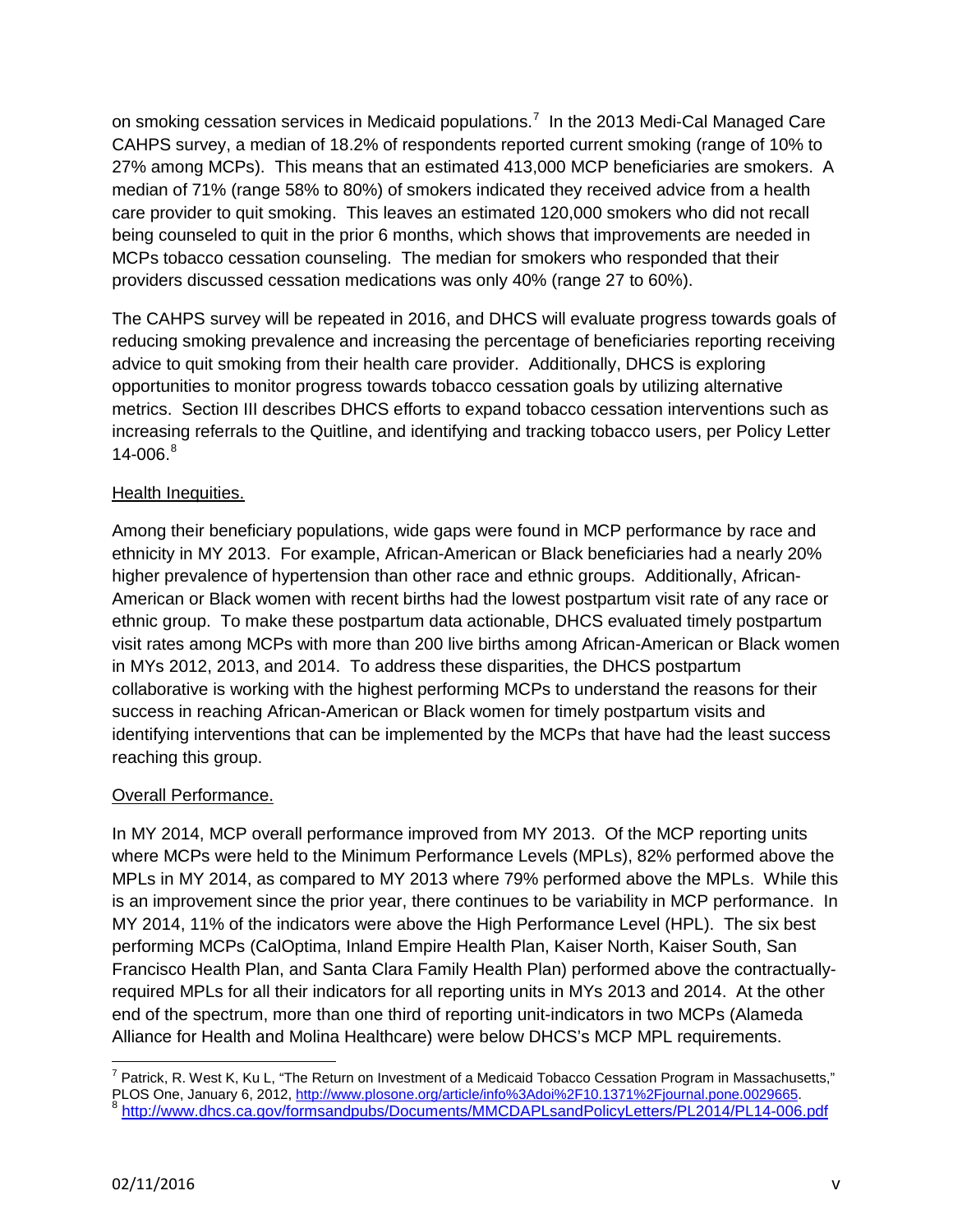on smoking cessation services in Medicaid populations.[7] In the 2013 Medi-Cal Managed Care CAHPS survey, a median of 18.2% of respondents reported current smoking (range of 10% to 27% among MCPs). This means that an estimated 413,000 MCP beneficiaries are smokers. A median of 71% (range 58% to 80%) of smokers indicated they received advice from a health care provider to quit smoking. This leaves an estimated 120,000 smokers who did not recall being counseled to quit in the prior 6 months, which shows that improvements are needed in MCPs tobacco cessation counseling. The median for smokers who responded that their providers discussed cessation medications was only 40% (range 27 to 60%).

The CAHPS survey will be repeated in 2016, and DHCS will evaluate progress towards goals of reducing smoking prevalence and increasing the percentage of beneficiaries reporting receiving advice to quit smoking from their health care provider. Additionally, DHCS is exploring opportunities to monitor progress towards tobacco cessation goals by utilizing alternative metrics. Section III describes DHCS efforts to expand tobacco cessation interventions such as increasing referrals to the Quitline, and identifying and tracking tobacco users, per Policy Letter 14-006.[8]

Health Inequities.

Among their beneficiary populations, wide gaps were found in MCP performance by race and ethnicity in MY 2013. For example, African-American or Black beneficiaries had a nearly 20% higher prevalence of hypertension than other race and ethnic groups. Additionally, African-American or Black women with recent births had the lowest postpartum visit rate of any race or ethnic group. To make these postpartum data actionable, DHCS evaluated timely postpartum visit rates among MCPs with more than 200 live births among African-American or Black women in MYs 2012, 2013, and 2014. To address these disparities, the DHCS postpartum collaborative is working with the highest performing MCPs to understand the reasons for their success in reaching African-American or Black women for timely postpartum visits and identifying interventions that can be implemented by the MCPs that have had the least success reaching this group.

Overall Performance.

In MY 2014, MCP overall performance improved from MY 2013. Of the MCP reporting units where MCPs were held to the Minimum Performance Levels (MPLs), 82% performed above the MPLs in MY 2014, as compared to MY 2013 where 79% performed above the MPLs. While this is an improvement since the prior year, there continues to be variability in MCP performance. In MY 2014, 11% of the indicators were above the High Performance Level (HPL). The six best performing MCPs (CalOptima, Inland Empire Health Plan, Kaiser North, Kaiser South, San Francisco Health Plan, and Santa Clara Family Health Plan) performed above the contractually-required MPLs for all their indicators for all reporting units in MYs 2013 and 2014. At the other end of the spectrum, more than one third of reporting unit-indicators in two MCPs (Alameda Alliance for Health and Molina Healthcare) were below DHCS's MCP MPL requirements.

---

[7] Patrick, R. West K, Ku L, "The Return on Investment of a Medicaid Tobacco Cessation Program in Massachusetts," PLOS One, January 6, 2012, http://www.plosone.org/article/info%3Adoi%2F10.1371%2Fjournal.pone.0029665.

[8] http://www.dhcs.ca.gov/formsandpubs/Documents/MMCDAPLsandPolicyLetters/PL2014/PL14-006.pdf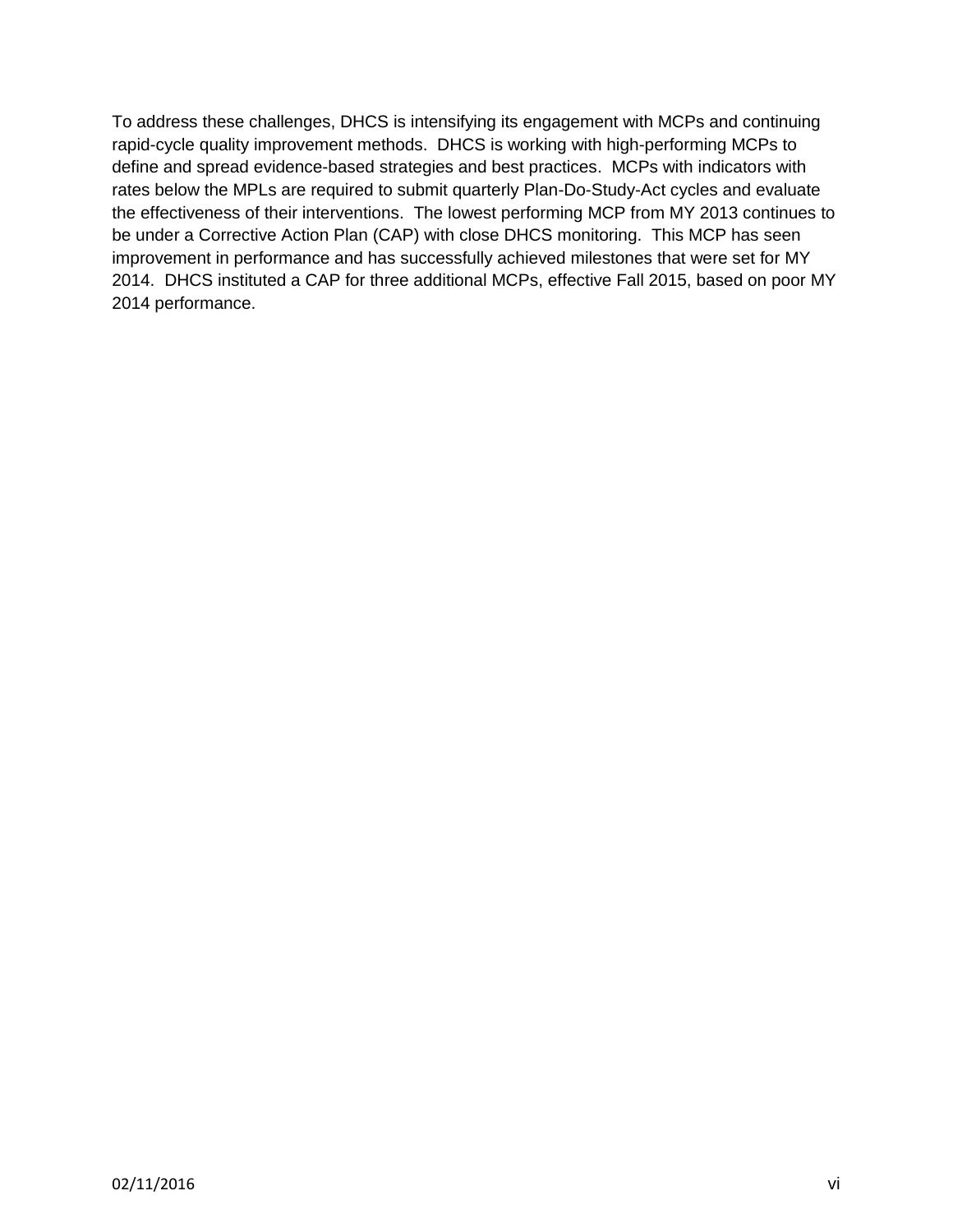To address these challenges, DHCS is intensifying its engagement with MCPs and continuing rapid-cycle quality improvement methods. DHCS is working with high-performing MCPs to define and spread evidence-based strategies and best practices. MCPs with indicators with rates below the MPLs are required to submit quarterly Plan-Do-Study-Act cycles and evaluate the effectiveness of their interventions. The lowest performing MCP from MY 2013 continues to be under a Corrective Action Plan (CAP) with close DHCS monitoring. This MCP has seen improvement in performance and has successfully achieved milestones that were set for MY 2014. DHCS instituted a CAP for three additional MCPs, effective Fall 2015, based on poor MY 2014 performance.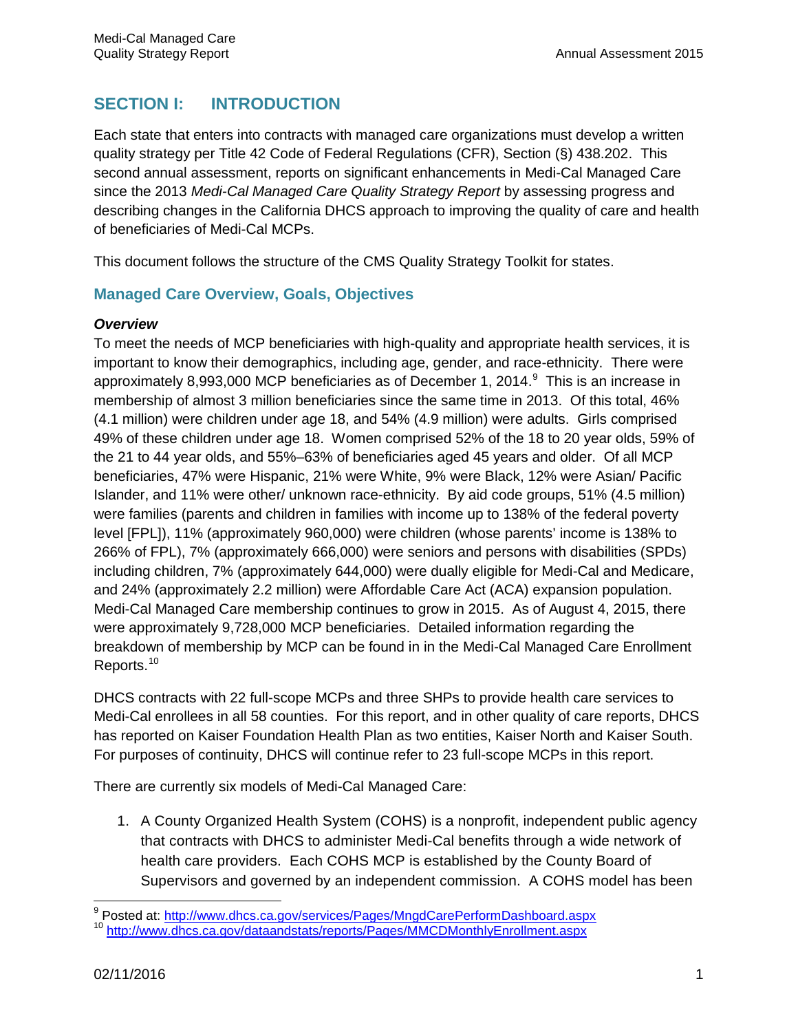# SECTION I: INTRODUCTION

Each state that enters into contracts with managed care organizations must develop a written quality strategy per Title 42 Code of Federal Regulations (CFR), Section (§) 438.202. This second annual assessment, reports on significant enhancements in Medi-Cal Managed Care since the 2013 *Medi-Cal Managed Care Quality Strategy Report* by assessing progress and describing changes in the California DHCS approach to improving the quality of care and health of beneficiaries of Medi-Cal MCPs.

This document follows the structure of the CMS Quality Strategy Toolkit for states.

## Managed Care Overview, Goals, Objectives

***Overview***

To meet the needs of MCP beneficiaries with high-quality and appropriate health services, it is important to know their demographics, including age, gender, and race-ethnicity. There were approximately 8,993,000 MCP beneficiaries as of December 1, 2014.[9] This is an increase in membership of almost 3 million beneficiaries since the same time in 2013. Of this total, 46% (4.1 million) were children under age 18, and 54% (4.9 million) were adults. Girls comprised 49% of these children under age 18. Women comprised 52% of the 18 to 20 year olds, 59% of the 21 to 44 year olds, and 55%–63% of beneficiaries aged 45 years and older. Of all MCP beneficiaries, 47% were Hispanic, 21% were White, 9% were Black, 12% were Asian/ Pacific Islander, and 11% were other/ unknown race-ethnicity. By aid code groups, 51% (4.5 million) were families (parents and children in families with income up to 138% of the federal poverty level [FPL]), 11% (approximately 960,000) were children (whose parents' income is 138% to 266% of FPL), 7% (approximately 666,000) were seniors and persons with disabilities (SPDs) including children, 7% (approximately 644,000) were dually eligible for Medi-Cal and Medicare, and 24% (approximately 2.2 million) were Affordable Care Act (ACA) expansion population. Medi-Cal Managed Care membership continues to grow in 2015. As of August 4, 2015, there were approximately 9,728,000 MCP beneficiaries. Detailed information regarding the breakdown of membership by MCP can be found in in the Medi-Cal Managed Care Enrollment Reports.[10]

DHCS contracts with 22 full-scope MCPs and three SHPs to provide health care services to Medi-Cal enrollees in all 58 counties. For this report, and in other quality of care reports, DHCS has reported on Kaiser Foundation Health Plan as two entities, Kaiser North and Kaiser South. For purposes of continuity, DHCS will continue refer to 23 full-scope MCPs in this report.

There are currently six models of Medi-Cal Managed Care:

1. A County Organized Health System (COHS) is a nonprofit, independent public agency that contracts with DHCS to administer Medi-Cal benefits through a wide network of health care providers. Each COHS MCP is established by the County Board of Supervisors and governed by an independent commission. A COHS model has been

---

[9] Posted at: http://www.dhcs.ca.gov/services/Pages/MngdCarePerformDashboard.aspx

[10] http://www.dhcs.ca.gov/dataandstats/reports/Pages/MMCDMonthlyEnrollment.aspx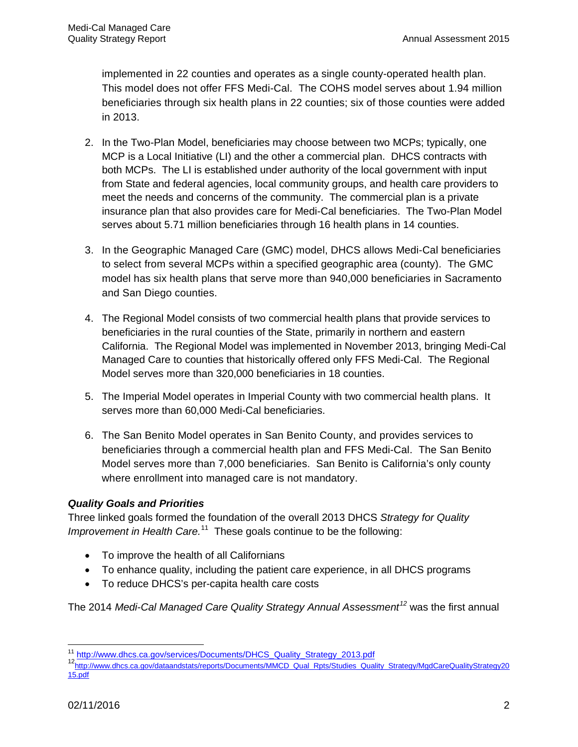implemented in 22 counties and operates as a single county-operated health plan. This model does not offer FFS Medi-Cal. The COHS model serves about 1.94 million beneficiaries through six health plans in 22 counties; six of those counties were added in 2013.

2. In the Two-Plan Model, beneficiaries may choose between two MCPs; typically, one MCP is a Local Initiative (LI) and the other a commercial plan. DHCS contracts with both MCPs. The LI is established under authority of the local government with input from State and federal agencies, local community groups, and health care providers to meet the needs and concerns of the community. The commercial plan is a private insurance plan that also provides care for Medi-Cal beneficiaries. The Two-Plan Model serves about 5.71 million beneficiaries through 16 health plans in 14 counties.

3. In the Geographic Managed Care (GMC) model, DHCS allows Medi-Cal beneficiaries to select from several MCPs within a specified geographic area (county). The GMC model has six health plans that serve more than 940,000 beneficiaries in Sacramento and San Diego counties.

4. The Regional Model consists of two commercial health plans that provide services to beneficiaries in the rural counties of the State, primarily in northern and eastern California. The Regional Model was implemented in November 2013, bringing Medi-Cal Managed Care to counties that historically offered only FFS Medi-Cal. The Regional Model serves more than 320,000 beneficiaries in 18 counties.

5. The Imperial Model operates in Imperial County with two commercial health plans. It serves more than 60,000 Medi-Cal beneficiaries.

6. The San Benito Model operates in San Benito County, and provides services to beneficiaries through a commercial health plan and FFS Medi-Cal. The San Benito Model serves more than 7,000 beneficiaries. San Benito is California's only county where enrollment into managed care is not mandatory.

### *Quality Goals and Priorities*

Three linked goals formed the foundation of the overall 2013 DHCS *Strategy for Quality Improvement in Health Care.*[11] These goals continue to be the following:

- To improve the health of all Californians
- To enhance quality, including the patient care experience, in all DHCS programs
- To reduce DHCS's per-capita health care costs

The 2014 *Medi-Cal Managed Care Quality Strategy Annual Assessment*[12] was the first annual

---

[11] http://www.dhcs.ca.gov/services/Documents/DHCS_Quality_Strategy_2013.pdf

[12] http://www.dhcs.ca.gov/dataandstats/reports/Documents/MMCD_Qual_Rpts/Studies_Quality_Strategy/MgdCareQualityStrategy2015.pdf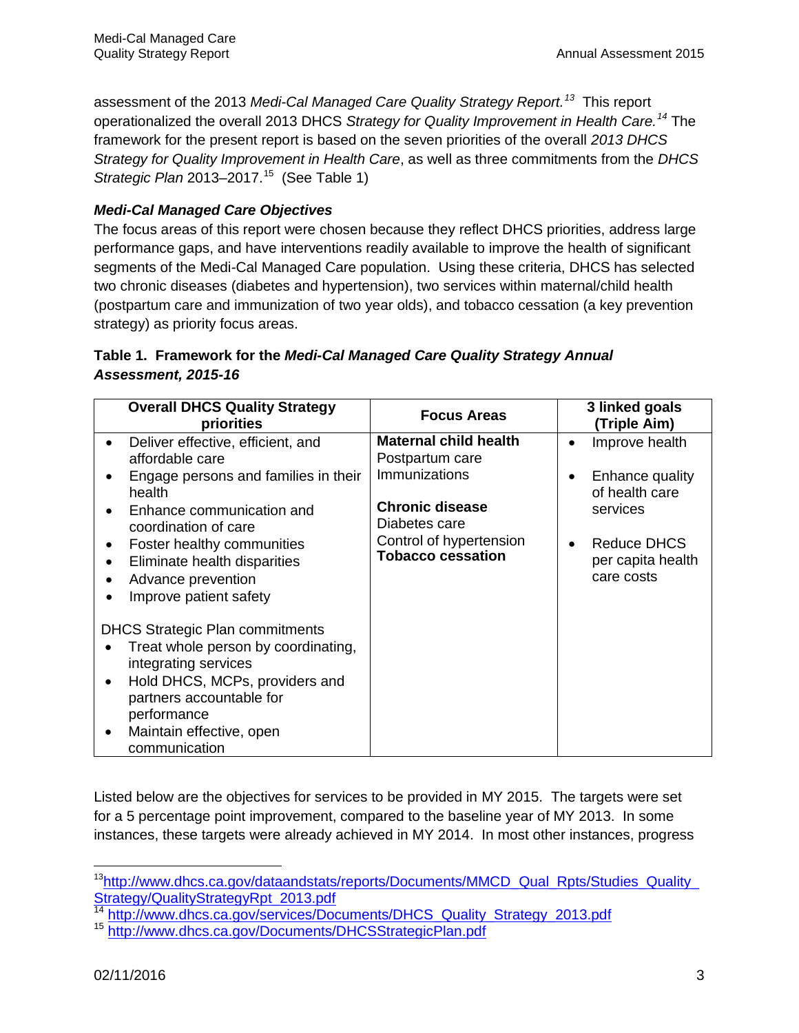assessment of the 2013 *Medi-Cal Managed Care Quality Strategy Report.*[13] This report operationalized the overall 2013 DHCS *Strategy for Quality Improvement in Health Care.*[14] The framework for the present report is based on the seven priorities of the overall *2013 DHCS Strategy for Quality Improvement in Health Care*, as well as three commitments from the *DHCS Strategic Plan* 2013–2017.[15] (See Table 1)

### *Medi-Cal Managed Care Objectives*

The focus areas of this report were chosen because they reflect DHCS priorities, address large performance gaps, and have interventions readily available to improve the health of significant segments of the Medi-Cal Managed Care population. Using these criteria, DHCS has selected two chronic diseases (diabetes and hypertension), two services within maternal/child health (postpartum care and immunization of two year olds), and tobacco cessation (a key prevention strategy) as priority focus areas.

**Table 1. Framework for the *Medi-Cal Managed Care Quality Strategy Annual Assessment, 2015-16***

| Overall DHCS Quality Strategy priorities | Focus Areas | 3 linked goals (Triple Aim) |
|---|---|---|
| • Deliver effective, efficient, and affordable care<br>• Engage persons and families in their health<br>• Enhance communication and coordination of care<br>• Foster healthy communities<br>• Eliminate health disparities<br>• Advance prevention<br>• Improve patient safety<br><br>DHCS Strategic Plan commitments<br>• Treat whole person by coordinating, integrating services<br>• Hold DHCS, MCPs, providers and partners accountable for performance<br>• Maintain effective, open communication | **Maternal child health**<br>Postpartum care<br>Immunizations<br><br>**Chronic disease**<br>Diabetes care<br>Control of hypertension<br>**Tobacco cessation** | • Improve health<br>• Enhance quality of health care services<br>• Reduce DHCS per capita health care costs |

Listed below are the objectives for services to be provided in MY 2015. The targets were set for a 5 percentage point improvement, compared to the baseline year of MY 2013. In some instances, these targets were already achieved in MY 2014. In most other instances, progress

---

[13] http://www.dhcs.ca.gov/dataandstats/reports/Documents/MMCD_Qual_Rpts/Studies_Quality_Strategy/QualityStrategyRpt_2013.pdf

[14] http://www.dhcs.ca.gov/services/Documents/DHCS_Quality_Strategy_2013.pdf

[15] http://www.dhcs.ca.gov/Documents/DHCSStrategicPlan.pdf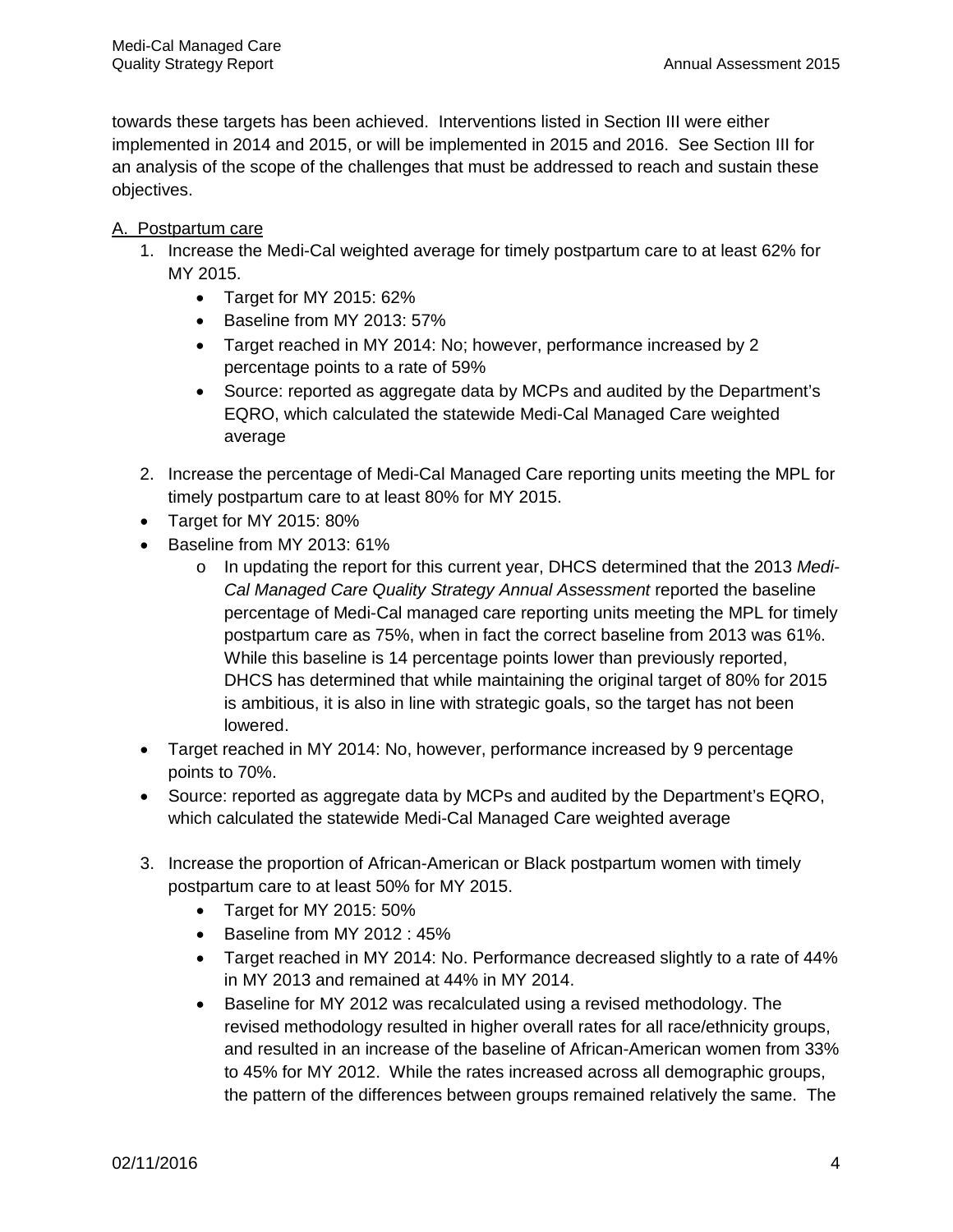towards these targets has been achieved. Interventions listed in Section III were either implemented in 2014 and 2015, or will be implemented in 2015 and 2016. See Section III for an analysis of the scope of the challenges that must be addressed to reach and sustain these objectives.

A. Postpartum care

1. Increase the Medi-Cal weighted average for timely postpartum care to at least 62% for MY 2015.
    - Target for MY 2015: 62%
    - Baseline from MY 2013: 57%
    - Target reached in MY 2014: No; however, performance increased by 2 percentage points to a rate of 59%
    - Source: reported as aggregate data by MCPs and audited by the Department's EQRO, which calculated the statewide Medi-Cal Managed Care weighted average

2. Increase the percentage of Medi-Cal Managed Care reporting units meeting the MPL for timely postpartum care to at least 80% for MY 2015.

- Target for MY 2015: 80%
- Baseline from MY 2013: 61%
    - In updating the report for this current year, DHCS determined that the 2013 *Medi-Cal Managed Care Quality Strategy Annual Assessment* reported the baseline percentage of Medi-Cal managed care reporting units meeting the MPL for timely postpartum care as 75%, when in fact the correct baseline from 2013 was 61%. While this baseline is 14 percentage points lower than previously reported, DHCS has determined that while maintaining the original target of 80% for 2015 is ambitious, it is also in line with strategic goals, so the target has not been lowered.
- Target reached in MY 2014: No, however, performance increased by 9 percentage points to 70%.
- Source: reported as aggregate data by MCPs and audited by the Department's EQRO, which calculated the statewide Medi-Cal Managed Care weighted average

3. Increase the proportion of African-American or Black postpartum women with timely postpartum care to at least 50% for MY 2015.
    - Target for MY 2015: 50%
    - Baseline from MY 2012 : 45%
    - Target reached in MY 2014: No. Performance decreased slightly to a rate of 44% in MY 2013 and remained at 44% in MY 2014.
    - Baseline for MY 2012 was recalculated using a revised methodology. The revised methodology resulted in higher overall rates for all race/ethnicity groups, and resulted in an increase of the baseline of African-American women from 33% to 45% for MY 2012. While the rates increased across all demographic groups, the pattern of the differences between groups remained relatively the same. The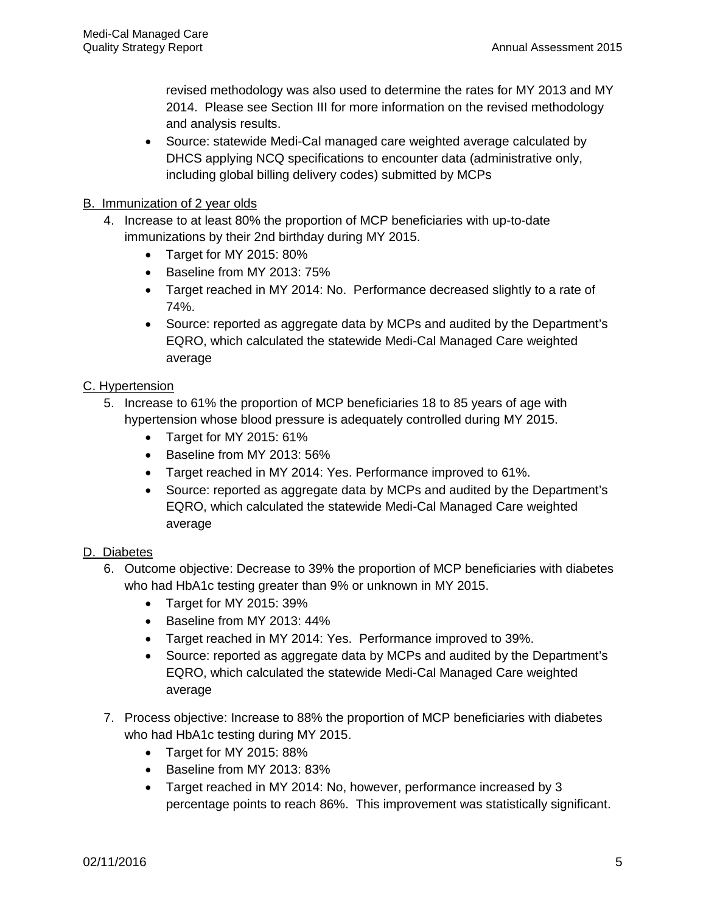revised methodology was also used to determine the rates for MY 2013 and MY 2014. Please see Section III for more information on the revised methodology and analysis results.

- Source: statewide Medi-Cal managed care weighted average calculated by DHCS applying NCQ specifications to encounter data (administrative only, including global billing delivery codes) submitted by MCPs

B. Immunization of 2 year olds

4. Increase to at least 80% the proportion of MCP beneficiaries with up-to-date immunizations by their 2nd birthday during MY 2015.
   - Target for MY 2015: 80%
   - Baseline from MY 2013: 75%
   - Target reached in MY 2014: No. Performance decreased slightly to a rate of 74%.
   - Source: reported as aggregate data by MCPs and audited by the Department's EQRO, which calculated the statewide Medi-Cal Managed Care weighted average

C. Hypertension

5. Increase to 61% the proportion of MCP beneficiaries 18 to 85 years of age with hypertension whose blood pressure is adequately controlled during MY 2015.
   - Target for MY 2015: 61%
   - Baseline from MY 2013: 56%
   - Target reached in MY 2014: Yes. Performance improved to 61%.
   - Source: reported as aggregate data by MCPs and audited by the Department's EQRO, which calculated the statewide Medi-Cal Managed Care weighted average

D. Diabetes

6. Outcome objective: Decrease to 39% the proportion of MCP beneficiaries with diabetes who had HbA1c testing greater than 9% or unknown in MY 2015.
   - Target for MY 2015: 39%
   - Baseline from MY 2013: 44%
   - Target reached in MY 2014: Yes. Performance improved to 39%.
   - Source: reported as aggregate data by MCPs and audited by the Department's EQRO, which calculated the statewide Medi-Cal Managed Care weighted average

7. Process objective: Increase to 88% the proportion of MCP beneficiaries with diabetes who had HbA1c testing during MY 2015.
   - Target for MY 2015: 88%
   - Baseline from MY 2013: 83%
   - Target reached in MY 2014: No, however, performance increased by 3 percentage points to reach 86%. This improvement was statistically significant.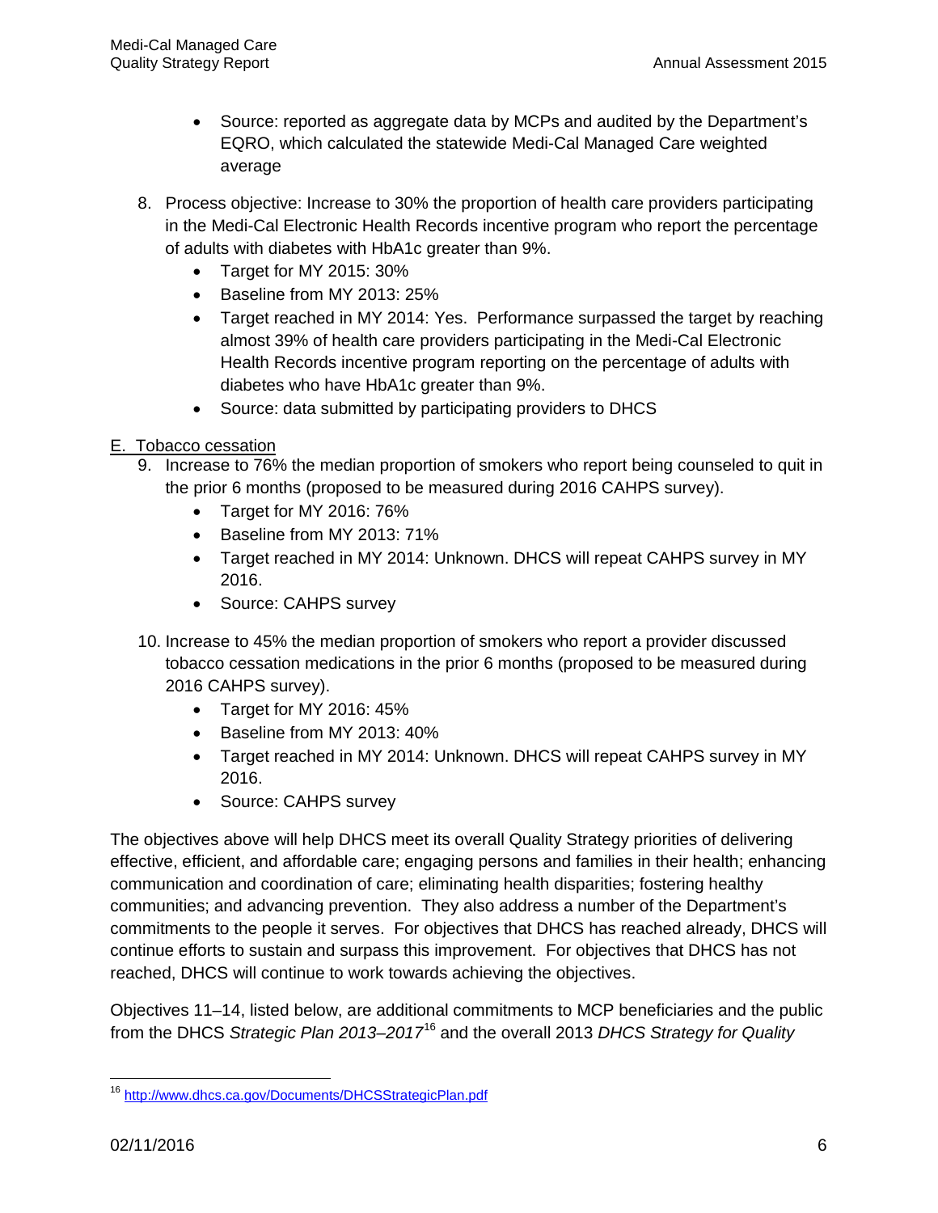- Source: reported as aggregate data by MCPs and audited by the Department's EQRO, which calculated the statewide Medi-Cal Managed Care weighted average

8. Process objective: Increase to 30% the proportion of health care providers participating in the Medi-Cal Electronic Health Records incentive program who report the percentage of adults with diabetes with HbA1c greater than 9%.
    - Target for MY 2015: 30%
    - Baseline from MY 2013: 25%
    - Target reached in MY 2014: Yes. Performance surpassed the target by reaching almost 39% of health care providers participating in the Medi-Cal Electronic Health Records incentive program reporting on the percentage of adults with diabetes who have HbA1c greater than 9%.
    - Source: data submitted by participating providers to DHCS

E. Tobacco cessation

9. Increase to 76% the median proportion of smokers who report being counseled to quit in the prior 6 months (proposed to be measured during 2016 CAHPS survey).
    - Target for MY 2016: 76%
    - Baseline from MY 2013: 71%
    - Target reached in MY 2014: Unknown. DHCS will repeat CAHPS survey in MY 2016.
    - Source: CAHPS survey

10. Increase to 45% the median proportion of smokers who report a provider discussed tobacco cessation medications in the prior 6 months (proposed to be measured during 2016 CAHPS survey).
    - Target for MY 2016: 45%
    - Baseline from MY 2013: 40%
    - Target reached in MY 2014: Unknown. DHCS will repeat CAHPS survey in MY 2016.
    - Source: CAHPS survey

The objectives above will help DHCS meet its overall Quality Strategy priorities of delivering effective, efficient, and affordable care; engaging persons and families in their health; enhancing communication and coordination of care; eliminating health disparities; fostering healthy communities; and advancing prevention. They also address a number of the Department's commitments to the people it serves. For objectives that DHCS has reached already, DHCS will continue efforts to sustain and surpass this improvement. For objectives that DHCS has not reached, DHCS will continue to work towards achieving the objectives.

Objectives 11–14, listed below, are additional commitments to MCP beneficiaries and the public from the DHCS *Strategic Plan 2013–2017*[16] and the overall 2013 *DHCS Strategy for Quality*

[16] http://www.dhcs.ca.gov/Documents/DHCSStrategicPlan.pdf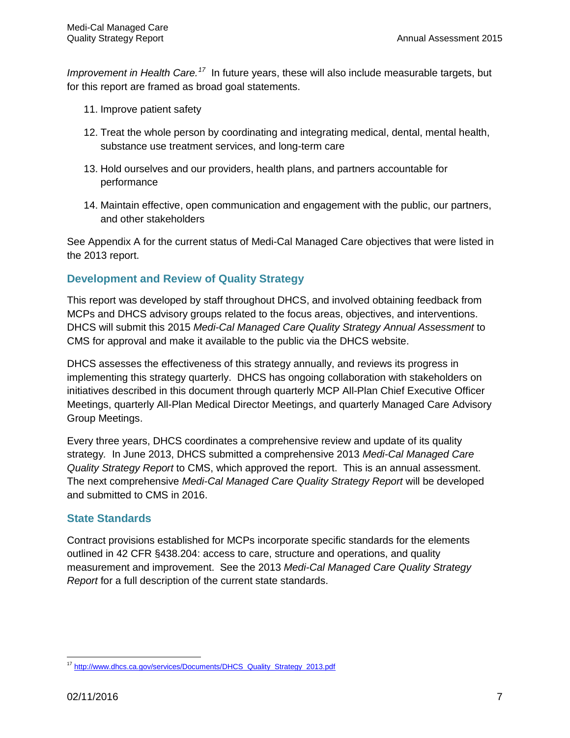*Improvement in Health Care.*[17] In future years, these will also include measurable targets, but for this report are framed as broad goal statements.

11. Improve patient safety
12. Treat the whole person by coordinating and integrating medical, dental, mental health, substance use treatment services, and long-term care
13. Hold ourselves and our providers, health plans, and partners accountable for performance
14. Maintain effective, open communication and engagement with the public, our partners, and other stakeholders

See Appendix A for the current status of Medi-Cal Managed Care objectives that were listed in the 2013 report.

## Development and Review of Quality Strategy

This report was developed by staff throughout DHCS, and involved obtaining feedback from MCPs and DHCS advisory groups related to the focus areas, objectives, and interventions. DHCS will submit this 2015 *Medi-Cal Managed Care Quality Strategy Annual Assessment* to CMS for approval and make it available to the public via the DHCS website.

DHCS assesses the effectiveness of this strategy annually, and reviews its progress in implementing this strategy quarterly. DHCS has ongoing collaboration with stakeholders on initiatives described in this document through quarterly MCP All-Plan Chief Executive Officer Meetings, quarterly All-Plan Medical Director Meetings, and quarterly Managed Care Advisory Group Meetings.

Every three years, DHCS coordinates a comprehensive review and update of its quality strategy. In June 2013, DHCS submitted a comprehensive 2013 *Medi-Cal Managed Care Quality Strategy Report* to CMS, which approved the report. This is an annual assessment. The next comprehensive *Medi-Cal Managed Care Quality Strategy Report* will be developed and submitted to CMS in 2016.

## State Standards

Contract provisions established for MCPs incorporate specific standards for the elements outlined in 42 CFR §438.204: access to care, structure and operations, and quality measurement and improvement. See the 2013 *Medi-Cal Managed Care Quality Strategy Report* for a full description of the current state standards.

---

[17] http://www.dhcs.ca.gov/services/Documents/DHCS_Quality_Strategy_2013.pdf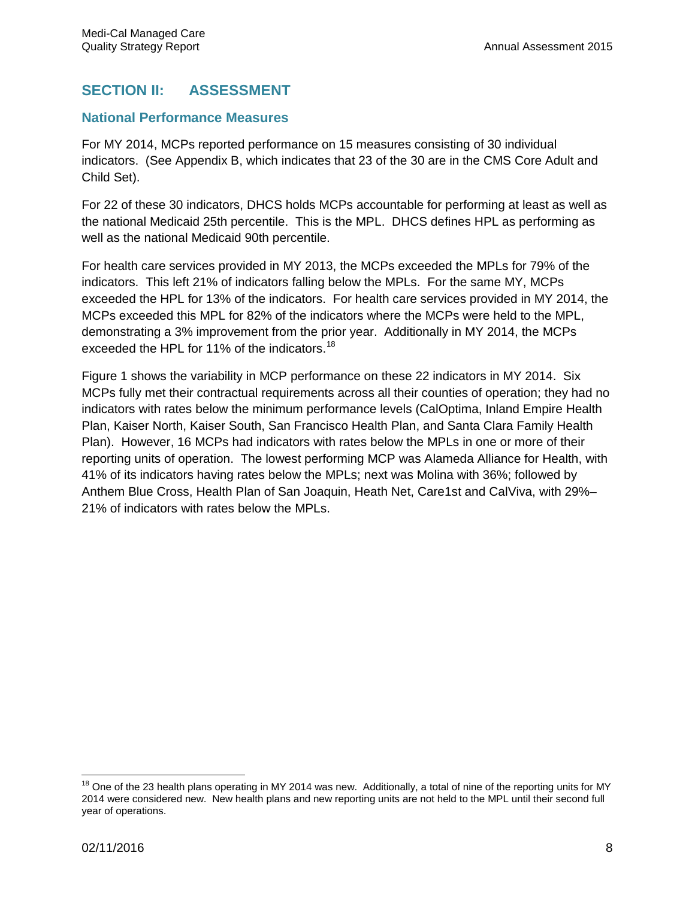## SECTION II: ASSESSMENT

### National Performance Measures

For MY 2014, MCPs reported performance on 15 measures consisting of 30 individual indicators. (See Appendix B, which indicates that 23 of the 30 are in the CMS Core Adult and Child Set).

For 22 of these 30 indicators, DHCS holds MCPs accountable for performing at least as well as the national Medicaid 25th percentile. This is the MPL. DHCS defines HPL as performing as well as the national Medicaid 90th percentile.

For health care services provided in MY 2013, the MCPs exceeded the MPLs for 79% of the indicators. This left 21% of indicators falling below the MPLs. For the same MY, MCPs exceeded the HPL for 13% of the indicators. For health care services provided in MY 2014, the MCPs exceeded this MPL for 82% of the indicators where the MCPs were held to the MPL, demonstrating a 3% improvement from the prior year. Additionally in MY 2014, the MCPs exceeded the HPL for 11% of the indicators.[18]

Figure 1 shows the variability in MCP performance on these 22 indicators in MY 2014. Six MCPs fully met their contractual requirements across all their counties of operation; they had no indicators with rates below the minimum performance levels (CalOptima, Inland Empire Health Plan, Kaiser North, Kaiser South, San Francisco Health Plan, and Santa Clara Family Health Plan). However, 16 MCPs had indicators with rates below the MPLs in one or more of their reporting units of operation. The lowest performing MCP was Alameda Alliance for Health, with 41% of its indicators having rates below the MPLs; next was Molina with 36%; followed by Anthem Blue Cross, Health Plan of San Joaquin, Heath Net, Care1st and CalViva, with 29%–21% of indicators with rates below the MPLs.

[18] One of the 23 health plans operating in MY 2014 was new. Additionally, a total of nine of the reporting units for MY 2014 were considered new. New health plans and new reporting units are not held to the MPL until their second full year of operations.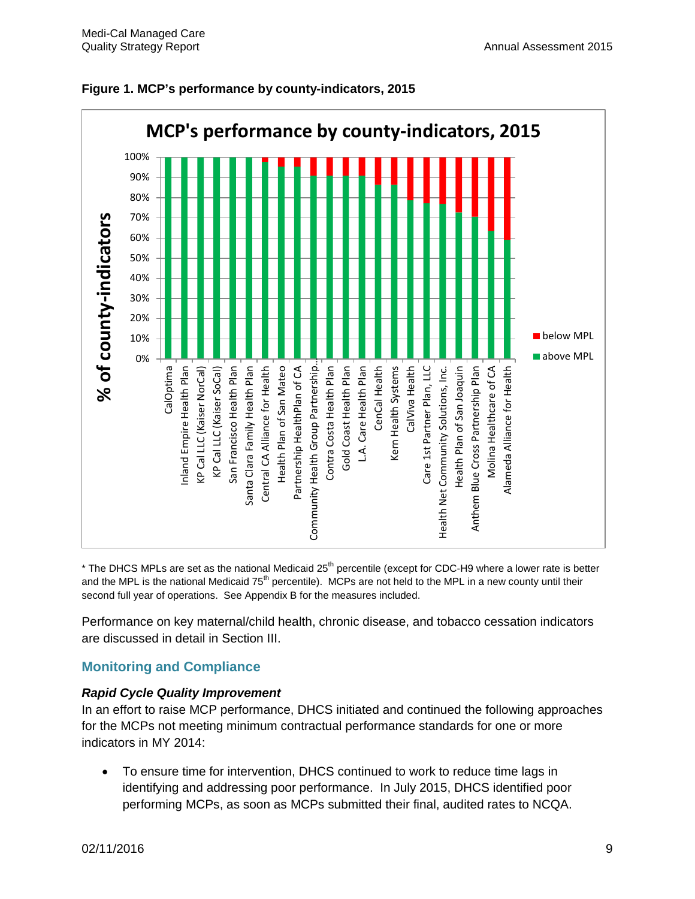**Figure 1. MCP's performance by county-indicators, 2015**

\* The DHCS MPLs are set as the national Medicaid 25th percentile (except for CDC-H9 where a lower rate is better and the MPL is the national Medicaid 75th percentile). MCPs are not held to the MPL in a new county until their second full year of operations. See Appendix B for the measures included.

Performance on key maternal/child health, chronic disease, and tobacco cessation indicators are discussed in detail in Section III.

## Monitoring and Compliance

### *Rapid Cycle Quality Improvement*

In an effort to raise MCP performance, DHCS initiated and continued the following approaches for the MCPs not meeting minimum contractual performance standards for one or more indicators in MY 2014:

- To ensure time for intervention, DHCS continued to work to reduce time lags in identifying and addressing poor performance. In July 2015, DHCS identified poor performing MCPs, as soon as MCPs submitted their final, audited rates to NCQA.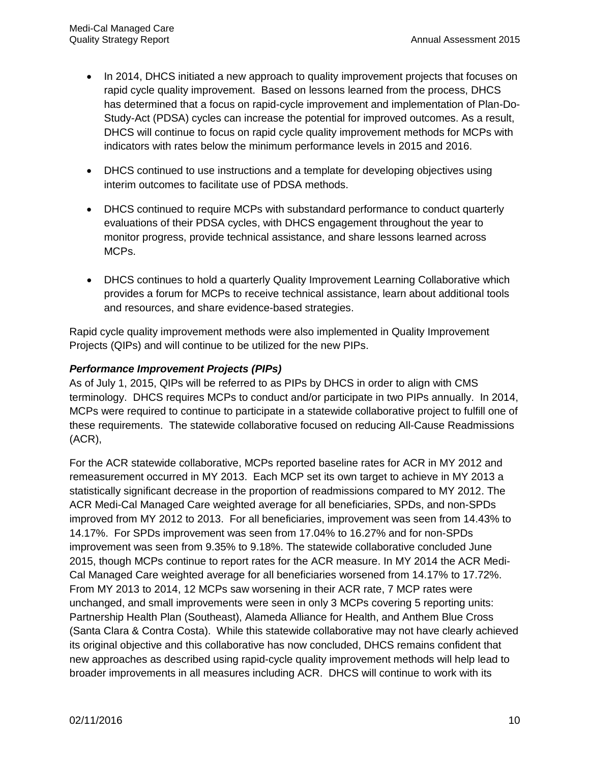- In 2014, DHCS initiated a new approach to quality improvement projects that focuses on rapid cycle quality improvement. Based on lessons learned from the process, DHCS has determined that a focus on rapid-cycle improvement and implementation of Plan-Do-Study-Act (PDSA) cycles can increase the potential for improved outcomes. As a result, DHCS will continue to focus on rapid cycle quality improvement methods for MCPs with indicators with rates below the minimum performance levels in 2015 and 2016.

- DHCS continued to use instructions and a template for developing objectives using interim outcomes to facilitate use of PDSA methods.

- DHCS continued to require MCPs with substandard performance to conduct quarterly evaluations of their PDSA cycles, with DHCS engagement throughout the year to monitor progress, provide technical assistance, and share lessons learned across MCPs.

- DHCS continues to hold a quarterly Quality Improvement Learning Collaborative which provides a forum for MCPs to receive technical assistance, learn about additional tools and resources, and share evidence-based strategies.

Rapid cycle quality improvement methods were also implemented in Quality Improvement Projects (QIPs) and will continue to be utilized for the new PIPs.

***Performance Improvement Projects (PIPs)***

As of July 1, 2015, QIPs will be referred to as PIPs by DHCS in order to align with CMS terminology. DHCS requires MCPs to conduct and/or participate in two PIPs annually. In 2014, MCPs were required to continue to participate in a statewide collaborative project to fulfill one of these requirements. The statewide collaborative focused on reducing All-Cause Readmissions (ACR),

For the ACR statewide collaborative, MCPs reported baseline rates for ACR in MY 2012 and remeasurement occurred in MY 2013. Each MCP set its own target to achieve in MY 2013 a statistically significant decrease in the proportion of readmissions compared to MY 2012. The ACR Medi-Cal Managed Care weighted average for all beneficiaries, SPDs, and non-SPDs improved from MY 2012 to 2013. For all beneficiaries, improvement was seen from 14.43% to 14.17%. For SPDs improvement was seen from 17.04% to 16.27% and for non-SPDs improvement was seen from 9.35% to 9.18%. The statewide collaborative concluded June 2015, though MCPs continue to report rates for the ACR measure. In MY 2014 the ACR Medi-Cal Managed Care weighted average for all beneficiaries worsened from 14.17% to 17.72%. From MY 2013 to 2014, 12 MCPs saw worsening in their ACR rate, 7 MCP rates were unchanged, and small improvements were seen in only 3 MCPs covering 5 reporting units: Partnership Health Plan (Southeast), Alameda Alliance for Health, and Anthem Blue Cross (Santa Clara & Contra Costa). While this statewide collaborative may not have clearly achieved its original objective and this collaborative has now concluded, DHCS remains confident that new approaches as described using rapid-cycle quality improvement methods will help lead to broader improvements in all measures including ACR. DHCS will continue to work with its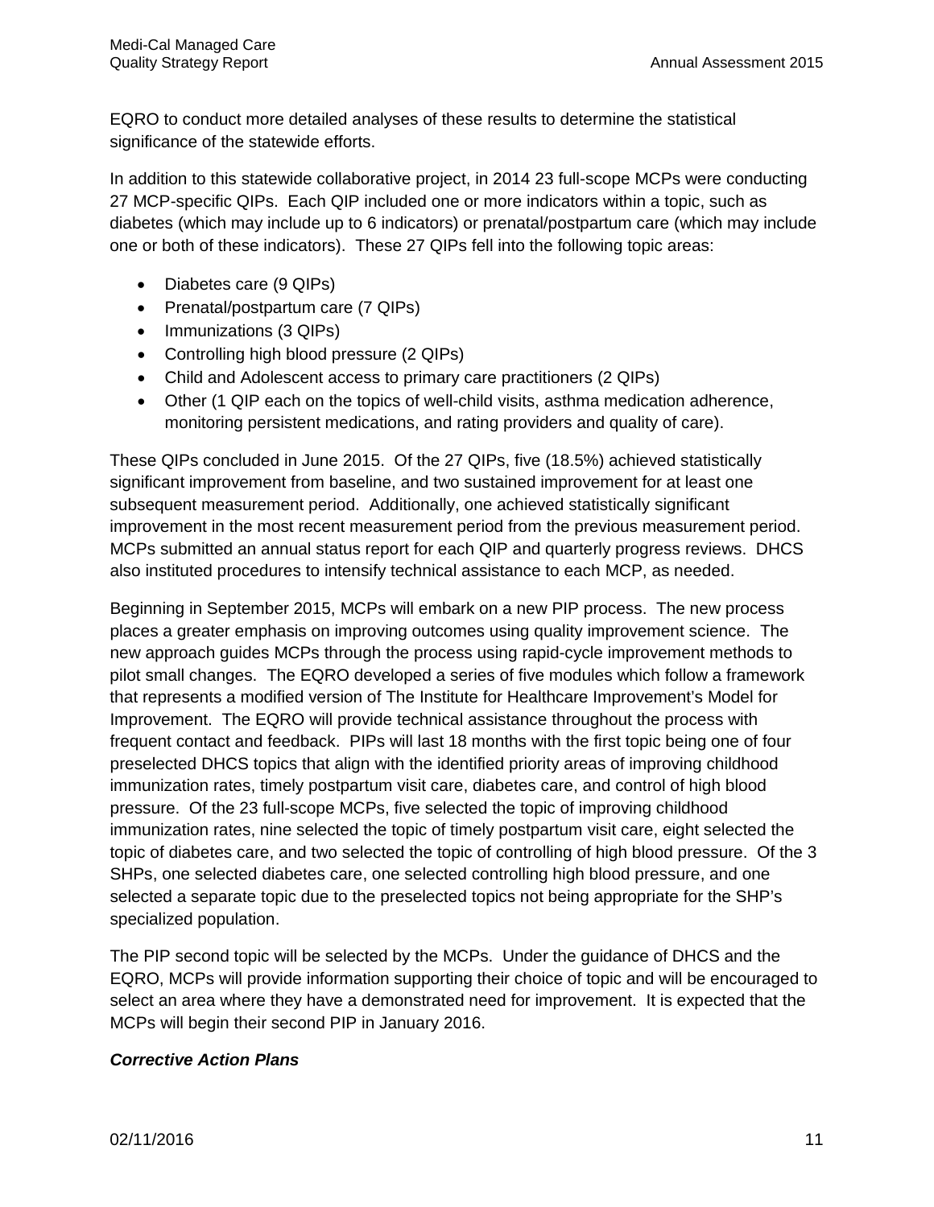EQRO to conduct more detailed analyses of these results to determine the statistical significance of the statewide efforts.

In addition to this statewide collaborative project, in 2014 23 full-scope MCPs were conducting 27 MCP-specific QIPs. Each QIP included one or more indicators within a topic, such as diabetes (which may include up to 6 indicators) or prenatal/postpartum care (which may include one or both of these indicators). These 27 QIPs fell into the following topic areas:

- Diabetes care (9 QIPs)
- Prenatal/postpartum care (7 QIPs)
- Immunizations (3 QIPs)
- Controlling high blood pressure (2 QIPs)
- Child and Adolescent access to primary care practitioners (2 QIPs)
- Other (1 QIP each on the topics of well-child visits, asthma medication adherence, monitoring persistent medications, and rating providers and quality of care).

These QIPs concluded in June 2015. Of the 27 QIPs, five (18.5%) achieved statistically significant improvement from baseline, and two sustained improvement for at least one subsequent measurement period. Additionally, one achieved statistically significant improvement in the most recent measurement period from the previous measurement period. MCPs submitted an annual status report for each QIP and quarterly progress reviews. DHCS also instituted procedures to intensify technical assistance to each MCP, as needed.

Beginning in September 2015, MCPs will embark on a new PIP process. The new process places a greater emphasis on improving outcomes using quality improvement science. The new approach guides MCPs through the process using rapid-cycle improvement methods to pilot small changes. The EQRO developed a series of five modules which follow a framework that represents a modified version of The Institute for Healthcare Improvement's Model for Improvement. The EQRO will provide technical assistance throughout the process with frequent contact and feedback. PIPs will last 18 months with the first topic being one of four preselected DHCS topics that align with the identified priority areas of improving childhood immunization rates, timely postpartum visit care, diabetes care, and control of high blood pressure. Of the 23 full-scope MCPs, five selected the topic of improving childhood immunization rates, nine selected the topic of timely postpartum visit care, eight selected the topic of diabetes care, and two selected the topic of controlling of high blood pressure. Of the 3 SHPs, one selected diabetes care, one selected controlling high blood pressure, and one selected a separate topic due to the preselected topics not being appropriate for the SHP's specialized population.

The PIP second topic will be selected by the MCPs. Under the guidance of DHCS and the EQRO, MCPs will provide information supporting their choice of topic and will be encouraged to select an area where they have a demonstrated need for improvement. It is expected that the MCPs will begin their second PIP in January 2016.

***Corrective Action Plans***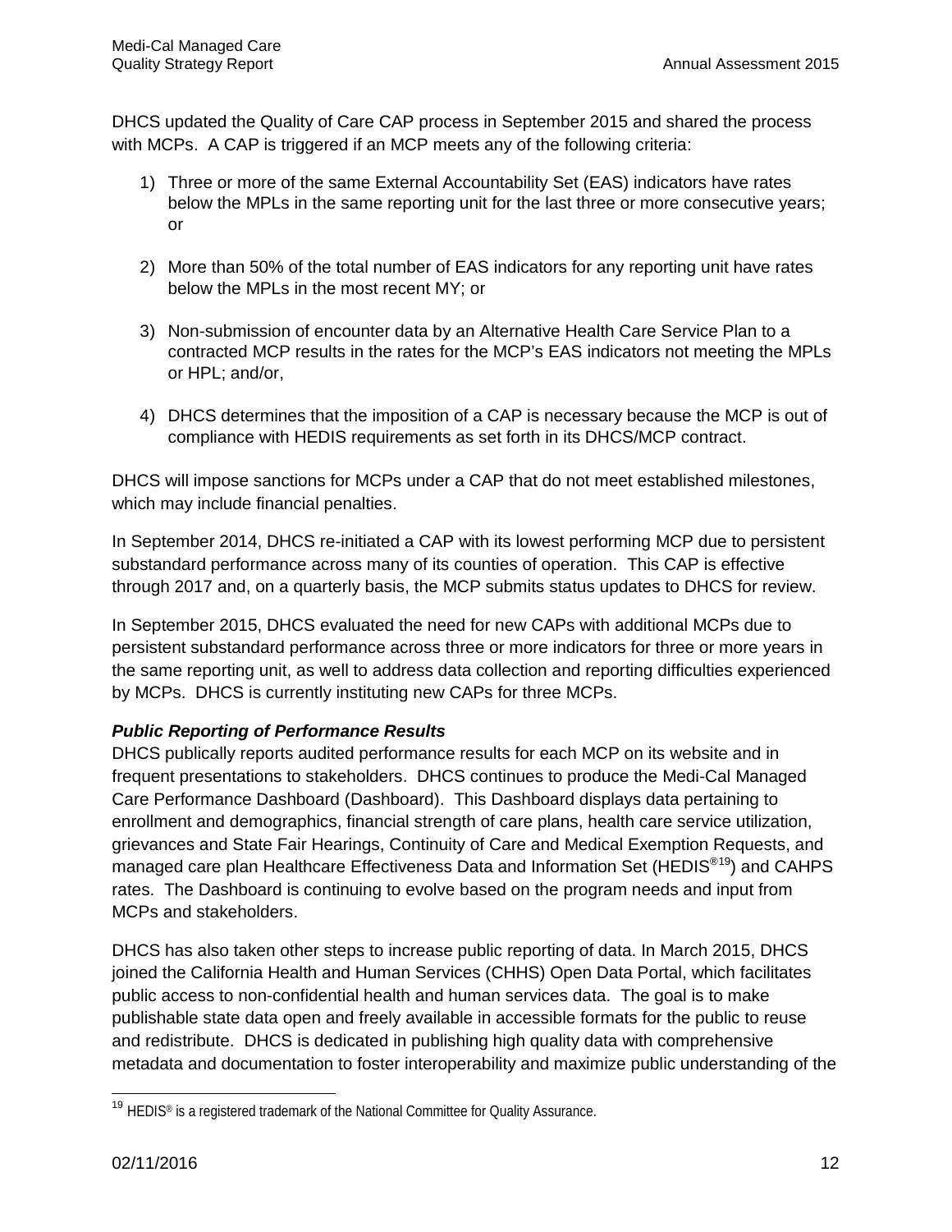DHCS updated the Quality of Care CAP process in September 2015 and shared the process with MCPs. A CAP is triggered if an MCP meets any of the following criteria:

1) Three or more of the same External Accountability Set (EAS) indicators have rates below the MPLs in the same reporting unit for the last three or more consecutive years; or

2) More than 50% of the total number of EAS indicators for any reporting unit have rates below the MPLs in the most recent MY; or

3) Non-submission of encounter data by an Alternative Health Care Service Plan to a contracted MCP results in the rates for the MCP's EAS indicators not meeting the MPLs or HPL; and/or,

4) DHCS determines that the imposition of a CAP is necessary because the MCP is out of compliance with HEDIS requirements as set forth in its DHCS/MCP contract.

DHCS will impose sanctions for MCPs under a CAP that do not meet established milestones, which may include financial penalties.

In September 2014, DHCS re-initiated a CAP with its lowest performing MCP due to persistent substandard performance across many of its counties of operation. This CAP is effective through 2017 and, on a quarterly basis, the MCP submits status updates to DHCS for review.

In September 2015, DHCS evaluated the need for new CAPs with additional MCPs due to persistent substandard performance across three or more indicators for three or more years in the same reporting unit, as well to address data collection and reporting difficulties experienced by MCPs. DHCS is currently instituting new CAPs for three MCPs.

***Public Reporting of Performance Results***

DHCS publically reports audited performance results for each MCP on its website and in frequent presentations to stakeholders. DHCS continues to produce the Medi-Cal Managed Care Performance Dashboard (Dashboard). This Dashboard displays data pertaining to enrollment and demographics, financial strength of care plans, health care service utilization, grievances and State Fair Hearings, Continuity of Care and Medical Exemption Requests, and managed care plan Healthcare Effectiveness Data and Information Set (HEDIS®[19]) and CAHPS rates. The Dashboard is continuing to evolve based on the program needs and input from MCPs and stakeholders.

DHCS has also taken other steps to increase public reporting of data. In March 2015, DHCS joined the California Health and Human Services (CHHS) Open Data Portal, which facilitates public access to non-confidential health and human services data. The goal is to make publishable state data open and freely available in accessible formats for the public to reuse and redistribute. DHCS is dedicated in publishing high quality data with comprehensive metadata and documentation to foster interoperability and maximize public understanding of the

[19] HEDIS® is a registered trademark of the National Committee for Quality Assurance.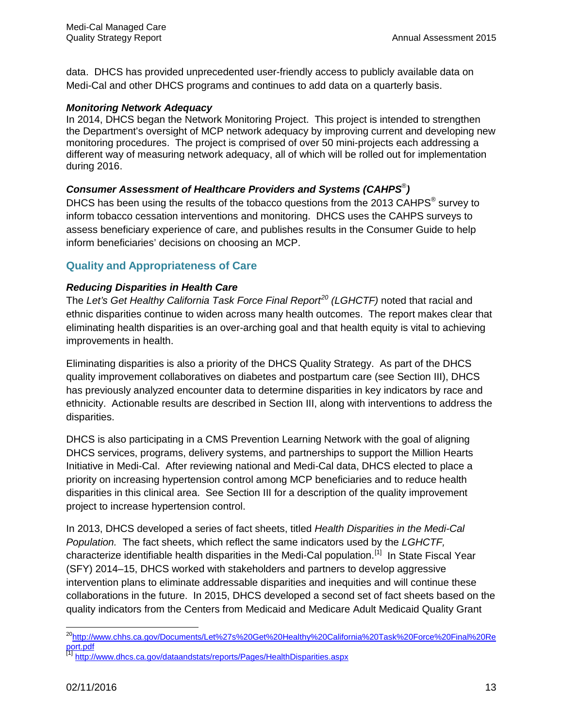data. DHCS has provided unprecedented user-friendly access to publicly available data on Medi-Cal and other DHCS programs and continues to add data on a quarterly basis.

***Monitoring Network Adequacy***

In 2014, DHCS began the Network Monitoring Project. This project is intended to strengthen the Department's oversight of MCP network adequacy by improving current and developing new monitoring procedures. The project is comprised of over 50 mini-projects each addressing a different way of measuring network adequacy, all of which will be rolled out for implementation during 2016.

***Consumer Assessment of Healthcare Providers and Systems (CAHPS®)***

DHCS has been using the results of the tobacco questions from the 2013 CAHPS® survey to inform tobacco cessation interventions and monitoring. DHCS uses the CAHPS surveys to assess beneficiary experience of care, and publishes results in the Consumer Guide to help inform beneficiaries' decisions on choosing an MCP.

## Quality and Appropriateness of Care

***Reducing Disparities in Health Care***

The *Let's Get Healthy California Task Force Final Report*[20] *(LGHCTF)* noted that racial and ethnic disparities continue to widen across many health outcomes. The report makes clear that eliminating health disparities is an over-arching goal and that health equity is vital to achieving improvements in health.

Eliminating disparities is also a priority of the DHCS Quality Strategy. As part of the DHCS quality improvement collaboratives on diabetes and postpartum care (see Section III), DHCS has previously analyzed encounter data to determine disparities in key indicators by race and ethnicity. Actionable results are described in Section III, along with interventions to address the disparities.

DHCS is also participating in a CMS Prevention Learning Network with the goal of aligning DHCS services, programs, delivery systems, and partnerships to support the Million Hearts Initiative in Medi-Cal. After reviewing national and Medi-Cal data, DHCS elected to place a priority on increasing hypertension control among MCP beneficiaries and to reduce health disparities in this clinical area. See Section III for a description of the quality improvement project to increase hypertension control.

In 2013, DHCS developed a series of fact sheets, titled *Health Disparities in the Medi-Cal Population.* The fact sheets, which reflect the same indicators used by the *LGHCTF,* characterize identifiable health disparities in the Medi-Cal population.[1] In State Fiscal Year (SFY) 2014–15, DHCS worked with stakeholders and partners to develop aggressive intervention plans to eliminate addressable disparities and inequities and will continue these collaborations in the future. In 2015, DHCS developed a second set of fact sheets based on the quality indicators from the Centers from Medicaid and Medicare Adult Medicaid Quality Grant

---

[20] http://www.chhs.ca.gov/Documents/Let%27s%20Get%20Healthy%20California%20Task%20Force%20Final%20Report.pdf

[1] http://www.dhcs.ca.gov/dataandstats/reports/Pages/HealthDisparities.aspx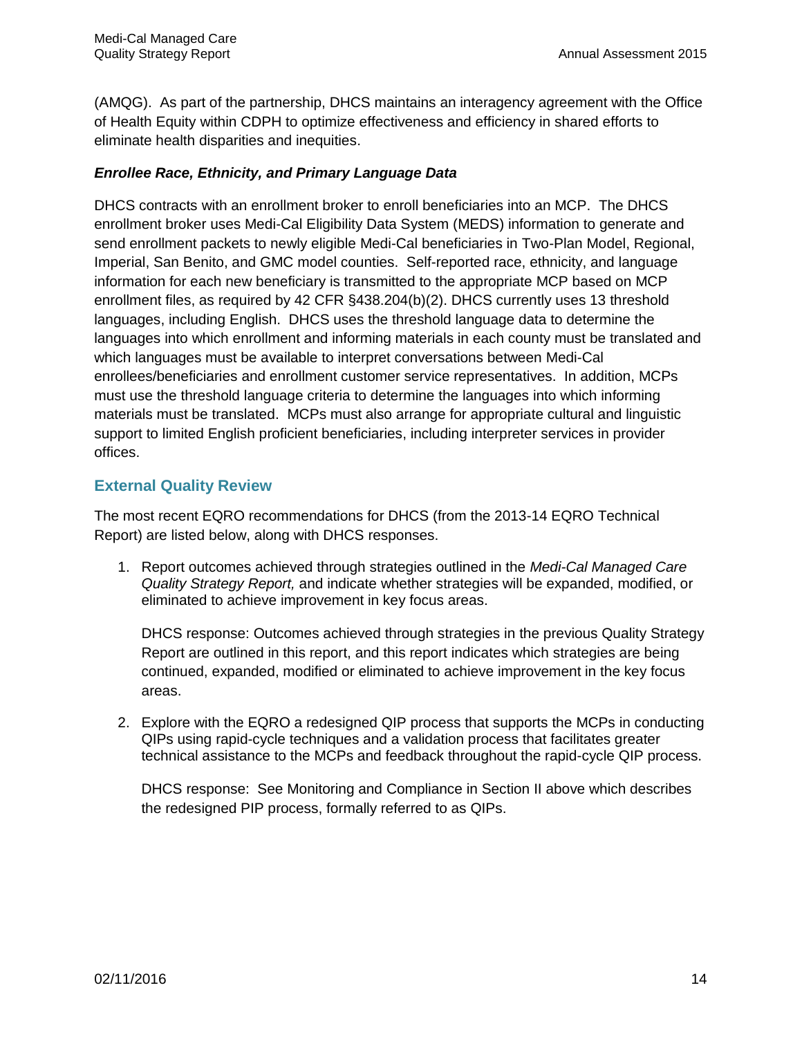(AMQG). As part of the partnership, DHCS maintains an interagency agreement with the Office of Health Equity within CDPH to optimize effectiveness and efficiency in shared efforts to eliminate health disparities and inequities.

***Enrollee Race, Ethnicity, and Primary Language Data***

DHCS contracts with an enrollment broker to enroll beneficiaries into an MCP. The DHCS enrollment broker uses Medi-Cal Eligibility Data System (MEDS) information to generate and send enrollment packets to newly eligible Medi-Cal beneficiaries in Two-Plan Model, Regional, Imperial, San Benito, and GMC model counties. Self-reported race, ethnicity, and language information for each new beneficiary is transmitted to the appropriate MCP based on MCP enrollment files, as required by 42 CFR §438.204(b)(2). DHCS currently uses 13 threshold languages, including English. DHCS uses the threshold language data to determine the languages into which enrollment and informing materials in each county must be translated and which languages must be available to interpret conversations between Medi-Cal enrollees/beneficiaries and enrollment customer service representatives. In addition, MCPs must use the threshold language criteria to determine the languages into which informing materials must be translated. MCPs must also arrange for appropriate cultural and linguistic support to limited English proficient beneficiaries, including interpreter services in provider offices.

## External Quality Review

The most recent EQRO recommendations for DHCS (from the 2013-14 EQRO Technical Report) are listed below, along with DHCS responses.

1. Report outcomes achieved through strategies outlined in the *Medi-Cal Managed Care Quality Strategy Report,* and indicate whether strategies will be expanded, modified, or eliminated to achieve improvement in key focus areas.

   DHCS response: Outcomes achieved through strategies in the previous Quality Strategy Report are outlined in this report, and this report indicates which strategies are being continued, expanded, modified or eliminated to achieve improvement in the key focus areas.

2. Explore with the EQRO a redesigned QIP process that supports the MCPs in conducting QIPs using rapid-cycle techniques and a validation process that facilitates greater technical assistance to the MCPs and feedback throughout the rapid-cycle QIP process.

   DHCS response: See Monitoring and Compliance in Section II above which describes the redesigned PIP process, formally referred to as QIPs.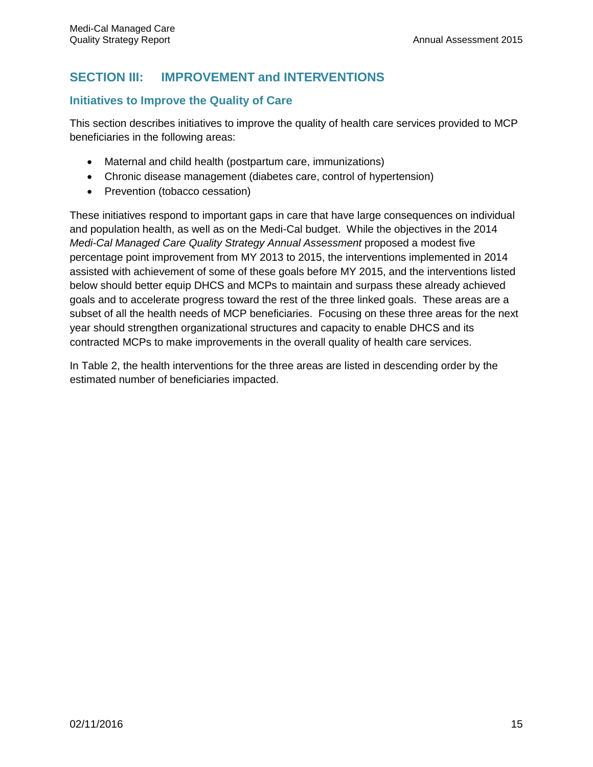## SECTION III: IMPROVEMENT and INTERVENTIONS

### Initiatives to Improve the Quality of Care

This section describes initiatives to improve the quality of health care services provided to MCP beneficiaries in the following areas:

- Maternal and child health (postpartum care, immunizations)
- Chronic disease management (diabetes care, control of hypertension)
- Prevention (tobacco cessation)

These initiatives respond to important gaps in care that have large consequences on individual and population health, as well as on the Medi-Cal budget. While the objectives in the 2014 *Medi-Cal Managed Care Quality Strategy Annual Assessment* proposed a modest five percentage point improvement from MY 2013 to 2015, the interventions implemented in 2014 assisted with achievement of some of these goals before MY 2015, and the interventions listed below should better equip DHCS and MCPs to maintain and surpass these already achieved goals and to accelerate progress toward the rest of the three linked goals. These areas are a subset of all the health needs of MCP beneficiaries. Focusing on these three areas for the next year should strengthen organizational structures and capacity to enable DHCS and its contracted MCPs to make improvements in the overall quality of health care services.

In Table 2, the health interventions for the three areas are listed in descending order by the estimated number of beneficiaries impacted.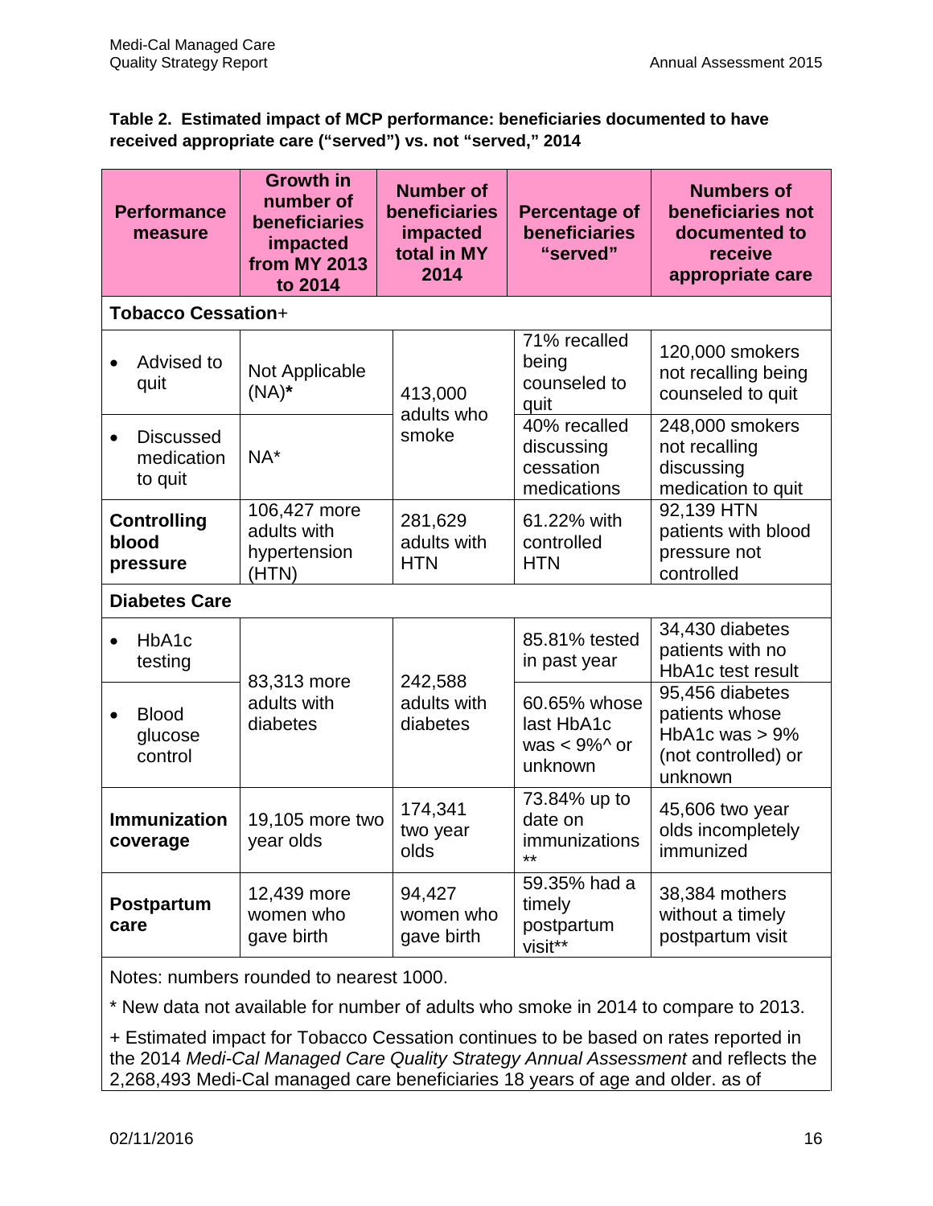**Table 2. Estimated impact of MCP performance: beneficiaries documented to have received appropriate care ("served") vs. not "served," 2014**

| Performance measure | Growth in number of beneficiaries impacted from MY 2013 to 2014 | Number of beneficiaries impacted total in MY 2014 | Percentage of beneficiaries "served" | Numbers of beneficiaries not documented to receive appropriate care |
|---|---|---|---|---|
| **Tobacco Cessation**+ | | | | |
| • Advised to quit | Not Applicable (NA)* | 413,000 adults who smoke | 71% recalled being counseled to quit | 120,000 smokers not recalling being counseled to quit |
| • Discussed medication to quit | NA* | | 40% recalled discussing cessation medications | 248,000 smokers not recalling discussing medication to quit |
| **Controlling blood pressure** | 106,427 more adults with hypertension (HTN) | 281,629 adults with HTN | 61.22% with controlled HTN | 92,139 HTN patients with blood pressure not controlled |
| **Diabetes Care** | | | | |
| • HbA1c testing | 83,313 more adults with diabetes | 242,588 adults with diabetes | 85.81% tested in past year | 34,430 diabetes patients with no HbA1c test result |
| • Blood glucose control | | | 60.65% whose last HbA1c was < 9%^ or unknown | 95,456 diabetes patients whose HbA1c was > 9% (not controlled) or unknown |
| **Immunization coverage** | 19,105 more two year olds | 174,341 two year olds | 73.84% up to date on immunizations ** | 45,606 two year olds incompletely immunized |
| **Postpartum care** | 12,439 more women who gave birth | 94,427 women who gave birth | 59.35% had a timely postpartum visit** | 38,384 mothers without a timely postpartum visit |

Notes: numbers rounded to nearest 1000.

* New data not available for number of adults who smoke in 2014 to compare to 2013.

+ Estimated impact for Tobacco Cessation continues to be based on rates reported in the 2014 *Medi-Cal Managed Care Quality Strategy Annual Assessment* and reflects the 2,268,493 Medi-Cal managed care beneficiaries 18 years of age and older. as of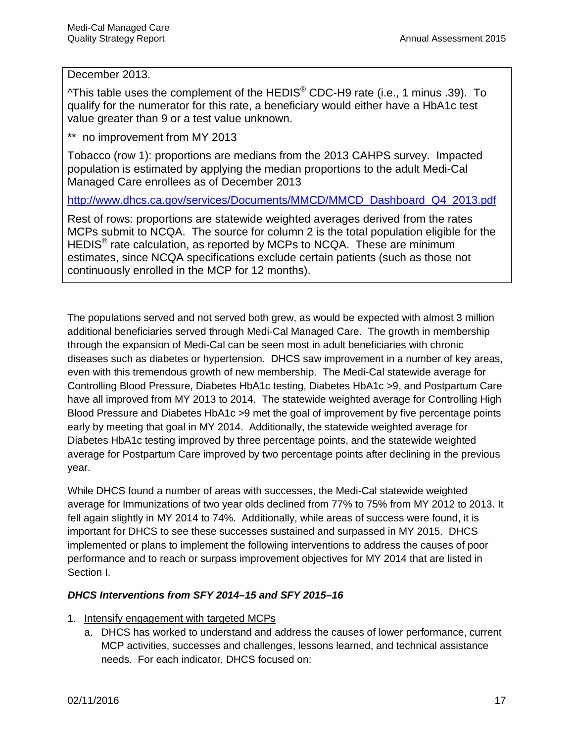December 2013.

^This table uses the complement of the HEDIS® CDC-H9 rate (i.e., 1 minus .39). To qualify for the numerator for this rate, a beneficiary would either have a HbA1c test value greater than 9 or a test value unknown.

** no improvement from MY 2013

Tobacco (row 1): proportions are medians from the 2013 CAHPS survey. Impacted population is estimated by applying the median proportions to the adult Medi-Cal Managed Care enrollees as of December 2013

http://www.dhcs.ca.gov/services/Documents/MMCD/MMCD_Dashboard_Q4_2013.pdf

Rest of rows: proportions are statewide weighted averages derived from the rates MCPs submit to NCQA. The source for column 2 is the total population eligible for the HEDIS® rate calculation, as reported by MCPs to NCQA. These are minimum estimates, since NCQA specifications exclude certain patients (such as those not continuously enrolled in the MCP for 12 months).

The populations served and not served both grew, as would be expected with almost 3 million additional beneficiaries served through Medi-Cal Managed Care. The growth in membership through the expansion of Medi-Cal can be seen most in adult beneficiaries with chronic diseases such as diabetes or hypertension. DHCS saw improvement in a number of key areas, even with this tremendous growth of new membership. The Medi-Cal statewide average for Controlling Blood Pressure, Diabetes HbA1c testing, Diabetes HbA1c >9, and Postpartum Care have all improved from MY 2013 to 2014. The statewide weighted average for Controlling High Blood Pressure and Diabetes HbA1c >9 met the goal of improvement by five percentage points early by meeting that goal in MY 2014. Additionally, the statewide weighted average for Diabetes HbA1c testing improved by three percentage points, and the statewide weighted average for Postpartum Care improved by two percentage points after declining in the previous year.

While DHCS found a number of areas with successes, the Medi-Cal statewide weighted average for Immunizations of two year olds declined from 77% to 75% from MY 2012 to 2013. It fell again slightly in MY 2014 to 74%. Additionally, while areas of success were found, it is important for DHCS to see these successes sustained and surpassed in MY 2015. DHCS implemented or plans to implement the following interventions to address the causes of poor performance and to reach or surpass improvement objectives for MY 2014 that are listed in Section I.

***DHCS Interventions from SFY 2014–15 and SFY 2015–16***

1. <u>Intensify engagement with targeted MCPs</u>
   a. DHCS has worked to understand and address the causes of lower performance, current MCP activities, successes and challenges, lessons learned, and technical assistance needs. For each indicator, DHCS focused on: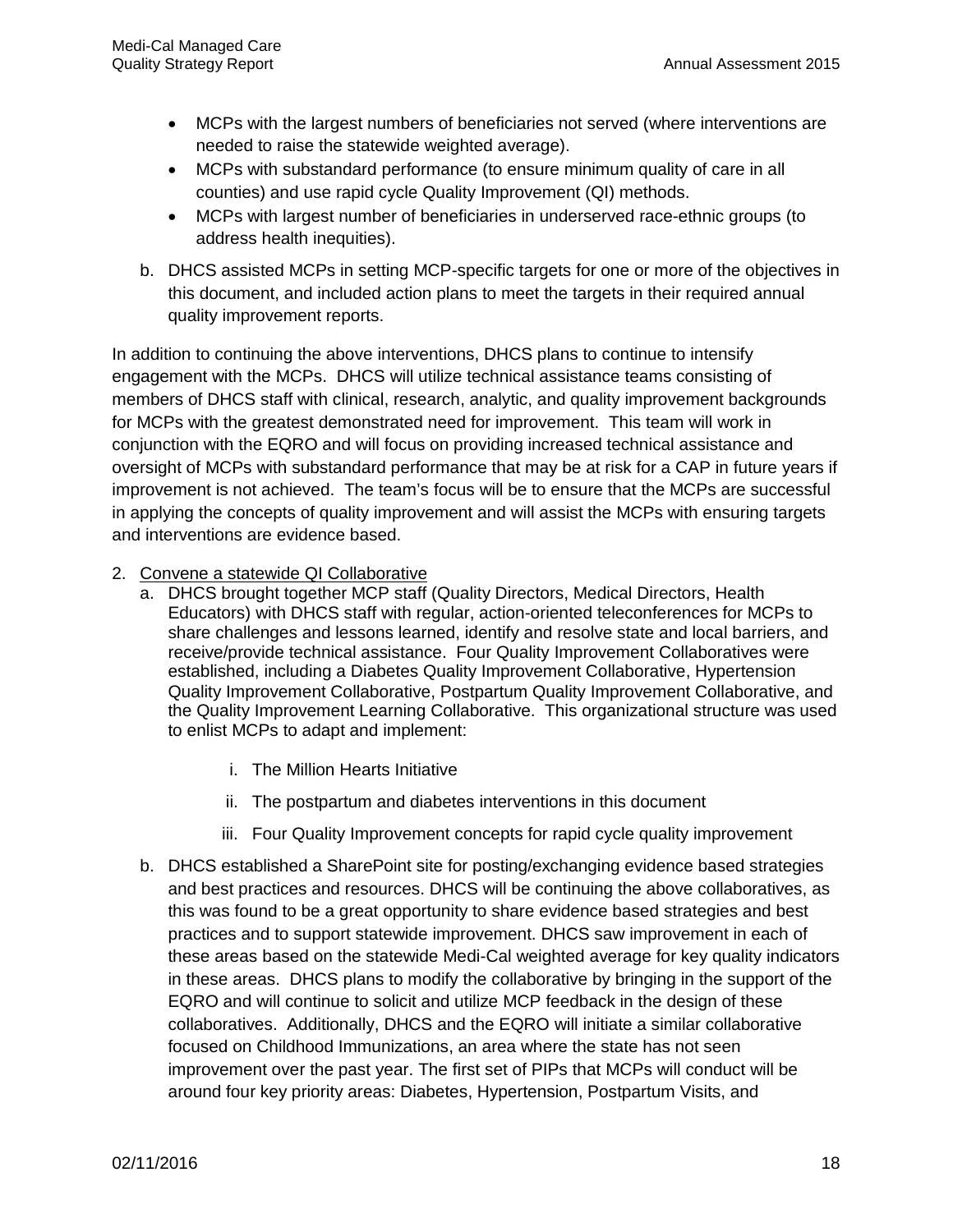- MCPs with the largest numbers of beneficiaries not served (where interventions are needed to raise the statewide weighted average).
- MCPs with substandard performance (to ensure minimum quality of care in all counties) and use rapid cycle Quality Improvement (QI) methods.
- MCPs with largest number of beneficiaries in underserved race-ethnic groups (to address health inequities).

b. DHCS assisted MCPs in setting MCP-specific targets for one or more of the objectives in this document, and included action plans to meet the targets in their required annual quality improvement reports.

In addition to continuing the above interventions, DHCS plans to continue to intensify engagement with the MCPs. DHCS will utilize technical assistance teams consisting of members of DHCS staff with clinical, research, analytic, and quality improvement backgrounds for MCPs with the greatest demonstrated need for improvement. This team will work in conjunction with the EQRO and will focus on providing increased technical assistance and oversight of MCPs with substandard performance that may be at risk for a CAP in future years if improvement is not achieved. The team's focus will be to ensure that the MCPs are successful in applying the concepts of quality improvement and will assist the MCPs with ensuring targets and interventions are evidence based.

2. <u>Convene a statewide QI Collaborative</u>
   a. DHCS brought together MCP staff (Quality Directors, Medical Directors, Health Educators) with DHCS staff with regular, action-oriented teleconferences for MCPs to share challenges and lessons learned, identify and resolve state and local barriers, and receive/provide technical assistance. Four Quality Improvement Collaboratives were established, including a Diabetes Quality Improvement Collaborative, Hypertension Quality Improvement Collaborative, Postpartum Quality Improvement Collaborative, and the Quality Improvement Learning Collaborative. This organizational structure was used to enlist MCPs to adapt and implement:

      i. The Million Hearts Initiative

      ii. The postpartum and diabetes interventions in this document

      iii. Four Quality Improvement concepts for rapid cycle quality improvement

   b. DHCS established a SharePoint site for posting/exchanging evidence based strategies and best practices and resources. DHCS will be continuing the above collaboratives, as this was found to be a great opportunity to share evidence based strategies and best practices and to support statewide improvement. DHCS saw improvement in each of these areas based on the statewide Medi-Cal weighted average for key quality indicators in these areas. DHCS plans to modify the collaborative by bringing in the support of the EQRO and will continue to solicit and utilize MCP feedback in the design of these collaboratives. Additionally, DHCS and the EQRO will initiate a similar collaborative focused on Childhood Immunizations, an area where the state has not seen improvement over the past year. The first set of PIPs that MCPs will conduct will be around four key priority areas: Diabetes, Hypertension, Postpartum Visits, and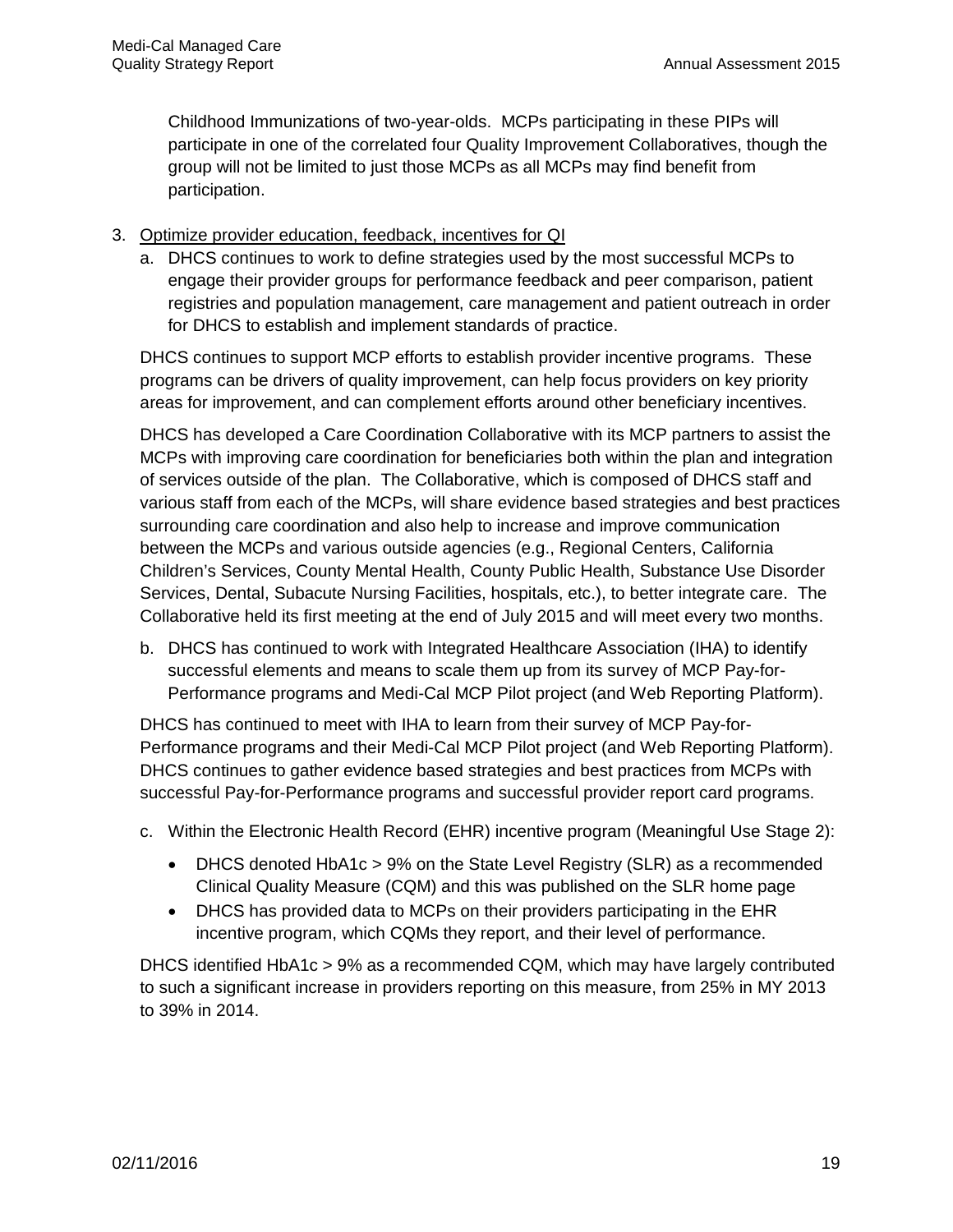Childhood Immunizations of two-year-olds. MCPs participating in these PIPs will participate in one of the correlated four Quality Improvement Collaboratives, though the group will not be limited to just those MCPs as all MCPs may find benefit from participation.

3. <u>Optimize provider education, feedback, incentives for QI</u>

   a. DHCS continues to work to define strategies used by the most successful MCPs to engage their provider groups for performance feedback and peer comparison, patient registries and population management, care management and patient outreach in order for DHCS to establish and implement standards of practice.

   DHCS continues to support MCP efforts to establish provider incentive programs. These programs can be drivers of quality improvement, can help focus providers on key priority areas for improvement, and can complement efforts around other beneficiary incentives.

   DHCS has developed a Care Coordination Collaborative with its MCP partners to assist the MCPs with improving care coordination for beneficiaries both within the plan and integration of services outside of the plan. The Collaborative, which is composed of DHCS staff and various staff from each of the MCPs, will share evidence based strategies and best practices surrounding care coordination and also help to increase and improve communication between the MCPs and various outside agencies (e.g., Regional Centers, California Children's Services, County Mental Health, County Public Health, Substance Use Disorder Services, Dental, Subacute Nursing Facilities, hospitals, etc.), to better integrate care. The Collaborative held its first meeting at the end of July 2015 and will meet every two months.

   b. DHCS has continued to work with Integrated Healthcare Association (IHA) to identify successful elements and means to scale them up from its survey of MCP Pay-for-Performance programs and Medi-Cal MCP Pilot project (and Web Reporting Platform).

   DHCS has continued to meet with IHA to learn from their survey of MCP Pay-for-Performance programs and their Medi-Cal MCP Pilot project (and Web Reporting Platform). DHCS continues to gather evidence based strategies and best practices from MCPs with successful Pay-for-Performance programs and successful provider report card programs.

   c. Within the Electronic Health Record (EHR) incentive program (Meaningful Use Stage 2):

      - DHCS denoted HbA1c > 9% on the State Level Registry (SLR) as a recommended Clinical Quality Measure (CQM) and this was published on the SLR home page
      - DHCS has provided data to MCPs on their providers participating in the EHR incentive program, which CQMs they report, and their level of performance.

   DHCS identified HbA1c > 9% as a recommended CQM, which may have largely contributed to such a significant increase in providers reporting on this measure, from 25% in MY 2013 to 39% in 2014.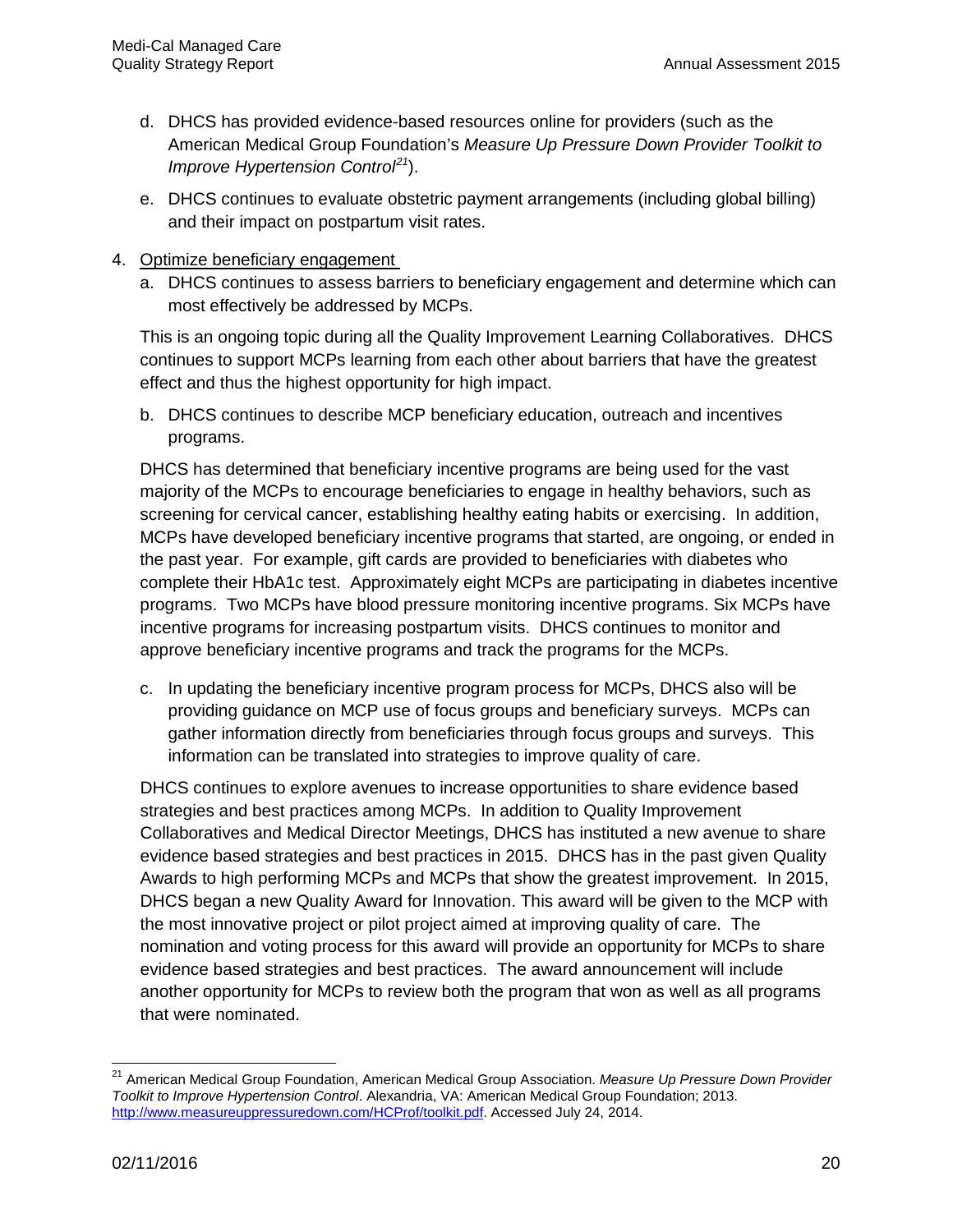d. DHCS has provided evidence-based resources online for providers (such as the American Medical Group Foundation's *Measure Up Pressure Down Provider Toolkit to Improve Hypertension Control*[21]).

e. DHCS continues to evaluate obstetric payment arrangements (including global billing) and their impact on postpartum visit rates.

4. Optimize beneficiary engagement

   a. DHCS continues to assess barriers to beneficiary engagement and determine which can most effectively be addressed by MCPs.

   This is an ongoing topic during all the Quality Improvement Learning Collaboratives. DHCS continues to support MCPs learning from each other about barriers that have the greatest effect and thus the highest opportunity for high impact.

   b. DHCS continues to describe MCP beneficiary education, outreach and incentives programs.

   DHCS has determined that beneficiary incentive programs are being used for the vast majority of the MCPs to encourage beneficiaries to engage in healthy behaviors, such as screening for cervical cancer, establishing healthy eating habits or exercising. In addition, MCPs have developed beneficiary incentive programs that started, are ongoing, or ended in the past year. For example, gift cards are provided to beneficiaries with diabetes who complete their HbA1c test. Approximately eight MCPs are participating in diabetes incentive programs. Two MCPs have blood pressure monitoring incentive programs. Six MCPs have incentive programs for increasing postpartum visits. DHCS continues to monitor and approve beneficiary incentive programs and track the programs for the MCPs.

   c. In updating the beneficiary incentive program process for MCPs, DHCS also will be providing guidance on MCP use of focus groups and beneficiary surveys. MCPs can gather information directly from beneficiaries through focus groups and surveys. This information can be translated into strategies to improve quality of care.

   DHCS continues to explore avenues to increase opportunities to share evidence based strategies and best practices among MCPs. In addition to Quality Improvement Collaboratives and Medical Director Meetings, DHCS has instituted a new avenue to share evidence based strategies and best practices in 2015. DHCS has in the past given Quality Awards to high performing MCPs and MCPs that show the greatest improvement. In 2015, DHCS began a new Quality Award for Innovation. This award will be given to the MCP with the most innovative project or pilot project aimed at improving quality of care. The nomination and voting process for this award will provide an opportunity for MCPs to share evidence based strategies and best practices. The award announcement will include another opportunity for MCPs to review both the program that won as well as all programs that were nominated.

---

[21] American Medical Group Foundation, American Medical Group Association. *Measure Up Pressure Down Provider Toolkit to Improve Hypertension Control*. Alexandria, VA: American Medical Group Foundation; 2013. http://www.measureuppressuredown.com/HCProf/toolkit.pdf. Accessed July 24, 2014.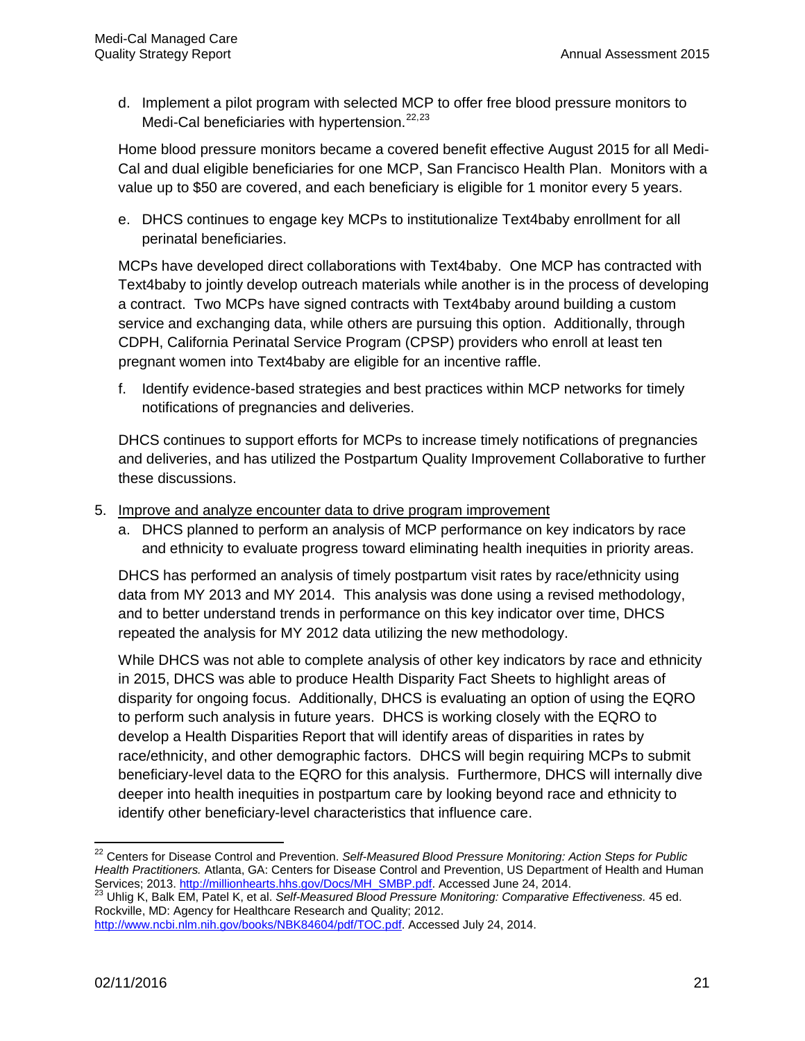d. Implement a pilot program with selected MCP to offer free blood pressure monitors to Medi-Cal beneficiaries with hypertension.[22,23]

Home blood pressure monitors became a covered benefit effective August 2015 for all Medi-Cal and dual eligible beneficiaries for one MCP, San Francisco Health Plan. Monitors with a value up to $50 are covered, and each beneficiary is eligible for 1 monitor every 5 years.

e. DHCS continues to engage key MCPs to institutionalize Text4baby enrollment for all perinatal beneficiaries.

MCPs have developed direct collaborations with Text4baby. One MCP has contracted with Text4baby to jointly develop outreach materials while another is in the process of developing a contract. Two MCPs have signed contracts with Text4baby around building a custom service and exchanging data, while others are pursuing this option. Additionally, through CDPH, California Perinatal Service Program (CPSP) providers who enroll at least ten pregnant women into Text4baby are eligible for an incentive raffle.

f. Identify evidence-based strategies and best practices within MCP networks for timely notifications of pregnancies and deliveries.

DHCS continues to support efforts for MCPs to increase timely notifications of pregnancies and deliveries, and has utilized the Postpartum Quality Improvement Collaborative to further these discussions.

5. Improve and analyze encounter data to drive program improvement

a. DHCS planned to perform an analysis of MCP performance on key indicators by race and ethnicity to evaluate progress toward eliminating health inequities in priority areas.

DHCS has performed an analysis of timely postpartum visit rates by race/ethnicity using data from MY 2013 and MY 2014. This analysis was done using a revised methodology, and to better understand trends in performance on this key indicator over time, DHCS repeated the analysis for MY 2012 data utilizing the new methodology.

While DHCS was not able to complete analysis of other key indicators by race and ethnicity in 2015, DHCS was able to produce Health Disparity Fact Sheets to highlight areas of disparity for ongoing focus. Additionally, DHCS is evaluating an option of using the EQRO to perform such analysis in future years. DHCS is working closely with the EQRO to develop a Health Disparities Report that will identify areas of disparities in rates by race/ethnicity, and other demographic factors. DHCS will begin requiring MCPs to submit beneficiary-level data to the EQRO for this analysis. Furthermore, DHCS will internally dive deeper into health inequities in postpartum care by looking beyond race and ethnicity to identify other beneficiary-level characteristics that influence care.

---

[22] Centers for Disease Control and Prevention. *Self-Measured Blood Pressure Monitoring: Action Steps for Public Health Practitioners.* Atlanta, GA: Centers for Disease Control and Prevention, US Department of Health and Human Services; 2013. http://millionhearts.hhs.gov/Docs/MH_SMBP.pdf. Accessed June 24, 2014.

[23] Uhlig K, Balk EM, Patel K, et al. *Self-Measured Blood Pressure Monitoring: Comparative Effectiveness.* 45 ed. Rockville, MD: Agency for Healthcare Research and Quality; 2012. http://www.ncbi.nlm.nih.gov/books/NBK84604/pdf/TOC.pdf. Accessed July 24, 2014.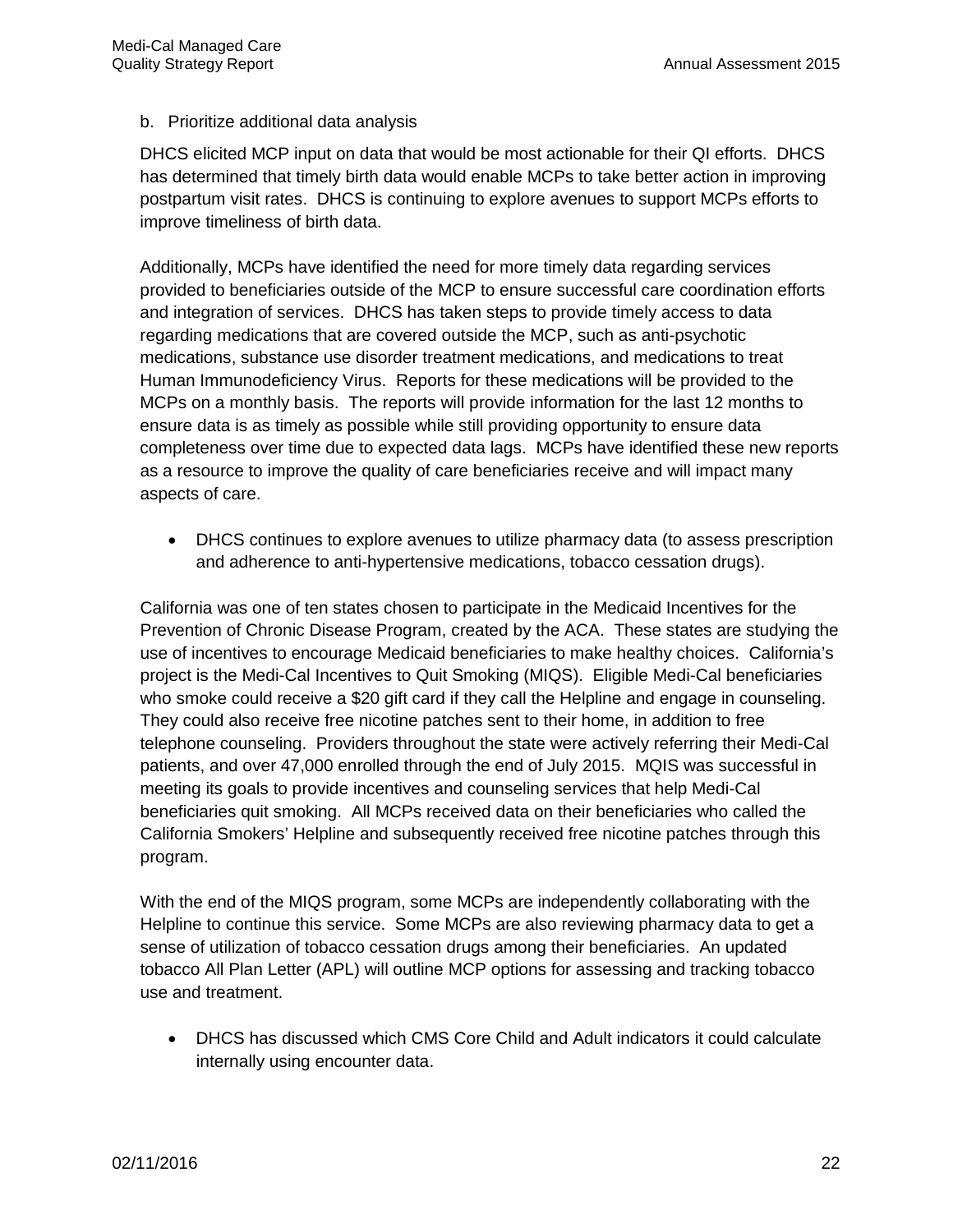b. Prioritize additional data analysis

DHCS elicited MCP input on data that would be most actionable for their QI efforts. DHCS has determined that timely birth data would enable MCPs to take better action in improving postpartum visit rates. DHCS is continuing to explore avenues to support MCPs efforts to improve timeliness of birth data.

Additionally, MCPs have identified the need for more timely data regarding services provided to beneficiaries outside of the MCP to ensure successful care coordination efforts and integration of services. DHCS has taken steps to provide timely access to data regarding medications that are covered outside the MCP, such as anti-psychotic medications, substance use disorder treatment medications, and medications to treat Human Immunodeficiency Virus. Reports for these medications will be provided to the MCPs on a monthly basis. The reports will provide information for the last 12 months to ensure data is as timely as possible while still providing opportunity to ensure data completeness over time due to expected data lags. MCPs have identified these new reports as a resource to improve the quality of care beneficiaries receive and will impact many aspects of care.

- DHCS continues to explore avenues to utilize pharmacy data (to assess prescription and adherence to anti-hypertensive medications, tobacco cessation drugs).

California was one of ten states chosen to participate in the Medicaid Incentives for the Prevention of Chronic Disease Program, created by the ACA. These states are studying the use of incentives to encourage Medicaid beneficiaries to make healthy choices. California's project is the Medi-Cal Incentives to Quit Smoking (MIQS). Eligible Medi-Cal beneficiaries who smoke could receive a $20 gift card if they call the Helpline and engage in counseling. They could also receive free nicotine patches sent to their home, in addition to free telephone counseling. Providers throughout the state were actively referring their Medi-Cal patients, and over 47,000 enrolled through the end of July 2015. MQIS was successful in meeting its goals to provide incentives and counseling services that help Medi-Cal beneficiaries quit smoking. All MCPs received data on their beneficiaries who called the California Smokers' Helpline and subsequently received free nicotine patches through this program.

With the end of the MIQS program, some MCPs are independently collaborating with the Helpline to continue this service. Some MCPs are also reviewing pharmacy data to get a sense of utilization of tobacco cessation drugs among their beneficiaries. An updated tobacco All Plan Letter (APL) will outline MCP options for assessing and tracking tobacco use and treatment.

- DHCS has discussed which CMS Core Child and Adult indicators it could calculate internally using encounter data.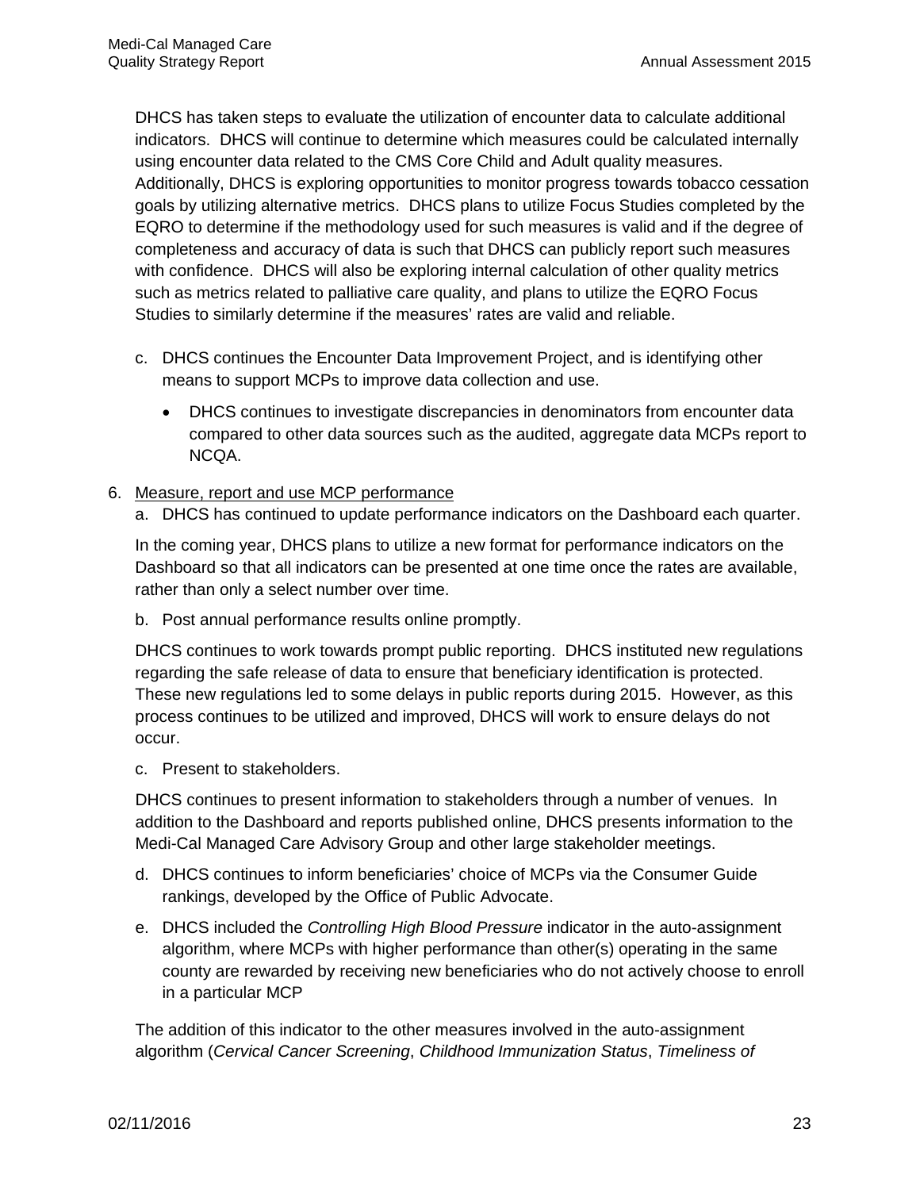DHCS has taken steps to evaluate the utilization of encounter data to calculate additional indicators. DHCS will continue to determine which measures could be calculated internally using encounter data related to the CMS Core Child and Adult quality measures. Additionally, DHCS is exploring opportunities to monitor progress towards tobacco cessation goals by utilizing alternative metrics. DHCS plans to utilize Focus Studies completed by the EQRO to determine if the methodology used for such measures is valid and if the degree of completeness and accuracy of data is such that DHCS can publicly report such measures with confidence. DHCS will also be exploring internal calculation of other quality metrics such as metrics related to palliative care quality, and plans to utilize the EQRO Focus Studies to similarly determine if the measures' rates are valid and reliable.

c. DHCS continues the Encounter Data Improvement Project, and is identifying other means to support MCPs to improve data collection and use.

- DHCS continues to investigate discrepancies in denominators from encounter data compared to other data sources such as the audited, aggregate data MCPs report to NCQA.

6. Measure, report and use MCP performance

a. DHCS has continued to update performance indicators on the Dashboard each quarter.

In the coming year, DHCS plans to utilize a new format for performance indicators on the Dashboard so that all indicators can be presented at one time once the rates are available, rather than only a select number over time.

b. Post annual performance results online promptly.

DHCS continues to work towards prompt public reporting. DHCS instituted new regulations regarding the safe release of data to ensure that beneficiary identification is protected. These new regulations led to some delays in public reports during 2015. However, as this process continues to be utilized and improved, DHCS will work to ensure delays do not occur.

c. Present to stakeholders.

DHCS continues to present information to stakeholders through a number of venues. In addition to the Dashboard and reports published online, DHCS presents information to the Medi-Cal Managed Care Advisory Group and other large stakeholder meetings.

d. DHCS continues to inform beneficiaries' choice of MCPs via the Consumer Guide rankings, developed by the Office of Public Advocate.

e. DHCS included the *Controlling High Blood Pressure* indicator in the auto-assignment algorithm, where MCPs with higher performance than other(s) operating in the same county are rewarded by receiving new beneficiaries who do not actively choose to enroll in a particular MCP

The addition of this indicator to the other measures involved in the auto-assignment algorithm (*Cervical Cancer Screening*, *Childhood Immunization Status*, *Timeliness of*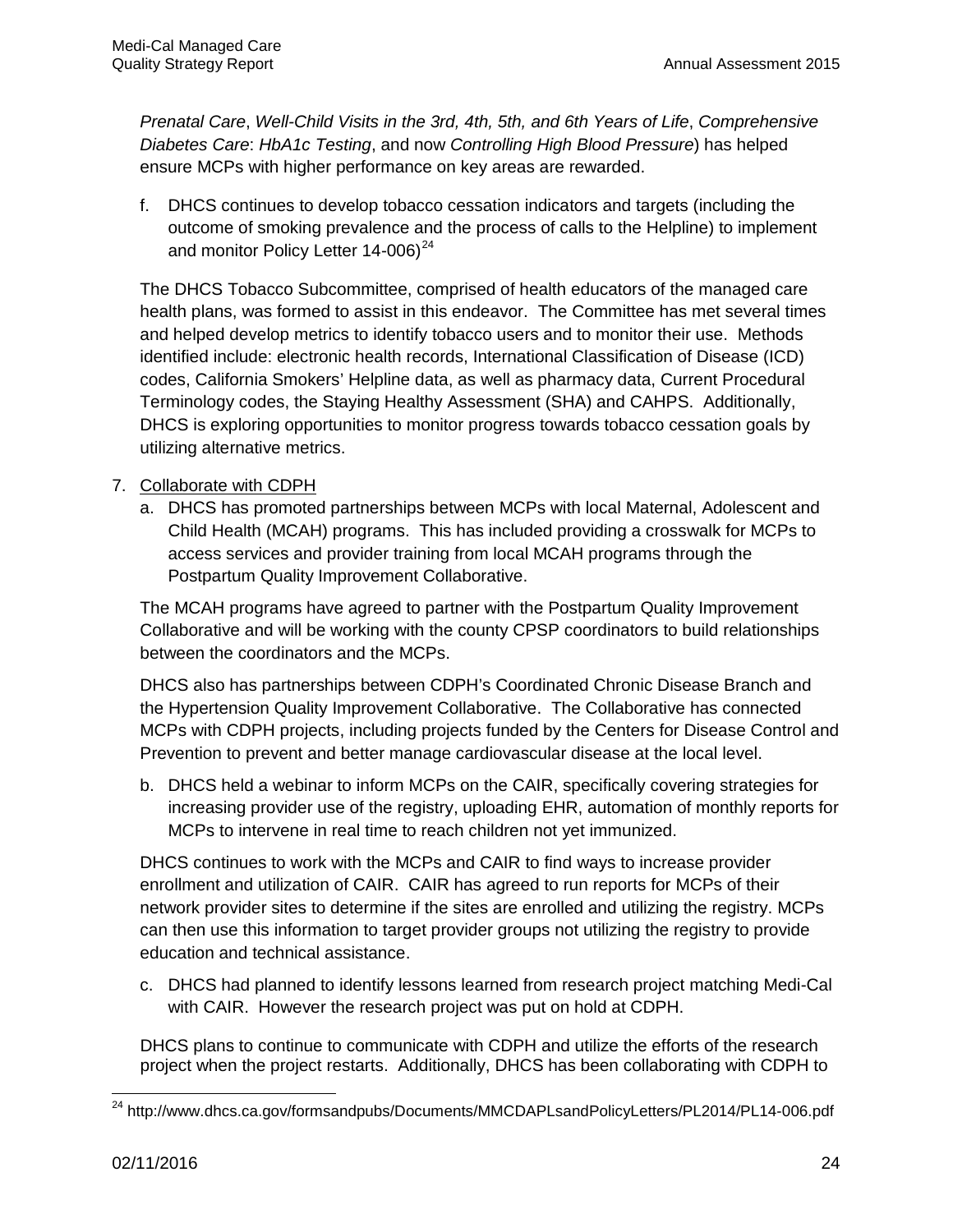*Prenatal Care*, *Well-Child Visits in the 3rd, 4th, 5th, and 6th Years of Life*, *Comprehensive Diabetes Care*: *HbA1c Testing*, and now *Controlling High Blood Pressure*) has helped ensure MCPs with higher performance on key areas are rewarded.

f. DHCS continues to develop tobacco cessation indicators and targets (including the outcome of smoking prevalence and the process of calls to the Helpline) to implement and monitor Policy Letter 14-006)[24]

The DHCS Tobacco Subcommittee, comprised of health educators of the managed care health plans, was formed to assist in this endeavor. The Committee has met several times and helped develop metrics to identify tobacco users and to monitor their use. Methods identified include: electronic health records, International Classification of Disease (ICD) codes, California Smokers' Helpline data, as well as pharmacy data, Current Procedural Terminology codes, the Staying Healthy Assessment (SHA) and CAHPS. Additionally, DHCS is exploring opportunities to monitor progress towards tobacco cessation goals by utilizing alternative metrics.

7. <u>Collaborate with CDPH</u>

a. DHCS has promoted partnerships between MCPs with local Maternal, Adolescent and Child Health (MCAH) programs. This has included providing a crosswalk for MCPs to access services and provider training from local MCAH programs through the Postpartum Quality Improvement Collaborative.

The MCAH programs have agreed to partner with the Postpartum Quality Improvement Collaborative and will be working with the county CPSP coordinators to build relationships between the coordinators and the MCPs.

DHCS also has partnerships between CDPH's Coordinated Chronic Disease Branch and the Hypertension Quality Improvement Collaborative. The Collaborative has connected MCPs with CDPH projects, including projects funded by the Centers for Disease Control and Prevention to prevent and better manage cardiovascular disease at the local level.

b. DHCS held a webinar to inform MCPs on the CAIR, specifically covering strategies for increasing provider use of the registry, uploading EHR, automation of monthly reports for MCPs to intervene in real time to reach children not yet immunized.

DHCS continues to work with the MCPs and CAIR to find ways to increase provider enrollment and utilization of CAIR. CAIR has agreed to run reports for MCPs of their network provider sites to determine if the sites are enrolled and utilizing the registry. MCPs can then use this information to target provider groups not utilizing the registry to provide education and technical assistance.

c. DHCS had planned to identify lessons learned from research project matching Medi-Cal with CAIR. However the research project was put on hold at CDPH.

DHCS plans to continue to communicate with CDPH and utilize the efforts of the research project when the project restarts. Additionally, DHCS has been collaborating with CDPH to

[24] http://www.dhcs.ca.gov/formsandpubs/Documents/MMCDAPLsandPolicyLetters/PL2014/PL14-006.pdf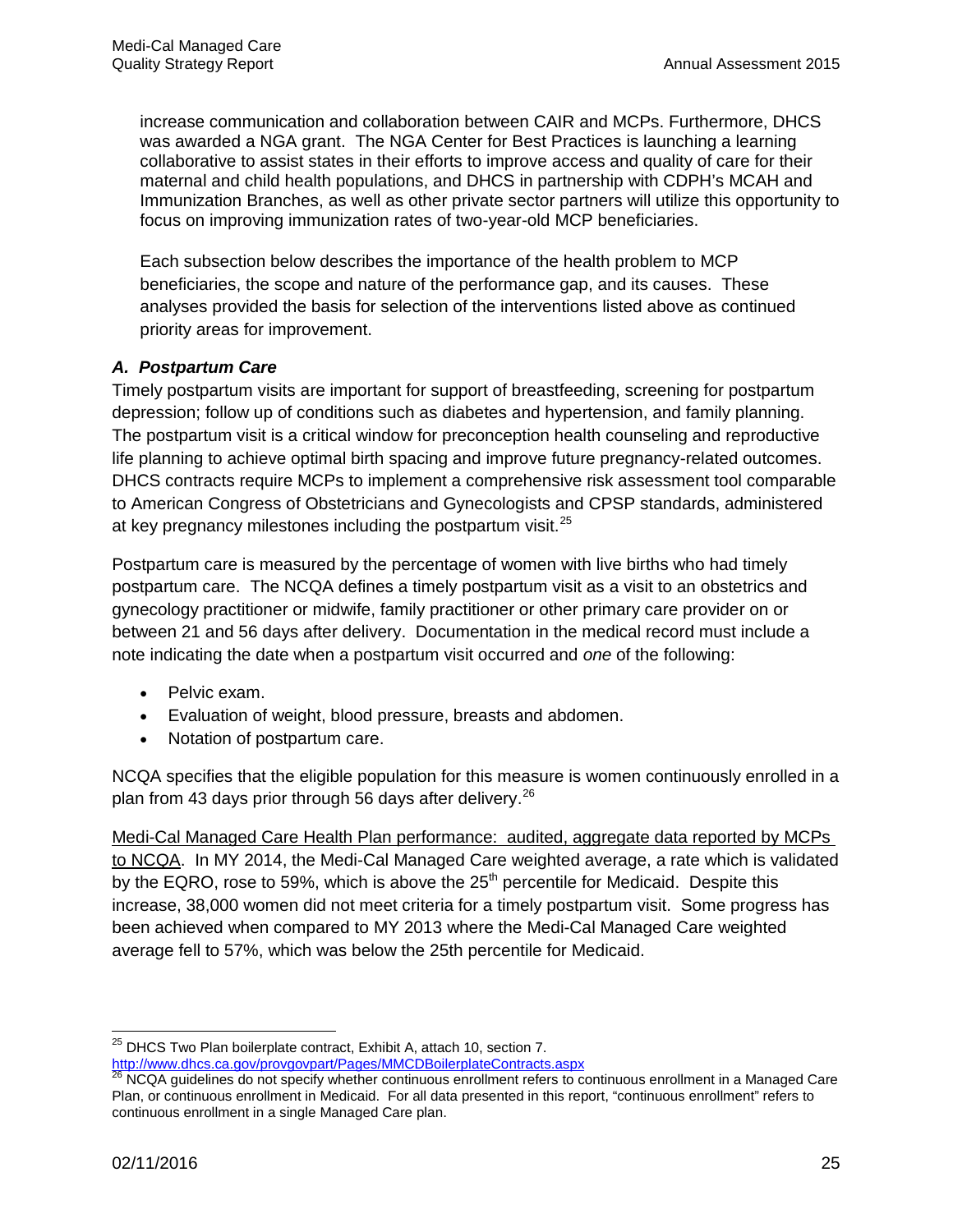increase communication and collaboration between CAIR and MCPs. Furthermore, DHCS was awarded a NGA grant. The NGA Center for Best Practices is launching a learning collaborative to assist states in their efforts to improve access and quality of care for their maternal and child health populations, and DHCS in partnership with CDPH's MCAH and Immunization Branches, as well as other private sector partners will utilize this opportunity to focus on improving immunization rates of two-year-old MCP beneficiaries.

Each subsection below describes the importance of the health problem to MCP beneficiaries, the scope and nature of the performance gap, and its causes. These analyses provided the basis for selection of the interventions listed above as continued priority areas for improvement.

### *A. Postpartum Care*

Timely postpartum visits are important for support of breastfeeding, screening for postpartum depression; follow up of conditions such as diabetes and hypertension, and family planning. The postpartum visit is a critical window for preconception health counseling and reproductive life planning to achieve optimal birth spacing and improve future pregnancy-related outcomes. DHCS contracts require MCPs to implement a comprehensive risk assessment tool comparable to American Congress of Obstetricians and Gynecologists and CPSP standards, administered at key pregnancy milestones including the postpartum visit.[25]

Postpartum care is measured by the percentage of women with live births who had timely postpartum care. The NCQA defines a timely postpartum visit as a visit to an obstetrics and gynecology practitioner or midwife, family practitioner or other primary care provider on or between 21 and 56 days after delivery. Documentation in the medical record must include a note indicating the date when a postpartum visit occurred and *one* of the following:

- Pelvic exam.
- Evaluation of weight, blood pressure, breasts and abdomen.
- Notation of postpartum care.

NCQA specifies that the eligible population for this measure is women continuously enrolled in a plan from 43 days prior through 56 days after delivery.[26]

<u>Medi-Cal Managed Care Health Plan performance: audited, aggregate data reported by MCPs to NCQA</u>. In MY 2014, the Medi-Cal Managed Care weighted average, a rate which is validated by the EQRO, rose to 59%, which is above the 25th percentile for Medicaid. Despite this increase, 38,000 women did not meet criteria for a timely postpartum visit. Some progress has been achieved when compared to MY 2013 where the Medi-Cal Managed Care weighted average fell to 57%, which was below the 25th percentile for Medicaid.

---

[25] DHCS Two Plan boilerplate contract, Exhibit A, attach 10, section 7. http://www.dhcs.ca.gov/provgovpart/Pages/MMCDBoilerplateContracts.aspx

[26] NCQA guidelines do not specify whether continuous enrollment refers to continuous enrollment in a Managed Care Plan, or continuous enrollment in Medicaid. For all data presented in this report, "continuous enrollment" refers to continuous enrollment in a single Managed Care plan.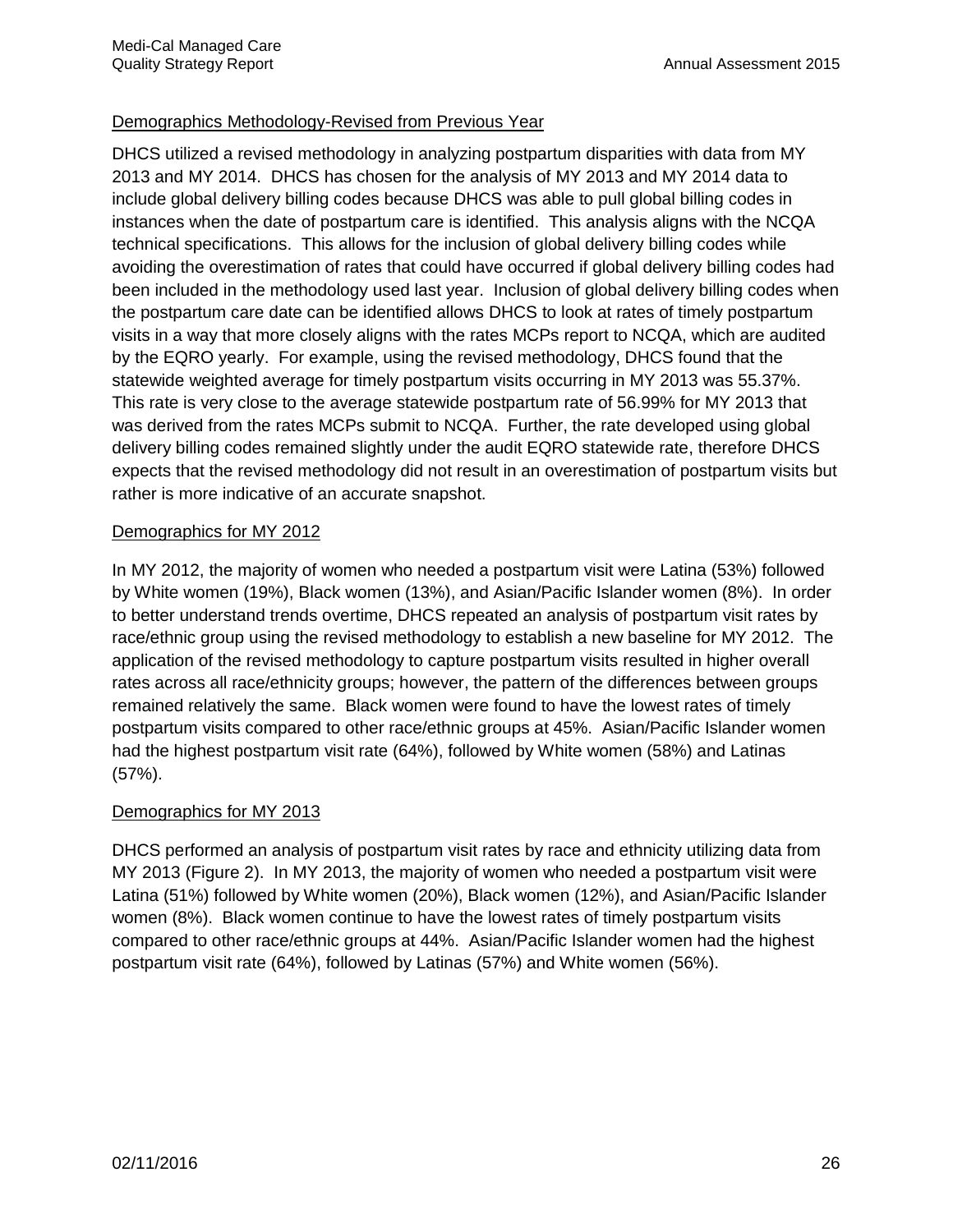Demographics Methodology-Revised from Previous Year

DHCS utilized a revised methodology in analyzing postpartum disparities with data from MY 2013 and MY 2014. DHCS has chosen for the analysis of MY 2013 and MY 2014 data to include global delivery billing codes because DHCS was able to pull global billing codes in instances when the date of postpartum care is identified. This analysis aligns with the NCQA technical specifications. This allows for the inclusion of global delivery billing codes while avoiding the overestimation of rates that could have occurred if global delivery billing codes had been included in the methodology used last year. Inclusion of global delivery billing codes when the postpartum care date can be identified allows DHCS to look at rates of timely postpartum visits in a way that more closely aligns with the rates MCPs report to NCQA, which are audited by the EQRO yearly. For example, using the revised methodology, DHCS found that the statewide weighted average for timely postpartum visits occurring in MY 2013 was 55.37%. This rate is very close to the average statewide postpartum rate of 56.99% for MY 2013 that was derived from the rates MCPs submit to NCQA. Further, the rate developed using global delivery billing codes remained slightly under the audit EQRO statewide rate, therefore DHCS expects that the revised methodology did not result in an overestimation of postpartum visits but rather is more indicative of an accurate snapshot.

Demographics for MY 2012

In MY 2012, the majority of women who needed a postpartum visit were Latina (53%) followed by White women (19%), Black women (13%), and Asian/Pacific Islander women (8%). In order to better understand trends overtime, DHCS repeated an analysis of postpartum visit rates by race/ethnic group using the revised methodology to establish a new baseline for MY 2012. The application of the revised methodology to capture postpartum visits resulted in higher overall rates across all race/ethnicity groups; however, the pattern of the differences between groups remained relatively the same. Black women were found to have the lowest rates of timely postpartum visits compared to other race/ethnic groups at 45%. Asian/Pacific Islander women had the highest postpartum visit rate (64%), followed by White women (58%) and Latinas (57%).

Demographics for MY 2013

DHCS performed an analysis of postpartum visit rates by race and ethnicity utilizing data from MY 2013 (Figure 2). In MY 2013, the majority of women who needed a postpartum visit were Latina (51%) followed by White women (20%), Black women (12%), and Asian/Pacific Islander women (8%). Black women continue to have the lowest rates of timely postpartum visits compared to other race/ethnic groups at 44%. Asian/Pacific Islander women had the highest postpartum visit rate (64%), followed by Latinas (57%) and White women (56%).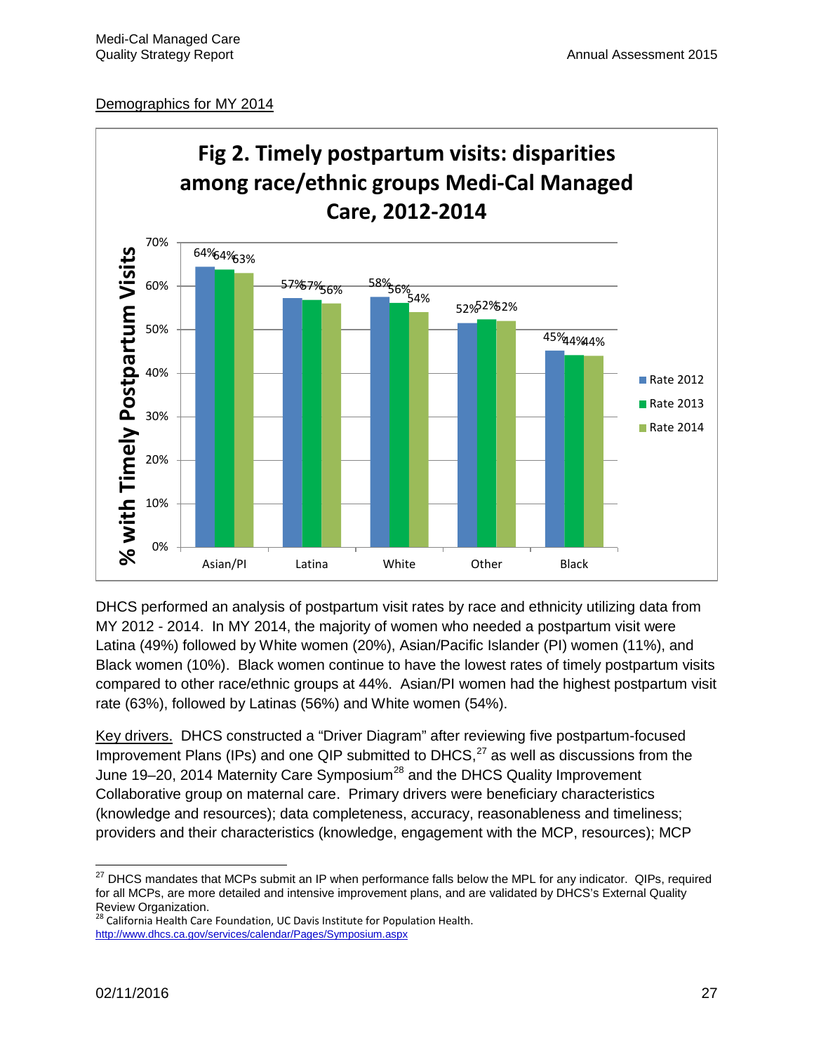Demographics for MY 2014

**Fig 2. Timely postpartum visits: disparities among race/ethnic groups Medi-Cal Managed Care, 2012-2014**

| % with Timely Postpartum Visits | Rate 2012 | Rate 2013 | Rate 2014 |
|---|---|---|---|
| Asian/PI | 64% | 64% | 63% |
| Latina | 57% | 57% | 56% |
| White | 58% | 56% | 54% |
| Other | 52% | 52% | 52% |
| Black | 45% | 44% | 44% |

DHCS performed an analysis of postpartum visit rates by race and ethnicity utilizing data from MY 2012 - 2014. In MY 2014, the majority of women who needed a postpartum visit were Latina (49%) followed by White women (20%), Asian/Pacific Islander (PI) women (11%), and Black women (10%). Black women continue to have the lowest rates of timely postpartum visits compared to other race/ethnic groups at 44%. Asian/PI women had the highest postpartum visit rate (63%), followed by Latinas (56%) and White women (54%).

Key drivers. DHCS constructed a "Driver Diagram" after reviewing five postpartum-focused Improvement Plans (IPs) and one QIP submitted to DHCS,[27] as well as discussions from the June 19–20, 2014 Maternity Care Symposium[28] and the DHCS Quality Improvement Collaborative group on maternal care. Primary drivers were beneficiary characteristics (knowledge and resources); data completeness, accuracy, reasonableness and timeliness; providers and their characteristics (knowledge, engagement with the MCP, resources); MCP

[27] DHCS mandates that MCPs submit an IP when performance falls below the MPL for any indicator. QIPs, required for all MCPs, are more detailed and intensive improvement plans, and are validated by DHCS's External Quality Review Organization.

[28] California Health Care Foundation, UC Davis Institute for Population Health. http://www.dhcs.ca.gov/services/calendar/Pages/Symposium.aspx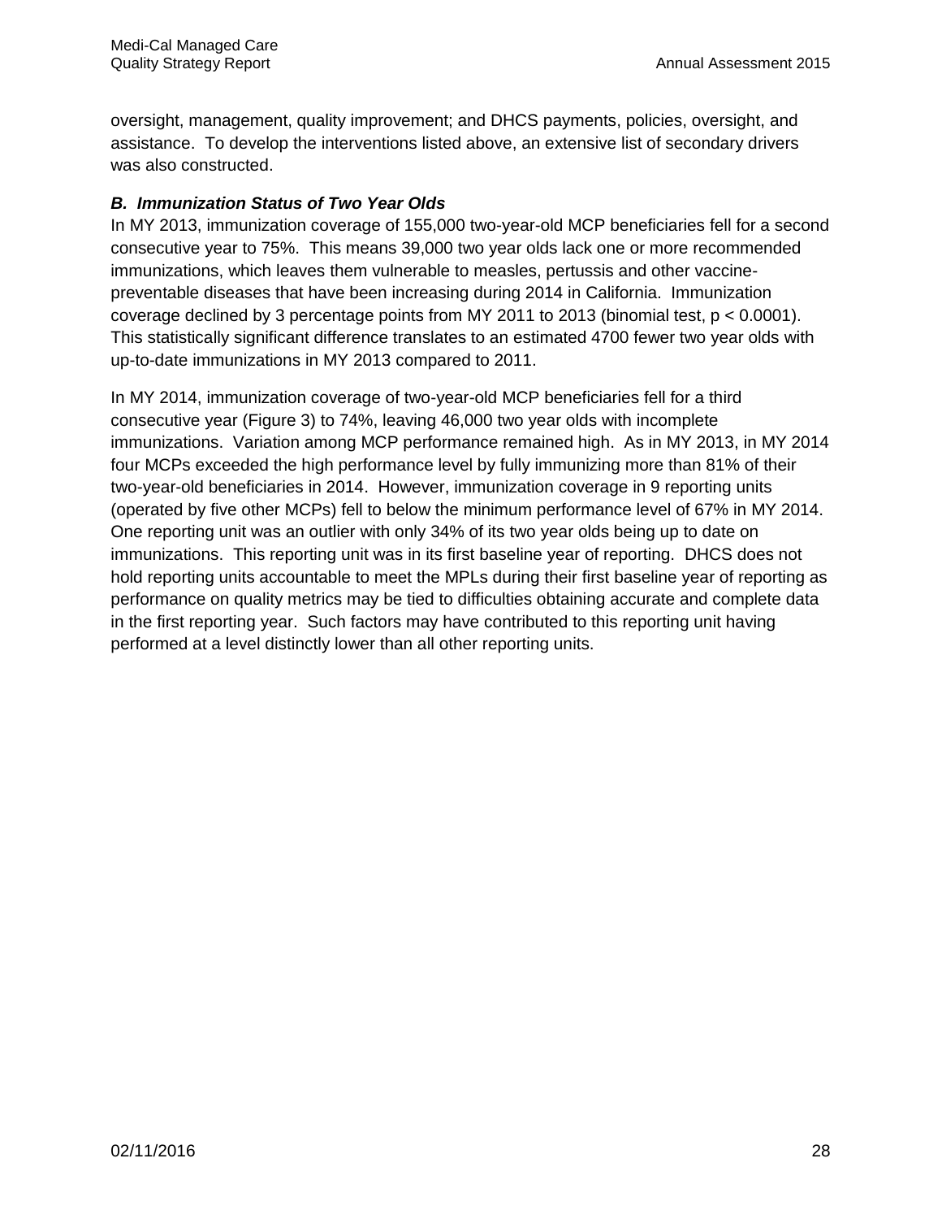oversight, management, quality improvement; and DHCS payments, policies, oversight, and assistance. To develop the interventions listed above, an extensive list of secondary drivers was also constructed.

### *B. Immunization Status of Two Year Olds*

In MY 2013, immunization coverage of 155,000 two-year-old MCP beneficiaries fell for a second consecutive year to 75%. This means 39,000 two year olds lack one or more recommended immunizations, which leaves them vulnerable to measles, pertussis and other vaccine-preventable diseases that have been increasing during 2014 in California. Immunization coverage declined by 3 percentage points from MY 2011 to 2013 (binomial test, $p < 0.0001$). This statistically significant difference translates to an estimated 4700 fewer two year olds with up-to-date immunizations in MY 2013 compared to 2011.

In MY 2014, immunization coverage of two-year-old MCP beneficiaries fell for a third consecutive year (Figure 3) to 74%, leaving 46,000 two year olds with incomplete immunizations. Variation among MCP performance remained high. As in MY 2013, in MY 2014 four MCPs exceeded the high performance level by fully immunizing more than 81% of their two-year-old beneficiaries in 2014. However, immunization coverage in 9 reporting units (operated by five other MCPs) fell to below the minimum performance level of 67% in MY 2014. One reporting unit was an outlier with only 34% of its two year olds being up to date on immunizations. This reporting unit was in its first baseline year of reporting. DHCS does not hold reporting units accountable to meet the MPLs during their first baseline year of reporting as performance on quality metrics may be tied to difficulties obtaining accurate and complete data in the first reporting year. Such factors may have contributed to this reporting unit having performed at a level distinctly lower than all other reporting units.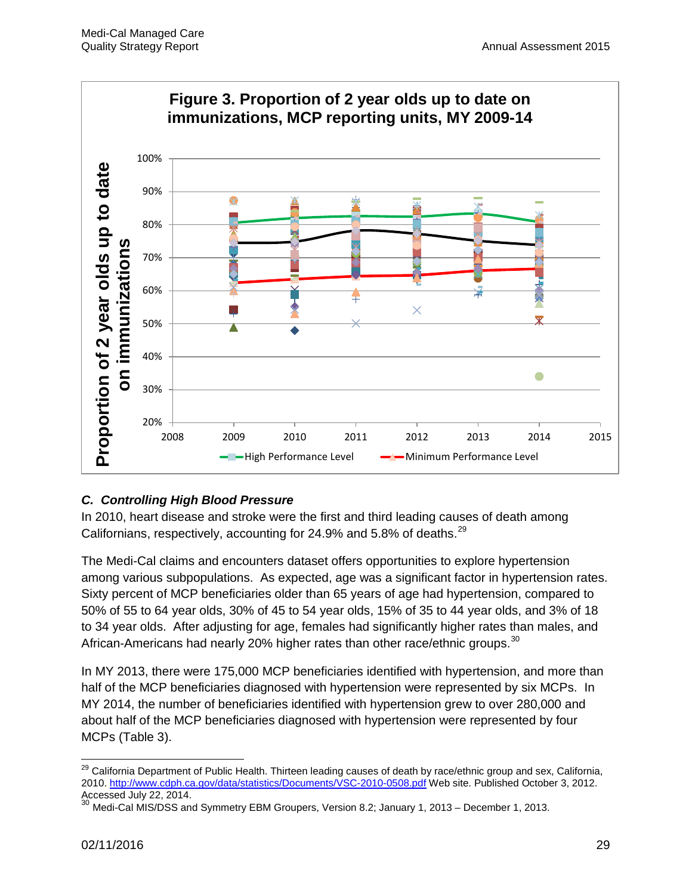**Figure 3. Proportion of 2 year olds up to date on immunizations, MCP reporting units, MY 2009-14**

### *C. Controlling High Blood Pressure*

In 2010, heart disease and stroke were the first and third leading causes of death among Californians, respectively, accounting for 24.9% and 5.8% of deaths.[29]

The Medi-Cal claims and encounters dataset offers opportunities to explore hypertension among various subpopulations. As expected, age was a significant factor in hypertension rates. Sixty percent of MCP beneficiaries older than 65 years of age had hypertension, compared to 50% of 55 to 64 year olds, 30% of 45 to 54 year olds, 15% of 35 to 44 year olds, and 3% of 18 to 34 year olds. After adjusting for age, females had significantly higher rates than males, and African-Americans had nearly 20% higher rates than other race/ethnic groups.[30]

In MY 2013, there were 175,000 MCP beneficiaries identified with hypertension, and more than half of the MCP beneficiaries diagnosed with hypertension were represented by six MCPs. In MY 2014, the number of beneficiaries identified with hypertension grew to over 280,000 and about half of the MCP beneficiaries diagnosed with hypertension were represented by four MCPs (Table 3).

---

[29] California Department of Public Health. Thirteen leading causes of death by race/ethnic group and sex, California, 2010. http://www.cdph.ca.gov/data/statistics/Documents/VSC-2010-0508.pdf Web site. Published October 3, 2012. Accessed July 22, 2014.

[30] Medi-Cal MIS/DSS and Symmetry EBM Groupers, Version 8.2; January 1, 2013 – December 1, 2013.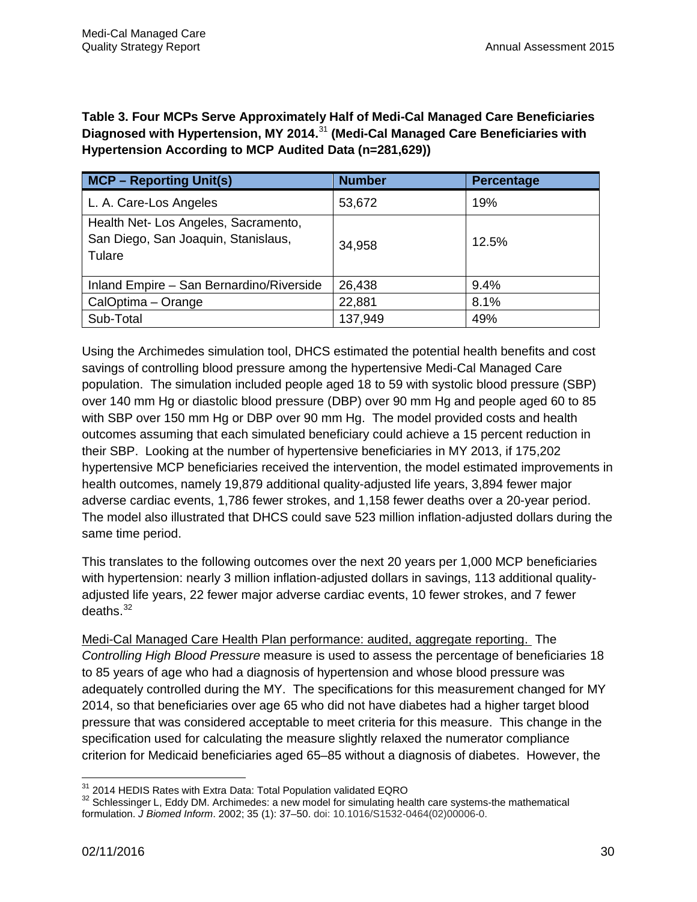**Table 3. Four MCPs Serve Approximately Half of Medi-Cal Managed Care Beneficiaries Diagnosed with Hypertension, MY 2014.[31] (Medi-Cal Managed Care Beneficiaries with Hypertension According to MCP Audited Data (n=281,629))**

| MCP – Reporting Unit(s) | Number | Percentage |
|---|---|---|
| L. A. Care-Los Angeles | 53,672 | 19% |
| Health Net- Los Angeles, Sacramento, San Diego, San Joaquin, Stanislaus, Tulare | 34,958 | 12.5% |
| Inland Empire – San Bernardino/Riverside | 26,438 | 9.4% |
| CalOptima – Orange | 22,881 | 8.1% |
| Sub-Total | 137,949 | 49% |

Using the Archimedes simulation tool, DHCS estimated the potential health benefits and cost savings of controlling blood pressure among the hypertensive Medi-Cal Managed Care population. The simulation included people aged 18 to 59 with systolic blood pressure (SBP) over 140 mm Hg or diastolic blood pressure (DBP) over 90 mm Hg and people aged 60 to 85 with SBP over 150 mm Hg or DBP over 90 mm Hg. The model provided costs and health outcomes assuming that each simulated beneficiary could achieve a 15 percent reduction in their SBP. Looking at the number of hypertensive beneficiaries in MY 2013, if 175,202 hypertensive MCP beneficiaries received the intervention, the model estimated improvements in health outcomes, namely 19,879 additional quality-adjusted life years, 3,894 fewer major adverse cardiac events, 1,786 fewer strokes, and 1,158 fewer deaths over a 20-year period. The model also illustrated that DHCS could save 523 million inflation-adjusted dollars during the same time period.

This translates to the following outcomes over the next 20 years per 1,000 MCP beneficiaries with hypertension: nearly 3 million inflation-adjusted dollars in savings, 113 additional quality-adjusted life years, 22 fewer major adverse cardiac events, 10 fewer strokes, and 7 fewer deaths.[32]

Medi-Cal Managed Care Health Plan performance: audited, aggregate reporting. The *Controlling High Blood Pressure* measure is used to assess the percentage of beneficiaries 18 to 85 years of age who had a diagnosis of hypertension and whose blood pressure was adequately controlled during the MY. The specifications for this measurement changed for MY 2014, so that beneficiaries over age 65 who did not have diabetes had a higher target blood pressure that was considered acceptable to meet criteria for this measure. This change in the specification used for calculating the measure slightly relaxed the numerator compliance criterion for Medicaid beneficiaries aged 65–85 without a diagnosis of diabetes. However, the

[31] 2014 HEDIS Rates with Extra Data: Total Population validated EQRO

[32] Schlessinger L, Eddy DM. Archimedes: a new model for simulating health care systems-the mathematical formulation. *J Biomed Inform*. 2002; 35 (1): 37–50. doi: 10.1016/S1532-0464(02)00006-0.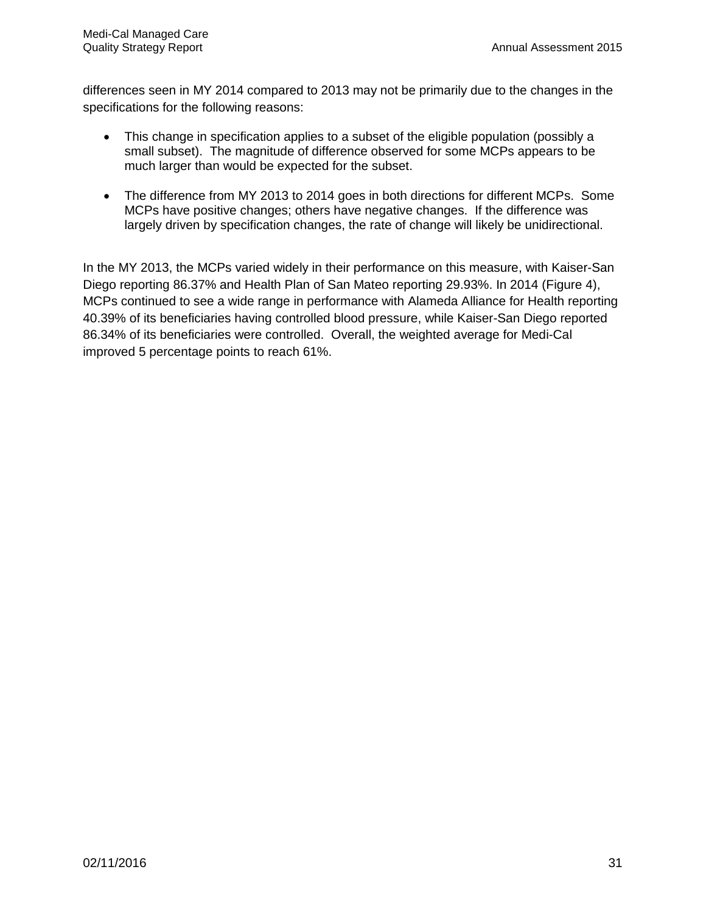differences seen in MY 2014 compared to 2013 may not be primarily due to the changes in the specifications for the following reasons:

- This change in specification applies to a subset of the eligible population (possibly a small subset). The magnitude of difference observed for some MCPs appears to be much larger than would be expected for the subset.

- The difference from MY 2013 to 2014 goes in both directions for different MCPs. Some MCPs have positive changes; others have negative changes. If the difference was largely driven by specification changes, the rate of change will likely be unidirectional.

In the MY 2013, the MCPs varied widely in their performance on this measure, with Kaiser-San Diego reporting 86.37% and Health Plan of San Mateo reporting 29.93%. In 2014 (Figure 4), MCPs continued to see a wide range in performance with Alameda Alliance for Health reporting 40.39% of its beneficiaries having controlled blood pressure, while Kaiser-San Diego reported 86.34% of its beneficiaries were controlled. Overall, the weighted average for Medi-Cal improved 5 percentage points to reach 61%.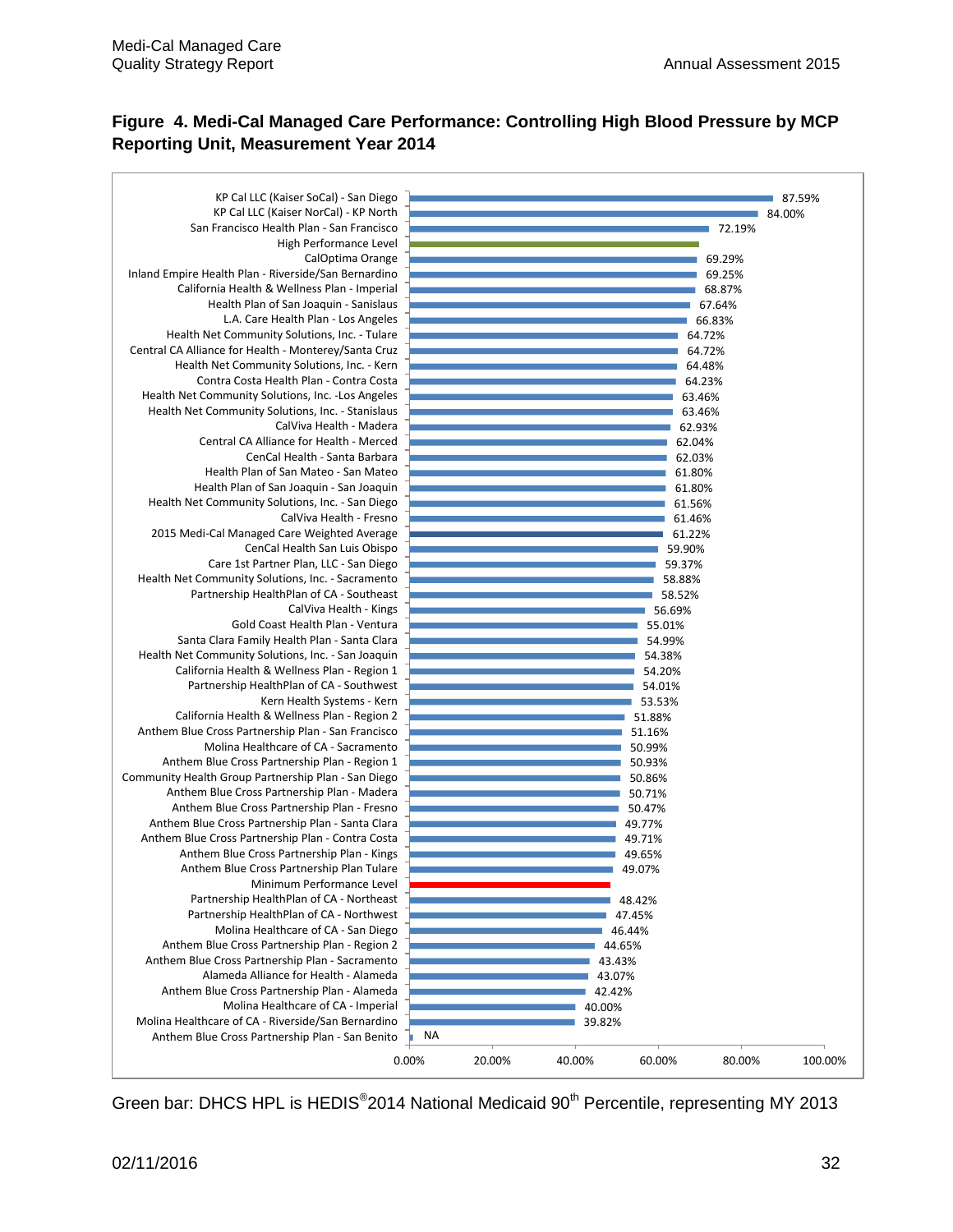## Figure 4. Medi-Cal Managed Care Performance: Controlling High Blood Pressure by MCP Reporting Unit, Measurement Year 2014

| MCP Reporting Unit | Rate |
|---|---|
| KP Cal LLC (Kaiser SoCal) - San Diego | 87.59% |
| KP Cal LLC (Kaiser NorCal) - KP North | 84.00% |
| San Francisco Health Plan - San Francisco | 72.19% |
| High Performance Level | |
| CalOptima Orange | 69.29% |
| Inland Empire Health Plan - Riverside/San Bernardino | 69.25% |
| California Health & Wellness Plan - Imperial | 68.87% |
| Health Plan of San Joaquin - Sanislaus | 67.64% |
| L.A. Care Health Plan - Los Angeles | 66.83% |
| Health Net Community Solutions, Inc. - Tulare | 64.72% |
| Central CA Alliance for Health - Monterey/Santa Cruz | 64.72% |
| Health Net Community Solutions, Inc. - Kern | 64.48% |
| Contra Costa Health Plan - Contra Costa | 64.23% |
| Health Net Community Solutions, Inc. -Los Angeles | 63.46% |
| Health Net Community Solutions, Inc. - Stanislaus | 63.46% |
| CalViva Health - Madera | 62.93% |
| Central CA Alliance for Health - Merced | 62.04% |
| CenCal Health - Santa Barbara | 62.03% |
| Health Plan of San Mateo - San Mateo | 61.80% |
| Health Plan of San Joaquin - San Joaquin | 61.80% |
| Health Net Community Solutions, Inc. - San Diego | 61.56% |
| CalViva Health - Fresno | 61.46% |
| 2015 Medi-Cal Managed Care Weighted Average | 61.22% |
| CenCal Health San Luis Obispo | 59.90% |
| Care 1st Partner Plan, LLC - San Diego | 59.37% |
| Health Net Community Solutions, Inc. - Sacramento | 58.88% |
| Partnership HealthPlan of CA - Southeast | 58.52% |
| CalViva Health - Kings | 56.69% |
| Gold Coast Health Plan - Ventura | 55.01% |
| Santa Clara Family Health Plan - Santa Clara | 54.99% |
| Health Net Community Solutions, Inc. - San Joaquin | 54.38% |
| California Health & Wellness Plan - Region 1 | 54.20% |
| Partnership HealthPlan of CA - Southwest | 54.01% |
| Kern Health Systems - Kern | 53.53% |
| California Health & Wellness Plan - Region 2 | 51.88% |
| Anthem Blue Cross Partnership Plan - San Francisco | 51.16% |
| Molina Healthcare of CA - Sacramento | 50.99% |
| Anthem Blue Cross Partnership Plan - Region 1 | 50.93% |
| Community Health Group Partnership Plan - San Diego | 50.86% |
| Anthem Blue Cross Partnership Plan - Madera | 50.71% |
| Anthem Blue Cross Partnership Plan - Fresno | 50.47% |
| Anthem Blue Cross Partnership Plan - Santa Clara | 49.77% |
| Anthem Blue Cross Partnership Plan - Contra Costa | 49.71% |
| Anthem Blue Cross Partnership Plan - Kings | 49.65% |
| Anthem Blue Cross Partnership Plan Tulare | 49.07% |
| Minimum Performance Level | |
| Partnership HealthPlan of CA - Northeast | 48.42% |
| Partnership HealthPlan of CA - Northwest | 47.45% |
| Molina Healthcare of CA - San Diego | 46.44% |
| Anthem Blue Cross Partnership Plan - Region 2 | 44.65% |
| Anthem Blue Cross Partnership Plan - Sacramento | 43.43% |
| Alameda Alliance for Health - Alameda | 43.07% |
| Anthem Blue Cross Partnership Plan - Alameda | 42.42% |
| Molina Healthcare of CA - Imperial | 40.00% |
| Molina Healthcare of CA - Riverside/San Bernardino | 39.82% |
| Anthem Blue Cross Partnership Plan - San Benito | NA |

Green bar: DHCS HPL is HEDIS® 2014 National Medicaid 90th Percentile, representing MY 2013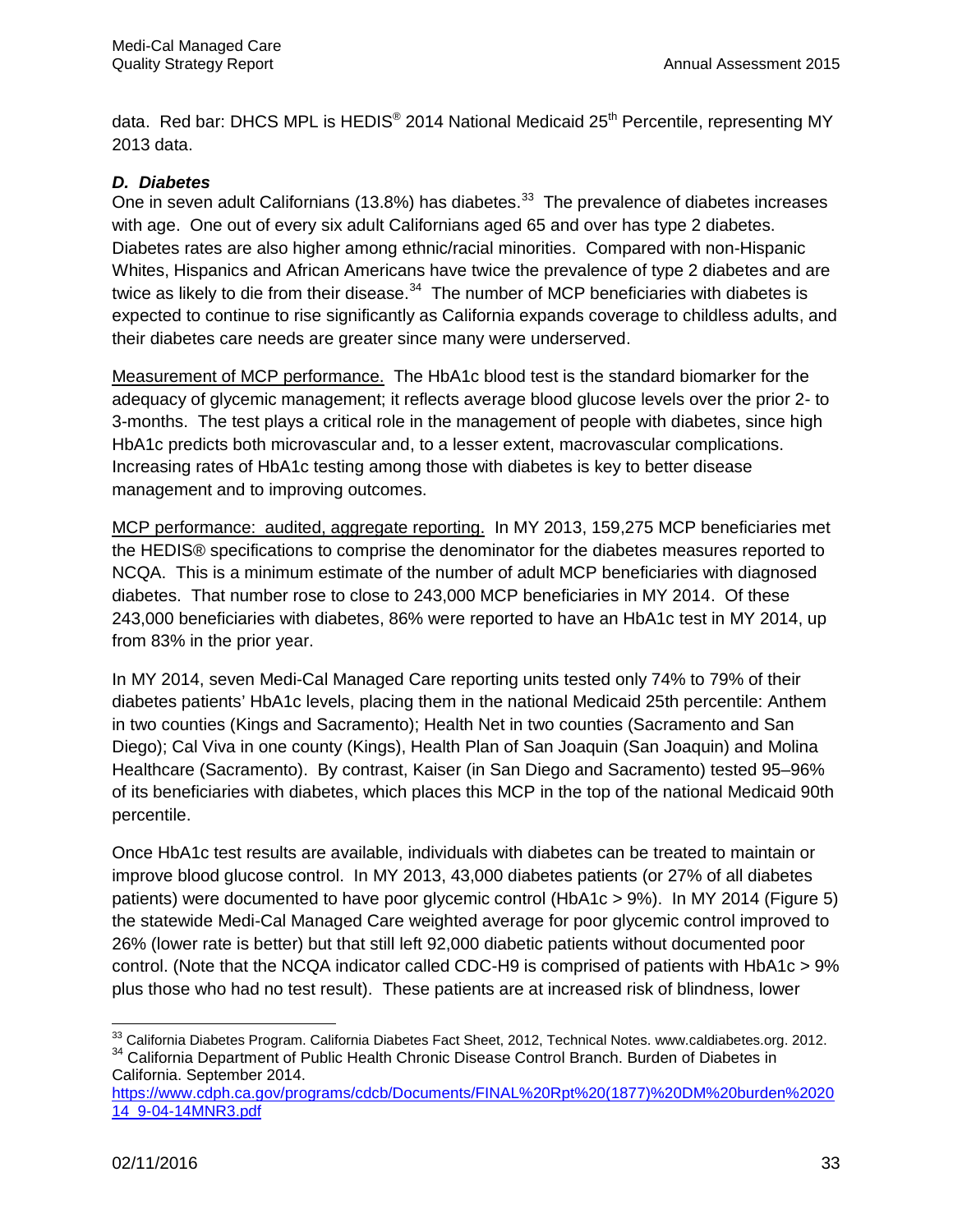data. Red bar: DHCS MPL is HEDIS® 2014 National Medicaid 25th Percentile, representing MY 2013 data.

### *D. Diabetes*

One in seven adult Californians (13.8%) has diabetes.[33] The prevalence of diabetes increases with age. One out of every six adult Californians aged 65 and over has type 2 diabetes. Diabetes rates are also higher among ethnic/racial minorities. Compared with non-Hispanic Whites, Hispanics and African Americans have twice the prevalence of type 2 diabetes and are twice as likely to die from their disease.[34] The number of MCP beneficiaries with diabetes is expected to continue to rise significantly as California expands coverage to childless adults, and their diabetes care needs are greater since many were underserved.

Measurement of MCP performance. The HbA1c blood test is the standard biomarker for the adequacy of glycemic management; it reflects average blood glucose levels over the prior 2- to 3-months. The test plays a critical role in the management of people with diabetes, since high HbA1c predicts both microvascular and, to a lesser extent, macrovascular complications. Increasing rates of HbA1c testing among those with diabetes is key to better disease management and to improving outcomes.

MCP performance: audited, aggregate reporting. In MY 2013, 159,275 MCP beneficiaries met the HEDIS® specifications to comprise the denominator for the diabetes measures reported to NCQA. This is a minimum estimate of the number of adult MCP beneficiaries with diagnosed diabetes. That number rose to close to 243,000 MCP beneficiaries in MY 2014. Of these 243,000 beneficiaries with diabetes, 86% were reported to have an HbA1c test in MY 2014, up from 83% in the prior year.

In MY 2014, seven Medi-Cal Managed Care reporting units tested only 74% to 79% of their diabetes patients' HbA1c levels, placing them in the national Medicaid 25th percentile: Anthem in two counties (Kings and Sacramento); Health Net in two counties (Sacramento and San Diego); Cal Viva in one county (Kings), Health Plan of San Joaquin (San Joaquin) and Molina Healthcare (Sacramento). By contrast, Kaiser (in San Diego and Sacramento) tested 95–96% of its beneficiaries with diabetes, which places this MCP in the top of the national Medicaid 90th percentile.

Once HbA1c test results are available, individuals with diabetes can be treated to maintain or improve blood glucose control. In MY 2013, 43,000 diabetes patients (or 27% of all diabetes patients) were documented to have poor glycemic control (HbA1c > 9%). In MY 2014 (Figure 5) the statewide Medi-Cal Managed Care weighted average for poor glycemic control improved to 26% (lower rate is better) but that still left 92,000 diabetic patients without documented poor control. (Note that the NCQA indicator called CDC-H9 is comprised of patients with HbA1c > 9% plus those who had no test result). These patients are at increased risk of blindness, lower

---

[33] California Diabetes Program. California Diabetes Fact Sheet, 2012, Technical Notes. www.caldiabetes.org. 2012.

[34] California Department of Public Health Chronic Disease Control Branch. Burden of Diabetes in California. September 2014. https://www.cdph.ca.gov/programs/cdcb/Documents/FINAL%20Rpt%20(1877)%20DM%20burden%202014_9-04-14MNR3.pdf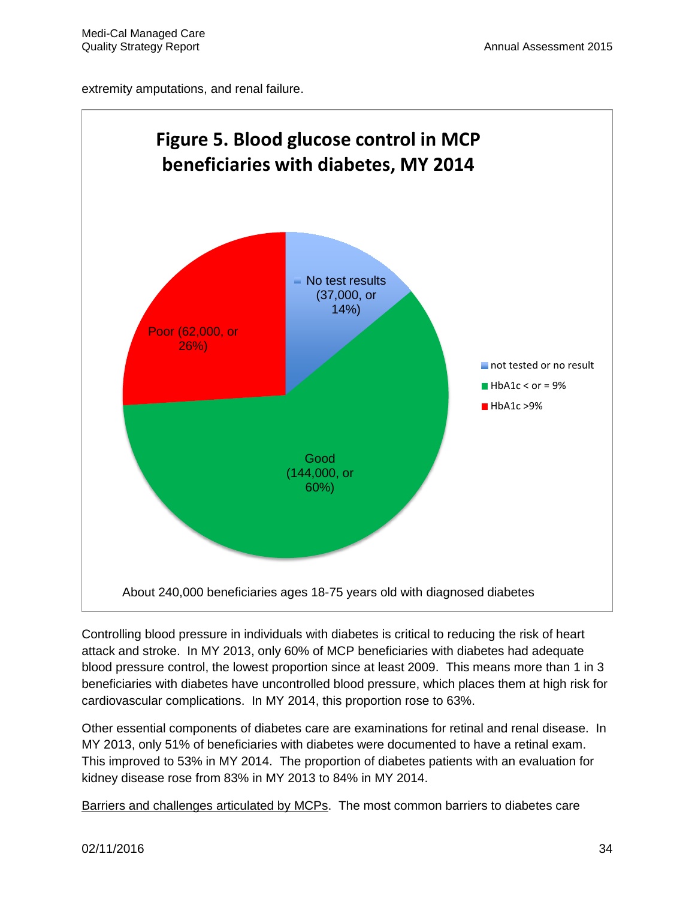extremity amputations, and renal failure.

**Figure 5. Blood glucose control in MCP beneficiaries with diabetes, MY 2014**

No test results (37,000, or 14%)

Poor (62,000, or 26%)

Good (144,000, or 60%)

- not tested or no result
- HbA1c < or = 9%
- HbA1c >9%

About 240,000 beneficiaries ages 18-75 years old with diagnosed diabetes

Controlling blood pressure in individuals with diabetes is critical to reducing the risk of heart attack and stroke. In MY 2013, only 60% of MCP beneficiaries with diabetes had adequate blood pressure control, the lowest proportion since at least 2009. This means more than 1 in 3 beneficiaries with diabetes have uncontrolled blood pressure, which places them at high risk for cardiovascular complications. In MY 2014, this proportion rose to 63%.

Other essential components of diabetes care are examinations for retinal and renal disease. In MY 2013, only 51% of beneficiaries with diabetes were documented to have a retinal exam. This improved to 53% in MY 2014. The proportion of diabetes patients with an evaluation for kidney disease rose from 83% in MY 2013 to 84% in MY 2014.

Barriers and challenges articulated by MCPs. The most common barriers to diabetes care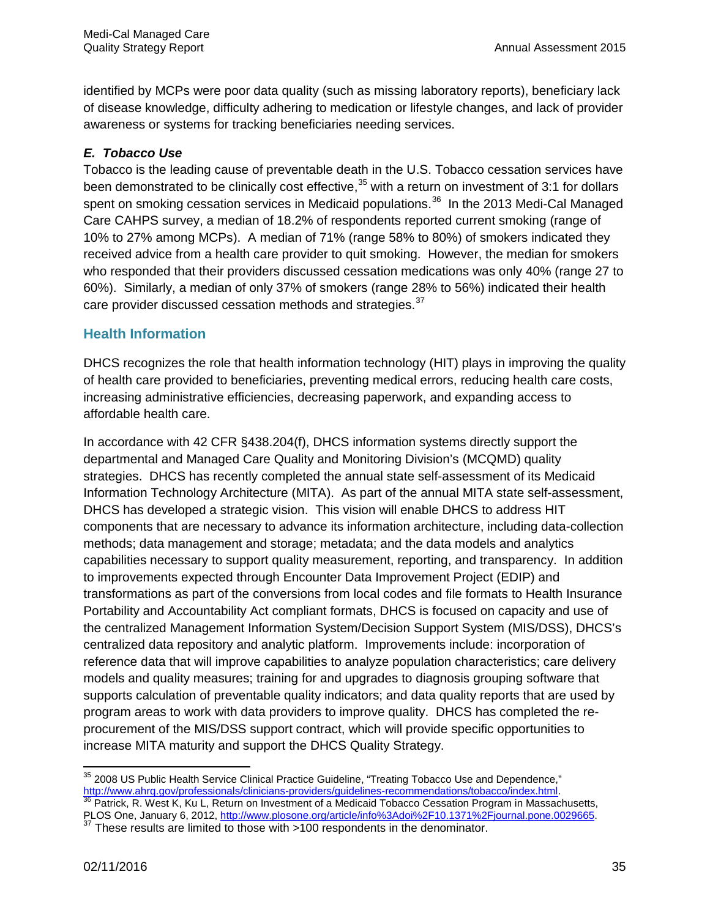identified by MCPs were poor data quality (such as missing laboratory reports), beneficiary lack of disease knowledge, difficulty adhering to medication or lifestyle changes, and lack of provider awareness or systems for tracking beneficiaries needing services.

### *E. Tobacco Use*

Tobacco is the leading cause of preventable death in the U.S. Tobacco cessation services have been demonstrated to be clinically cost effective,[35] with a return on investment of 3:1 for dollars spent on smoking cessation services in Medicaid populations.[36] In the 2013 Medi-Cal Managed Care CAHPS survey, a median of 18.2% of respondents reported current smoking (range of 10% to 27% among MCPs). A median of 71% (range 58% to 80%) of smokers indicated they received advice from a health care provider to quit smoking. However, the median for smokers who responded that their providers discussed cessation medications was only 40% (range 27 to 60%). Similarly, a median of only 37% of smokers (range 28% to 56%) indicated their health care provider discussed cessation methods and strategies.[37]

## Health Information

DHCS recognizes the role that health information technology (HIT) plays in improving the quality of health care provided to beneficiaries, preventing medical errors, reducing health care costs, increasing administrative efficiencies, decreasing paperwork, and expanding access to affordable health care.

In accordance with 42 CFR §438.204(f), DHCS information systems directly support the departmental and Managed Care Quality and Monitoring Division's (MCQMD) quality strategies. DHCS has recently completed the annual state self-assessment of its Medicaid Information Technology Architecture (MITA). As part of the annual MITA state self-assessment, DHCS has developed a strategic vision. This vision will enable DHCS to address HIT components that are necessary to advance its information architecture, including data-collection methods; data management and storage; metadata; and the data models and analytics capabilities necessary to support quality measurement, reporting, and transparency. In addition to improvements expected through Encounter Data Improvement Project (EDIP) and transformations as part of the conversions from local codes and file formats to Health Insurance Portability and Accountability Act compliant formats, DHCS is focused on capacity and use of the centralized Management Information System/Decision Support System (MIS/DSS), DHCS's centralized data repository and analytic platform. Improvements include: incorporation of reference data that will improve capabilities to analyze population characteristics; care delivery models and quality measures; training for and upgrades to diagnosis grouping software that supports calculation of preventable quality indicators; and data quality reports that are used by program areas to work with data providers to improve quality. DHCS has completed the re-procurement of the MIS/DSS support contract, which will provide specific opportunities to increase MITA maturity and support the DHCS Quality Strategy.

---

[35] 2008 US Public Health Service Clinical Practice Guideline, "Treating Tobacco Use and Dependence," http://www.ahrq.gov/professionals/clinicians-providers/guidelines-recommendations/tobacco/index.html.

[36] Patrick, R. West K, Ku L, Return on Investment of a Medicaid Tobacco Cessation Program in Massachusetts, PLOS One, January 6, 2012, http://www.plosone.org/article/info%3Adoi%2F10.1371%2Fjournal.pone.0029665.

[37] These results are limited to those with >100 respondents in the denominator.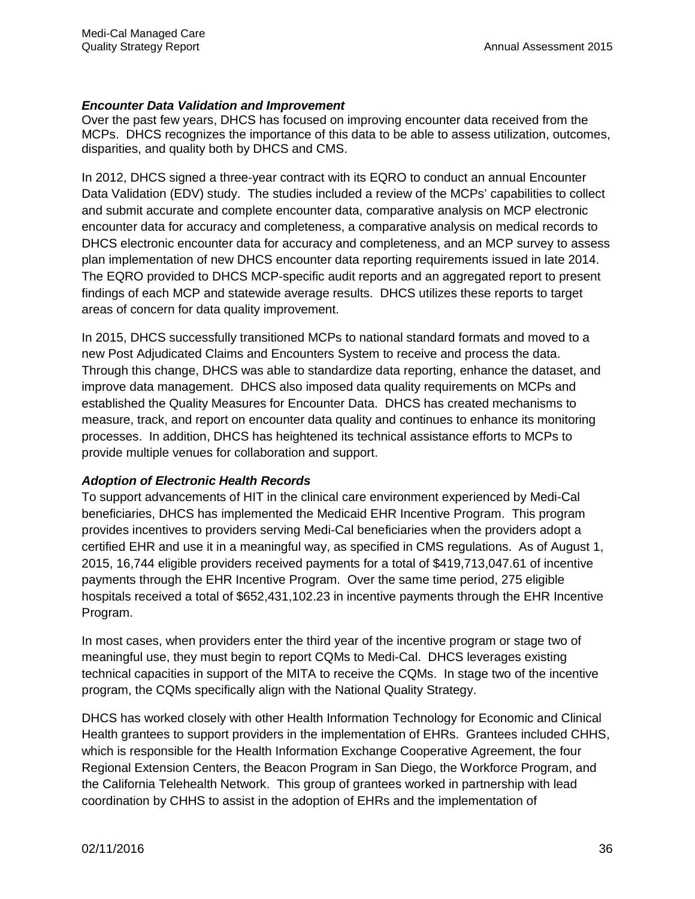### *Encounter Data Validation and Improvement*

Over the past few years, DHCS has focused on improving encounter data received from the MCPs. DHCS recognizes the importance of this data to be able to assess utilization, outcomes, disparities, and quality both by DHCS and CMS.

In 2012, DHCS signed a three-year contract with its EQRO to conduct an annual Encounter Data Validation (EDV) study. The studies included a review of the MCPs' capabilities to collect and submit accurate and complete encounter data, comparative analysis on MCP electronic encounter data for accuracy and completeness, a comparative analysis on medical records to DHCS electronic encounter data for accuracy and completeness, and an MCP survey to assess plan implementation of new DHCS encounter data reporting requirements issued in late 2014. The EQRO provided to DHCS MCP-specific audit reports and an aggregated report to present findings of each MCP and statewide average results. DHCS utilizes these reports to target areas of concern for data quality improvement.

In 2015, DHCS successfully transitioned MCPs to national standard formats and moved to a new Post Adjudicated Claims and Encounters System to receive and process the data. Through this change, DHCS was able to standardize data reporting, enhance the dataset, and improve data management. DHCS also imposed data quality requirements on MCPs and established the Quality Measures for Encounter Data. DHCS has created mechanisms to measure, track, and report on encounter data quality and continues to enhance its monitoring processes. In addition, DHCS has heightened its technical assistance efforts to MCPs to provide multiple venues for collaboration and support.

### *Adoption of Electronic Health Records*

To support advancements of HIT in the clinical care environment experienced by Medi-Cal beneficiaries, DHCS has implemented the Medicaid EHR Incentive Program. This program provides incentives to providers serving Medi-Cal beneficiaries when the providers adopt a certified EHR and use it in a meaningful way, as specified in CMS regulations. As of August 1, 2015, 16,744 eligible providers received payments for a total of $419,713,047.61 of incentive payments through the EHR Incentive Program. Over the same time period, 275 eligible hospitals received a total of $652,431,102.23 in incentive payments through the EHR Incentive Program.

In most cases, when providers enter the third year of the incentive program or stage two of meaningful use, they must begin to report CQMs to Medi-Cal. DHCS leverages existing technical capacities in support of the MITA to receive the CQMs. In stage two of the incentive program, the CQMs specifically align with the National Quality Strategy.

DHCS has worked closely with other Health Information Technology for Economic and Clinical Health grantees to support providers in the implementation of EHRs. Grantees included CHHS, which is responsible for the Health Information Exchange Cooperative Agreement, the four Regional Extension Centers, the Beacon Program in San Diego, the Workforce Program, and the California Telehealth Network. This group of grantees worked in partnership with lead coordination by CHHS to assist in the adoption of EHRs and the implementation of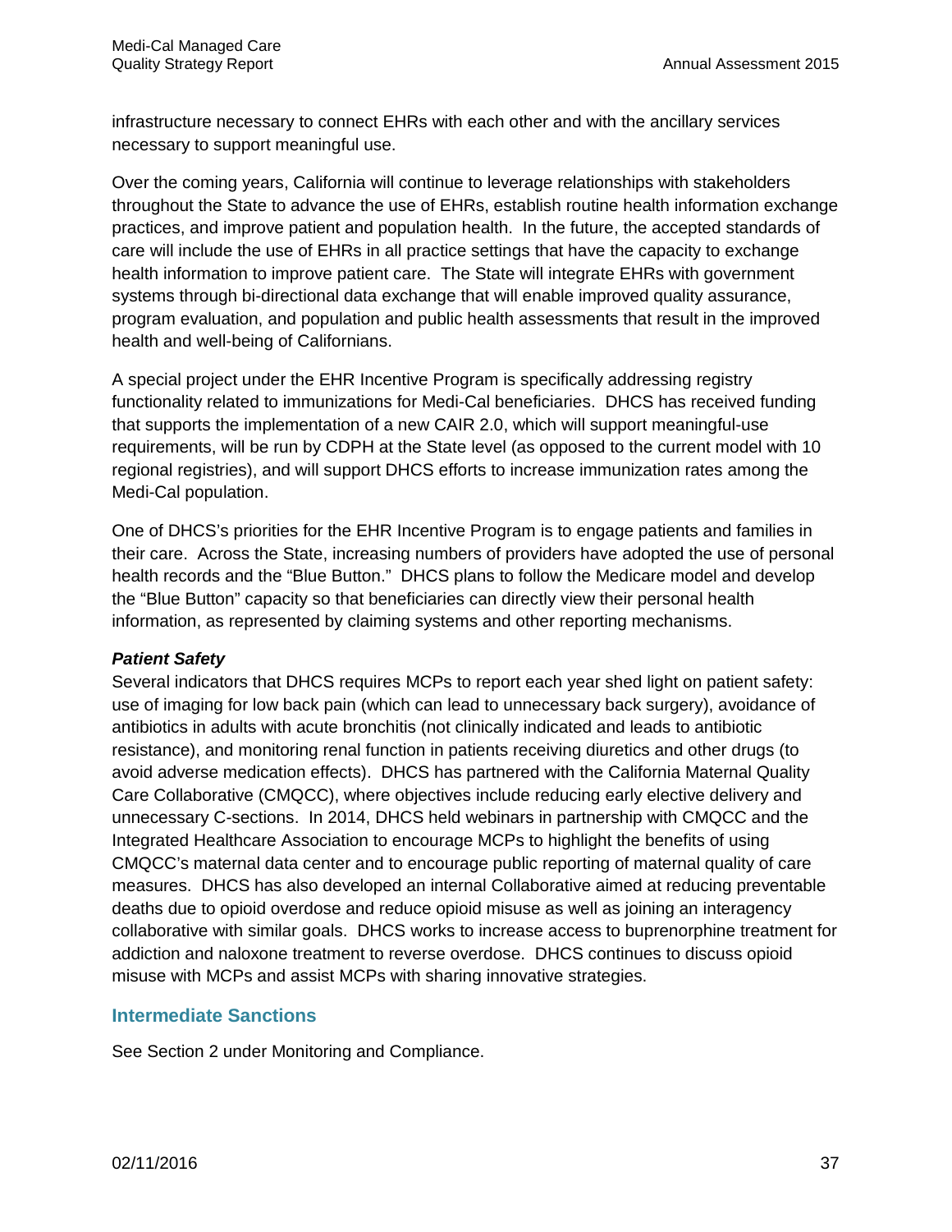infrastructure necessary to connect EHRs with each other and with the ancillary services necessary to support meaningful use.

Over the coming years, California will continue to leverage relationships with stakeholders throughout the State to advance the use of EHRs, establish routine health information exchange practices, and improve patient and population health. In the future, the accepted standards of care will include the use of EHRs in all practice settings that have the capacity to exchange health information to improve patient care. The State will integrate EHRs with government systems through bi-directional data exchange that will enable improved quality assurance, program evaluation, and population and public health assessments that result in the improved health and well-being of Californians.

A special project under the EHR Incentive Program is specifically addressing registry functionality related to immunizations for Medi-Cal beneficiaries. DHCS has received funding that supports the implementation of a new CAIR 2.0, which will support meaningful-use requirements, will be run by CDPH at the State level (as opposed to the current model with 10 regional registries), and will support DHCS efforts to increase immunization rates among the Medi-Cal population.

One of DHCS's priorities for the EHR Incentive Program is to engage patients and families in their care. Across the State, increasing numbers of providers have adopted the use of personal health records and the "Blue Button." DHCS plans to follow the Medicare model and develop the "Blue Button" capacity so that beneficiaries can directly view their personal health information, as represented by claiming systems and other reporting mechanisms.

***Patient Safety***

Several indicators that DHCS requires MCPs to report each year shed light on patient safety: use of imaging for low back pain (which can lead to unnecessary back surgery), avoidance of antibiotics in adults with acute bronchitis (not clinically indicated and leads to antibiotic resistance), and monitoring renal function in patients receiving diuretics and other drugs (to avoid adverse medication effects). DHCS has partnered with the California Maternal Quality Care Collaborative (CMQCC), where objectives include reducing early elective delivery and unnecessary C-sections. In 2014, DHCS held webinars in partnership with CMQCC and the Integrated Healthcare Association to encourage MCPs to highlight the benefits of using CMQCC's maternal data center and to encourage public reporting of maternal quality of care measures. DHCS has also developed an internal Collaborative aimed at reducing preventable deaths due to opioid overdose and reduce opioid misuse as well as joining an interagency collaborative with similar goals. DHCS works to increase access to buprenorphine treatment for addiction and naloxone treatment to reverse overdose. DHCS continues to discuss opioid misuse with MCPs and assist MCPs with sharing innovative strategies.

## Intermediate Sanctions

See Section 2 under Monitoring and Compliance.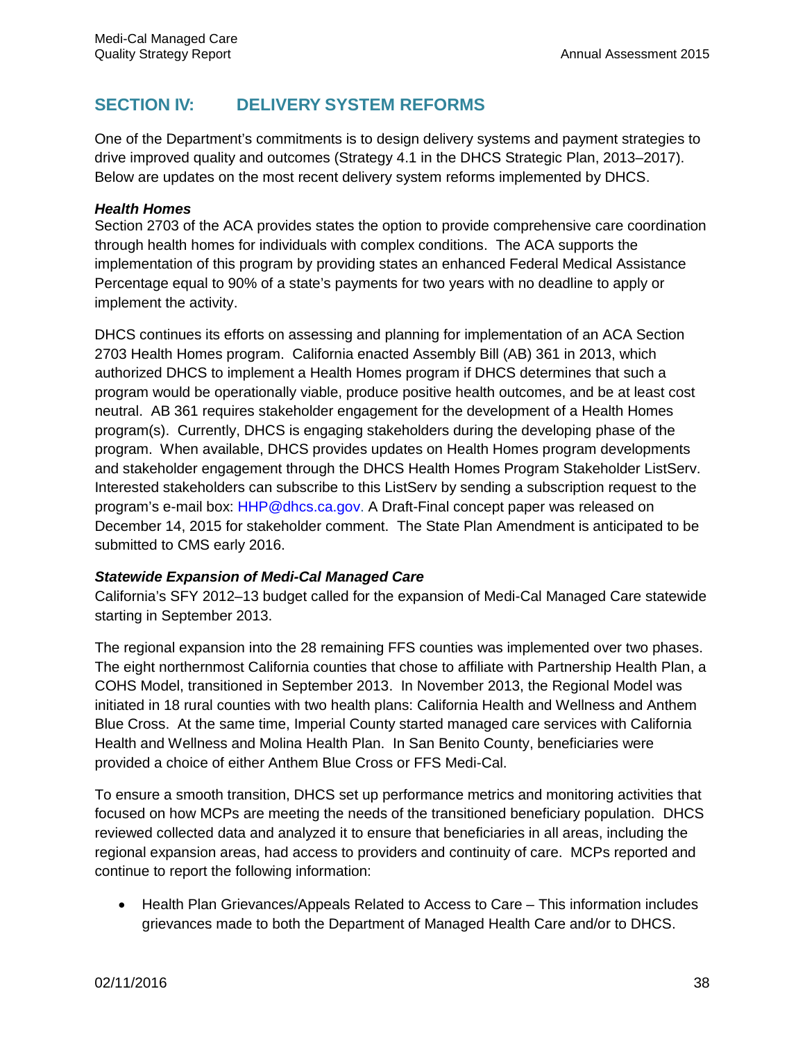## SECTION IV: DELIVERY SYSTEM REFORMS

One of the Department's commitments is to design delivery systems and payment strategies to drive improved quality and outcomes (Strategy 4.1 in the DHCS Strategic Plan, 2013–2017). Below are updates on the most recent delivery system reforms implemented by DHCS.

### *Health Homes*

Section 2703 of the ACA provides states the option to provide comprehensive care coordination through health homes for individuals with complex conditions. The ACA supports the implementation of this program by providing states an enhanced Federal Medical Assistance Percentage equal to 90% of a state's payments for two years with no deadline to apply or implement the activity.

DHCS continues its efforts on assessing and planning for implementation of an ACA Section 2703 Health Homes program. California enacted Assembly Bill (AB) 361 in 2013, which authorized DHCS to implement a Health Homes program if DHCS determines that such a program would be operationally viable, produce positive health outcomes, and be at least cost neutral. AB 361 requires stakeholder engagement for the development of a Health Homes program(s). Currently, DHCS is engaging stakeholders during the developing phase of the program. When available, DHCS provides updates on Health Homes program developments and stakeholder engagement through the DHCS Health Homes Program Stakeholder ListServ. Interested stakeholders can subscribe to this ListServ by sending a subscription request to the program's e-mail box: HHP@dhcs.ca.gov. A Draft-Final concept paper was released on December 14, 2015 for stakeholder comment. The State Plan Amendment is anticipated to be submitted to CMS early 2016.

### *Statewide Expansion of Medi-Cal Managed Care*

California's SFY 2012–13 budget called for the expansion of Medi-Cal Managed Care statewide starting in September 2013.

The regional expansion into the 28 remaining FFS counties was implemented over two phases. The eight northernmost California counties that chose to affiliate with Partnership Health Plan, a COHS Model, transitioned in September 2013. In November 2013, the Regional Model was initiated in 18 rural counties with two health plans: California Health and Wellness and Anthem Blue Cross. At the same time, Imperial County started managed care services with California Health and Wellness and Molina Health Plan. In San Benito County, beneficiaries were provided a choice of either Anthem Blue Cross or FFS Medi-Cal.

To ensure a smooth transition, DHCS set up performance metrics and monitoring activities that focused on how MCPs are meeting the needs of the transitioned beneficiary population. DHCS reviewed collected data and analyzed it to ensure that beneficiaries in all areas, including the regional expansion areas, had access to providers and continuity of care. MCPs reported and continue to report the following information:

- Health Plan Grievances/Appeals Related to Access to Care – This information includes grievances made to both the Department of Managed Health Care and/or to DHCS.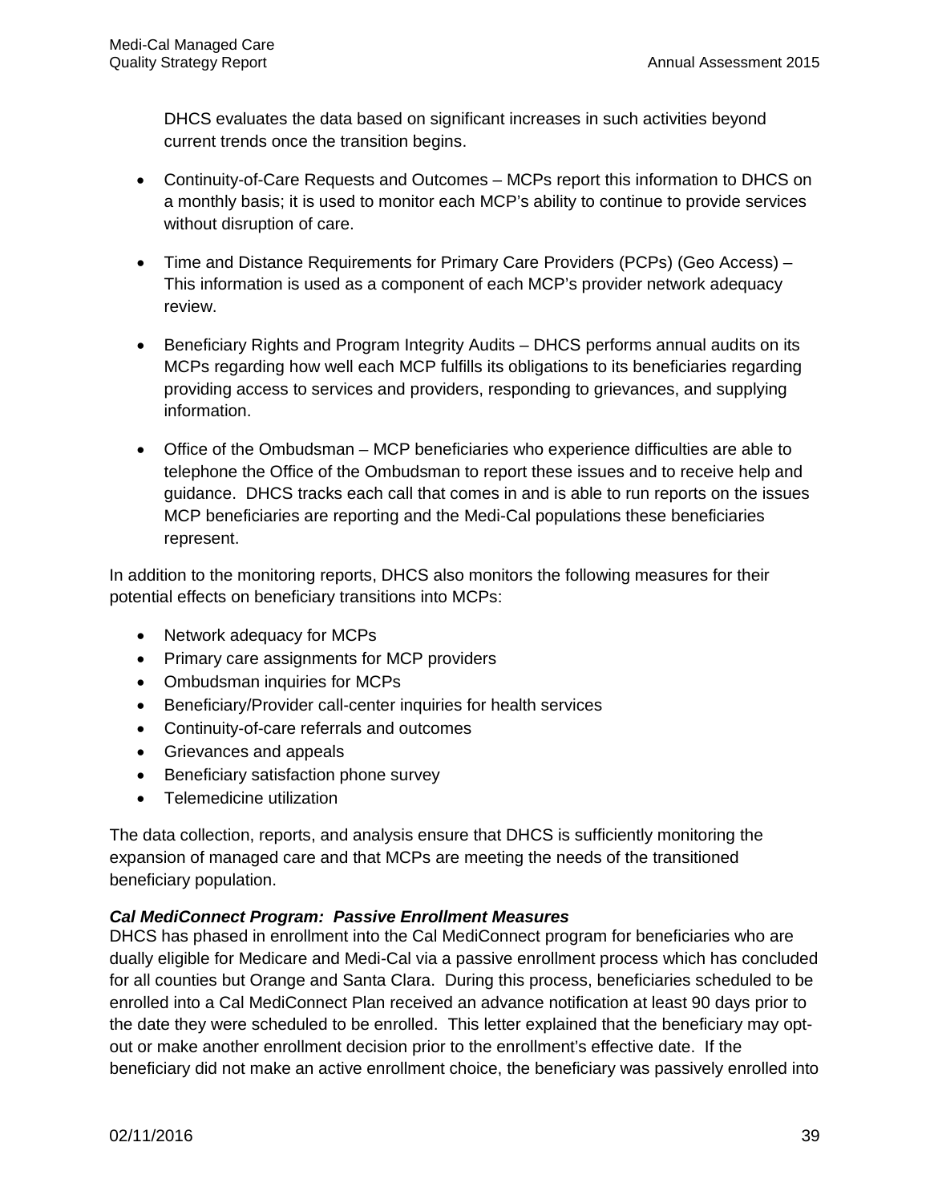DHCS evaluates the data based on significant increases in such activities beyond current trends once the transition begins.

- Continuity-of-Care Requests and Outcomes – MCPs report this information to DHCS on a monthly basis; it is used to monitor each MCP's ability to continue to provide services without disruption of care.
- Time and Distance Requirements for Primary Care Providers (PCPs) (Geo Access) – This information is used as a component of each MCP's provider network adequacy review.
- Beneficiary Rights and Program Integrity Audits – DHCS performs annual audits on its MCPs regarding how well each MCP fulfills its obligations to its beneficiaries regarding providing access to services and providers, responding to grievances, and supplying information.
- Office of the Ombudsman – MCP beneficiaries who experience difficulties are able to telephone the Office of the Ombudsman to report these issues and to receive help and guidance. DHCS tracks each call that comes in and is able to run reports on the issues MCP beneficiaries are reporting and the Medi-Cal populations these beneficiaries represent.

In addition to the monitoring reports, DHCS also monitors the following measures for their potential effects on beneficiary transitions into MCPs:

- Network adequacy for MCPs
- Primary care assignments for MCP providers
- Ombudsman inquiries for MCPs
- Beneficiary/Provider call-center inquiries for health services
- Continuity-of-care referrals and outcomes
- Grievances and appeals
- Beneficiary satisfaction phone survey
- Telemedicine utilization

The data collection, reports, and analysis ensure that DHCS is sufficiently monitoring the expansion of managed care and that MCPs are meeting the needs of the transitioned beneficiary population.

***Cal MediConnect Program: Passive Enrollment Measures***

DHCS has phased in enrollment into the Cal MediConnect program for beneficiaries who are dually eligible for Medicare and Medi-Cal via a passive enrollment process which has concluded for all counties but Orange and Santa Clara. During this process, beneficiaries scheduled to be enrolled into a Cal MediConnect Plan received an advance notification at least 90 days prior to the date they were scheduled to be enrolled. This letter explained that the beneficiary may opt-out or make another enrollment decision prior to the enrollment's effective date. If the beneficiary did not make an active enrollment choice, the beneficiary was passively enrolled into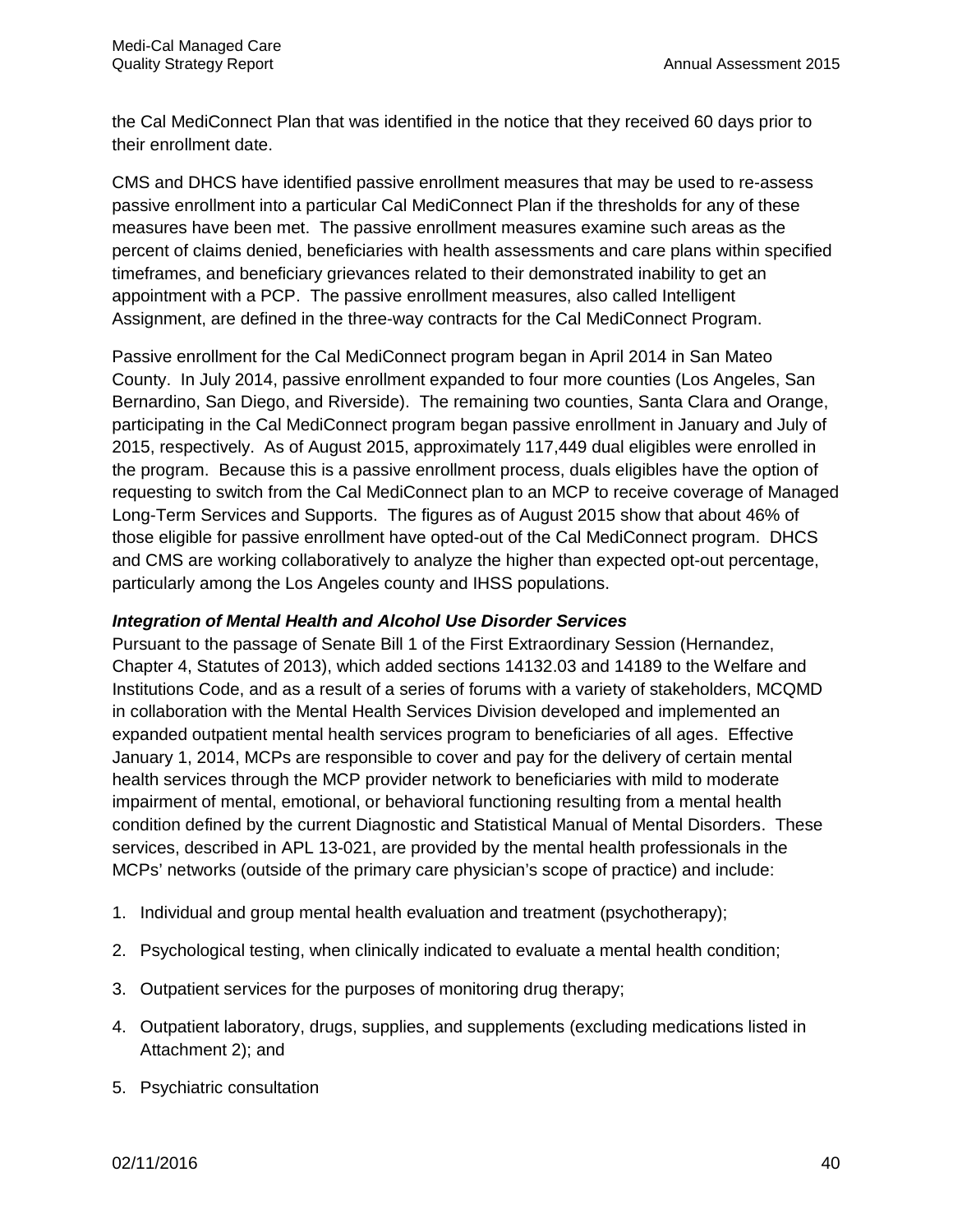the Cal MediConnect Plan that was identified in the notice that they received 60 days prior to their enrollment date.

CMS and DHCS have identified passive enrollment measures that may be used to re-assess passive enrollment into a particular Cal MediConnect Plan if the thresholds for any of these measures have been met. The passive enrollment measures examine such areas as the percent of claims denied, beneficiaries with health assessments and care plans within specified timeframes, and beneficiary grievances related to their demonstrated inability to get an appointment with a PCP. The passive enrollment measures, also called Intelligent Assignment, are defined in the three-way contracts for the Cal MediConnect Program.

Passive enrollment for the Cal MediConnect program began in April 2014 in San Mateo County. In July 2014, passive enrollment expanded to four more counties (Los Angeles, San Bernardino, San Diego, and Riverside). The remaining two counties, Santa Clara and Orange, participating in the Cal MediConnect program began passive enrollment in January and July of 2015, respectively. As of August 2015, approximately 117,449 dual eligibles were enrolled in the program. Because this is a passive enrollment process, duals eligibles have the option of requesting to switch from the Cal MediConnect plan to an MCP to receive coverage of Managed Long-Term Services and Supports. The figures as of August 2015 show that about 46% of those eligible for passive enrollment have opted-out of the Cal MediConnect program. DHCS and CMS are working collaboratively to analyze the higher than expected opt-out percentage, particularly among the Los Angeles county and IHSS populations.

***Integration of Mental Health and Alcohol Use Disorder Services***

Pursuant to the passage of Senate Bill 1 of the First Extraordinary Session (Hernandez, Chapter 4, Statutes of 2013), which added sections 14132.03 and 14189 to the Welfare and Institutions Code, and as a result of a series of forums with a variety of stakeholders, MCQMD in collaboration with the Mental Health Services Division developed and implemented an expanded outpatient mental health services program to beneficiaries of all ages. Effective January 1, 2014, MCPs are responsible to cover and pay for the delivery of certain mental health services through the MCP provider network to beneficiaries with mild to moderate impairment of mental, emotional, or behavioral functioning resulting from a mental health condition defined by the current Diagnostic and Statistical Manual of Mental Disorders. These services, described in APL 13-021, are provided by the mental health professionals in the MCPs' networks (outside of the primary care physician's scope of practice) and include:

1. Individual and group mental health evaluation and treatment (psychotherapy);
2. Psychological testing, when clinically indicated to evaluate a mental health condition;
3. Outpatient services for the purposes of monitoring drug therapy;
4. Outpatient laboratory, drugs, supplies, and supplements (excluding medications listed in Attachment 2); and
5. Psychiatric consultation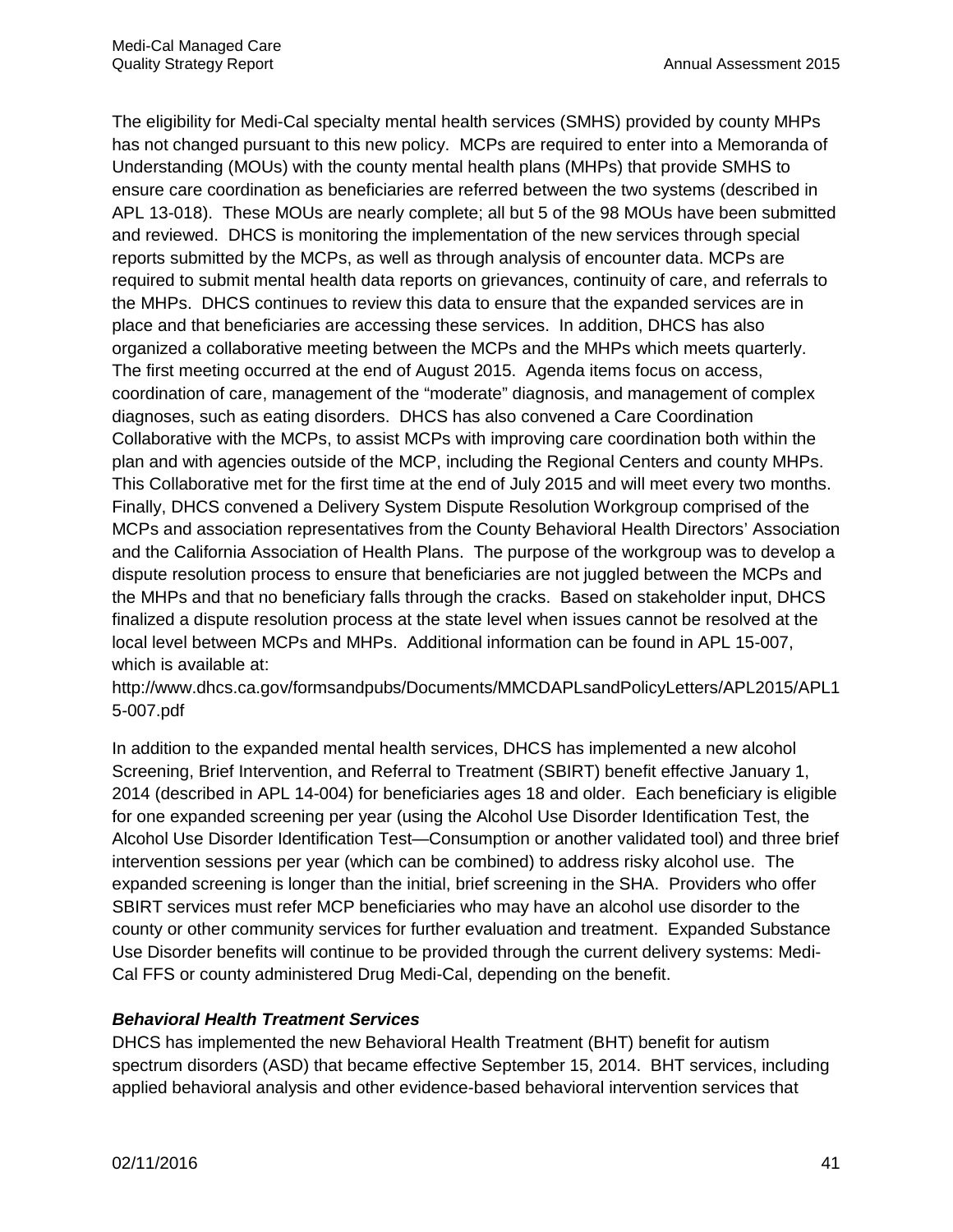The eligibility for Medi-Cal specialty mental health services (SMHS) provided by county MHPs has not changed pursuant to this new policy. MCPs are required to enter into a Memoranda of Understanding (MOUs) with the county mental health plans (MHPs) that provide SMHS to ensure care coordination as beneficiaries are referred between the two systems (described in APL 13-018). These MOUs are nearly complete; all but 5 of the 98 MOUs have been submitted and reviewed. DHCS is monitoring the implementation of the new services through special reports submitted by the MCPs, as well as through analysis of encounter data. MCPs are required to submit mental health data reports on grievances, continuity of care, and referrals to the MHPs. DHCS continues to review this data to ensure that the expanded services are in place and that beneficiaries are accessing these services. In addition, DHCS has also organized a collaborative meeting between the MCPs and the MHPs which meets quarterly. The first meeting occurred at the end of August 2015. Agenda items focus on access, coordination of care, management of the "moderate" diagnosis, and management of complex diagnoses, such as eating disorders. DHCS has also convened a Care Coordination Collaborative with the MCPs, to assist MCPs with improving care coordination both within the plan and with agencies outside of the MCP, including the Regional Centers and county MHPs. This Collaborative met for the first time at the end of July 2015 and will meet every two months. Finally, DHCS convened a Delivery System Dispute Resolution Workgroup comprised of the MCPs and association representatives from the County Behavioral Health Directors' Association and the California Association of Health Plans. The purpose of the workgroup was to develop a dispute resolution process to ensure that beneficiaries are not juggled between the MCPs and the MHPs and that no beneficiary falls through the cracks. Based on stakeholder input, DHCS finalized a dispute resolution process at the state level when issues cannot be resolved at the local level between MCPs and MHPs. Additional information can be found in APL 15-007, which is available at:
http://www.dhcs.ca.gov/formsandpubs/Documents/MMCDAPLsandPolicyLetters/APL2015/APL15-007.pdf

In addition to the expanded mental health services, DHCS has implemented a new alcohol Screening, Brief Intervention, and Referral to Treatment (SBIRT) benefit effective January 1, 2014 (described in APL 14-004) for beneficiaries ages 18 and older. Each beneficiary is eligible for one expanded screening per year (using the Alcohol Use Disorder Identification Test, the Alcohol Use Disorder Identification Test—Consumption or another validated tool) and three brief intervention sessions per year (which can be combined) to address risky alcohol use. The expanded screening is longer than the initial, brief screening in the SHA. Providers who offer SBIRT services must refer MCP beneficiaries who may have an alcohol use disorder to the county or other community services for further evaluation and treatment. Expanded Substance Use Disorder benefits will continue to be provided through the current delivery systems: Medi-Cal FFS or county administered Drug Medi-Cal, depending on the benefit.

***Behavioral Health Treatment Services***

DHCS has implemented the new Behavioral Health Treatment (BHT) benefit for autism spectrum disorders (ASD) that became effective September 15, 2014. BHT services, including applied behavioral analysis and other evidence-based behavioral intervention services that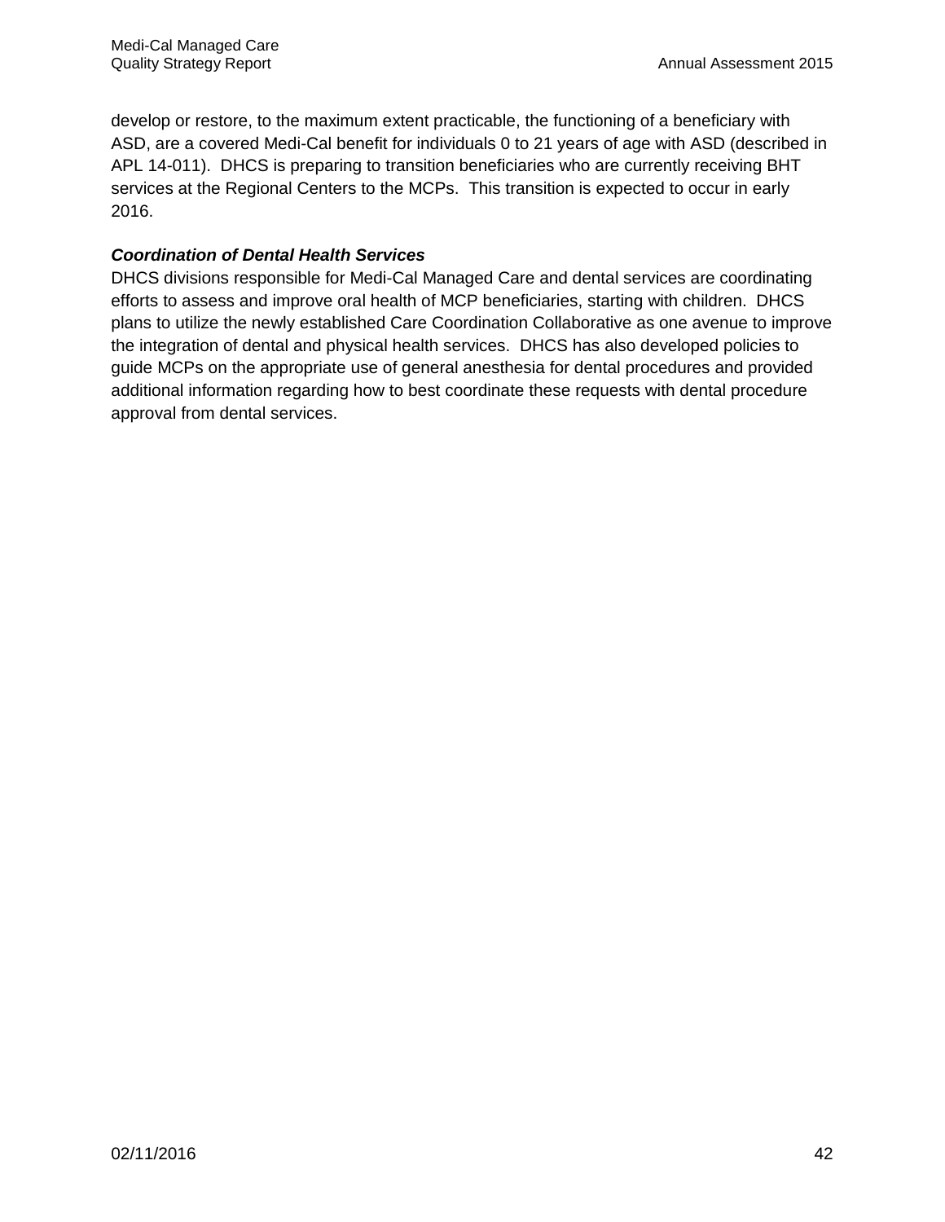develop or restore, to the maximum extent practicable, the functioning of a beneficiary with ASD, are a covered Medi-Cal benefit for individuals 0 to 21 years of age with ASD (described in APL 14-011). DHCS is preparing to transition beneficiaries who are currently receiving BHT services at the Regional Centers to the MCPs. This transition is expected to occur in early 2016.

***Coordination of Dental Health Services***

DHCS divisions responsible for Medi-Cal Managed Care and dental services are coordinating efforts to assess and improve oral health of MCP beneficiaries, starting with children. DHCS plans to utilize the newly established Care Coordination Collaborative as one avenue to improve the integration of dental and physical health services. DHCS has also developed policies to guide MCPs on the appropriate use of general anesthesia for dental procedures and provided additional information regarding how to best coordinate these requests with dental procedure approval from dental services.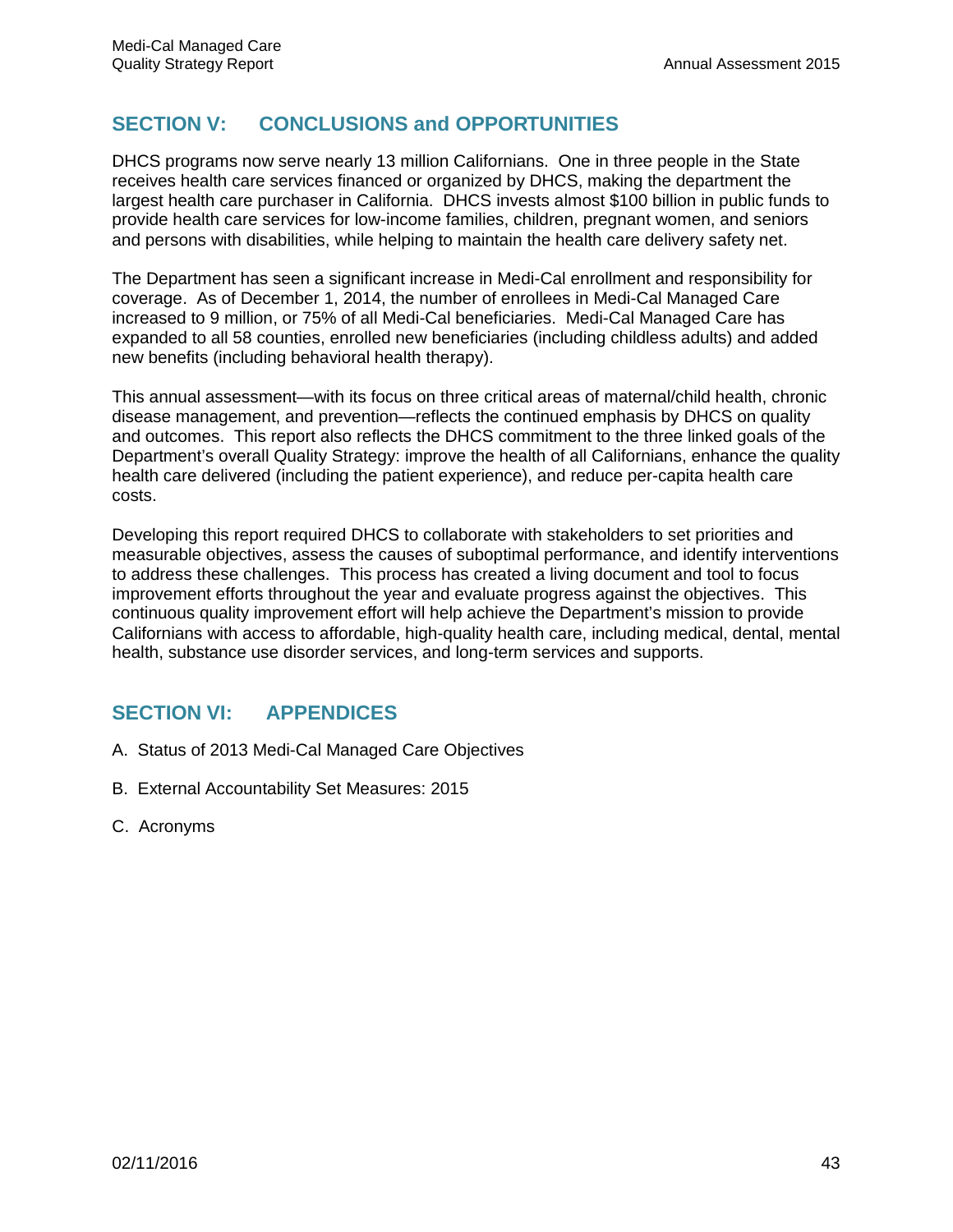## SECTION V: CONCLUSIONS and OPPORTUNITIES

DHCS programs now serve nearly 13 million Californians. One in three people in the State receives health care services financed or organized by DHCS, making the department the largest health care purchaser in California. DHCS invests almost $100 billion in public funds to provide health care services for low-income families, children, pregnant women, and seniors and persons with disabilities, while helping to maintain the health care delivery safety net.

The Department has seen a significant increase in Medi-Cal enrollment and responsibility for coverage. As of December 1, 2014, the number of enrollees in Medi-Cal Managed Care increased to 9 million, or 75% of all Medi-Cal beneficiaries. Medi-Cal Managed Care has expanded to all 58 counties, enrolled new beneficiaries (including childless adults) and added new benefits (including behavioral health therapy).

This annual assessment—with its focus on three critical areas of maternal/child health, chronic disease management, and prevention—reflects the continued emphasis by DHCS on quality and outcomes. This report also reflects the DHCS commitment to the three linked goals of the Department's overall Quality Strategy: improve the health of all Californians, enhance the quality health care delivered (including the patient experience), and reduce per-capita health care costs.

Developing this report required DHCS to collaborate with stakeholders to set priorities and measurable objectives, assess the causes of suboptimal performance, and identify interventions to address these challenges. This process has created a living document and tool to focus improvement efforts throughout the year and evaluate progress against the objectives. This continuous quality improvement effort will help achieve the Department's mission to provide Californians with access to affordable, high-quality health care, including medical, dental, mental health, substance use disorder services, and long-term services and supports.

## SECTION VI: APPENDICES

A. Status of 2013 Medi-Cal Managed Care Objectives

B. External Accountability Set Measures: 2015

C. Acronyms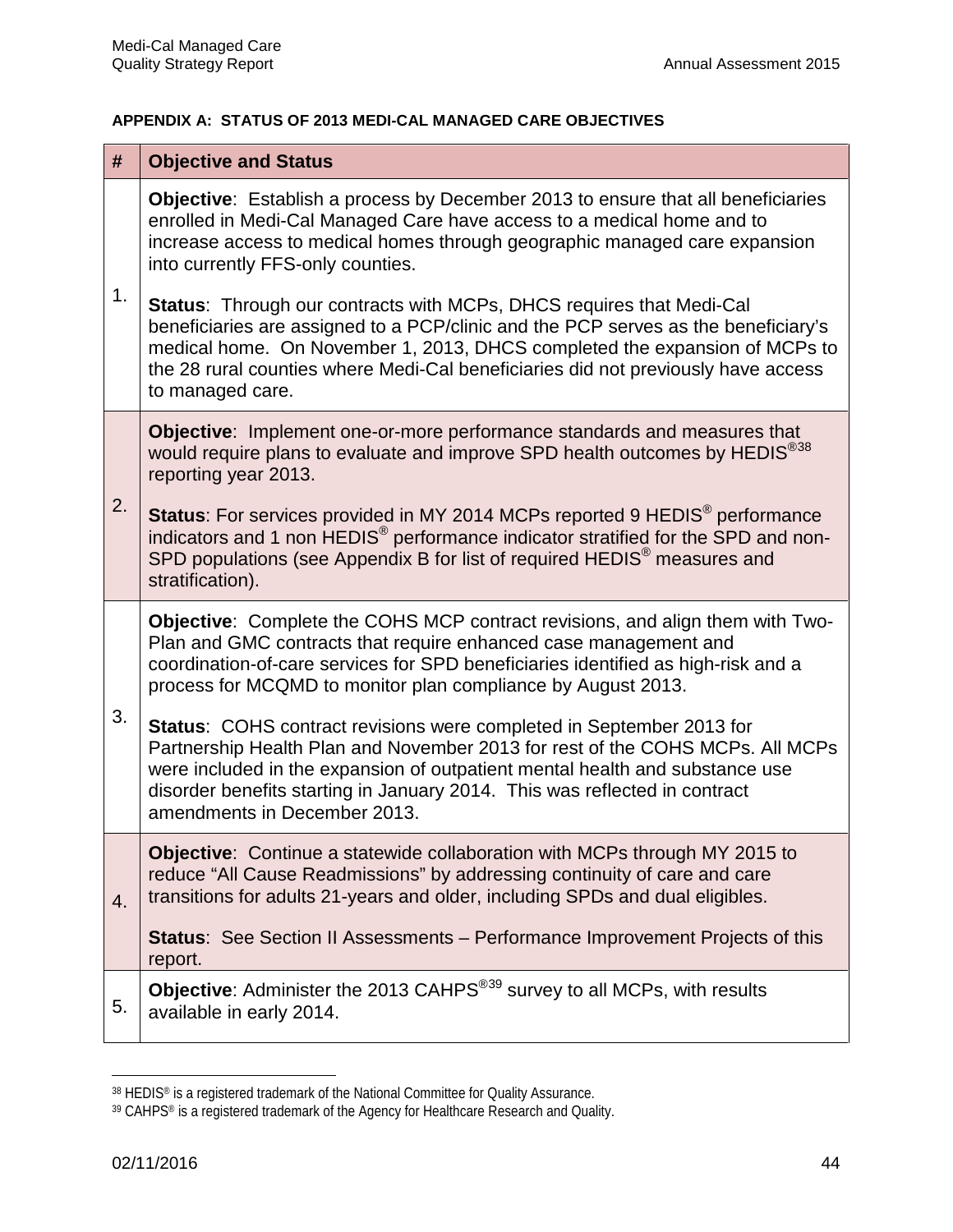### APPENDIX A: STATUS OF 2013 MEDI-CAL MANAGED CARE OBJECTIVES

| # | Objective and Status |
|---|---|
| 1. | **Objective**: Establish a process by December 2013 to ensure that all beneficiaries enrolled in Medi-Cal Managed Care have access to a medical home and to increase access to medical homes through geographic managed care expansion into currently FFS-only counties.<br><br>**Status**: Through our contracts with MCPs, DHCS requires that Medi-Cal beneficiaries are assigned to a PCP/clinic and the PCP serves as the beneficiary's medical home. On November 1, 2013, DHCS completed the expansion of MCPs to the 28 rural counties where Medi-Cal beneficiaries did not previously have access to managed care. |
| 2. | **Objective**: Implement one-or-more performance standards and measures that would require plans to evaluate and improve SPD health outcomes by HEDIS®[38] reporting year 2013.<br><br>**Status**: For services provided in MY 2014 MCPs reported 9 HEDIS® performance indicators and 1 non HEDIS® performance indicator stratified for the SPD and non-SPD populations (see Appendix B for list of required HEDIS® measures and stratification). |
| 3. | **Objective**: Complete the COHS MCP contract revisions, and align them with Two-Plan and GMC contracts that require enhanced case management and coordination-of-care services for SPD beneficiaries identified as high-risk and a process for MCQMD to monitor plan compliance by August 2013.<br><br>**Status**: COHS contract revisions were completed in September 2013 for Partnership Health Plan and November 2013 for rest of the COHS MCPs. All MCPs were included in the expansion of outpatient mental health and substance use disorder benefits starting in January 2014. This was reflected in contract amendments in December 2013. |
| 4. | **Objective**: Continue a statewide collaboration with MCPs through MY 2015 to reduce "All Cause Readmissions" by addressing continuity of care and care transitions for adults 21-years and older, including SPDs and dual eligibles.<br><br>**Status**: See Section II Assessments – Performance Improvement Projects of this report. |
| 5. | **Objective**: Administer the 2013 CAHPS®[39] survey to all MCPs, with results available in early 2014. |

[38] HEDIS® is a registered trademark of the National Committee for Quality Assurance.

[39] CAHPS® is a registered trademark of the Agency for Healthcare Research and Quality.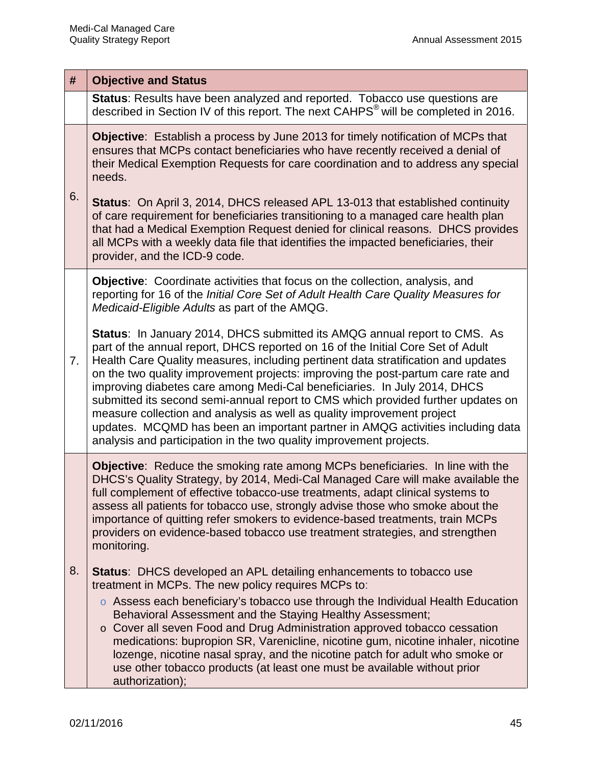| # | Objective and Status |
|---|---|
| | **Status**: Results have been analyzed and reported. Tobacco use questions are described in Section IV of this report. The next CAHPS® will be completed in 2016. |
| 6. | **Objective**: Establish a process by June 2013 for timely notification of MCPs that ensures that MCPs contact beneficiaries who have recently received a denial of their Medical Exemption Requests for care coordination and to address any special needs.<br><br>**Status**: On April 3, 2014, DHCS released APL 13-013 that established continuity of care requirement for beneficiaries transitioning to a managed care health plan that had a Medical Exemption Request denied for clinical reasons. DHCS provides all MCPs with a weekly data file that identifies the impacted beneficiaries, their provider, and the ICD-9 code. |
| 7. | **Objective**: Coordinate activities that focus on the collection, analysis, and reporting for 16 of the *Initial Core Set of Adult Health Care Quality Measures for Medicaid-Eligible Adults* as part of the AMQG.<br><br>**Status**: In January 2014, DHCS submitted its AMQG annual report to CMS. As part of the annual report, DHCS reported on 16 of the Initial Core Set of Adult Health Care Quality measures, including pertinent data stratification and updates on the two quality improvement projects: improving the post-partum care rate and improving diabetes care among Medi-Cal beneficiaries. In July 2014, DHCS submitted its second semi-annual report to CMS which provided further updates on measure collection and analysis as well as quality improvement project updates. MCQMD has been an important partner in AMQG activities including data analysis and participation in the two quality improvement projects. |
| 8. | **Objective**: Reduce the smoking rate among MCPs beneficiaries. In line with the DHCS's Quality Strategy, by 2014, Medi-Cal Managed Care will make available the full complement of effective tobacco-use treatments, adapt clinical systems to assess all patients for tobacco use, strongly advise those who smoke about the importance of quitting refer smokers to evidence-based treatments, train MCPs providers on evidence-based tobacco use treatment strategies, and strengthen monitoring.<br><br>**Status**: DHCS developed an APL detailing enhancements to tobacco use treatment in MCPs. The new policy requires MCPs to:<br>o Assess each beneficiary's tobacco use through the Individual Health Education Behavioral Assessment and the Staying Healthy Assessment;<br>o Cover all seven Food and Drug Administration approved tobacco cessation medications: bupropion SR, Varenicline, nicotine gum, nicotine inhaler, nicotine lozenge, nicotine nasal spray, and the nicotine patch for adult who smoke or use other tobacco products (at least one must be available without prior authorization); |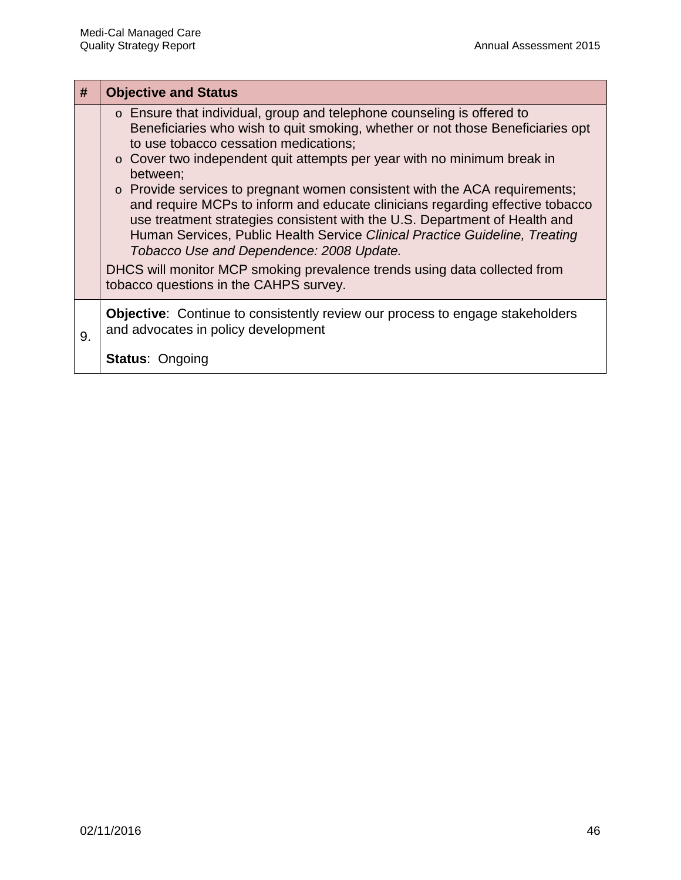| # | Objective and Status |
|---|---|
| | o Ensure that individual, group and telephone counseling is offered to Beneficiaries who wish to quit smoking, whether or not those Beneficiaries opt to use tobacco cessation medications;<br>o Cover two independent quit attempts per year with no minimum break in between;<br>o Provide services to pregnant women consistent with the ACA requirements; and require MCPs to inform and educate clinicians regarding effective tobacco use treatment strategies consistent with the U.S. Department of Health and Human Services, Public Health Service *Clinical Practice Guideline, Treating Tobacco Use and Dependence: 2008 Update.*<br><br>DHCS will monitor MCP smoking prevalence trends using data collected from tobacco questions in the CAHPS survey. |
| 9. | **Objective**: Continue to consistently review our process to engage stakeholders and advocates in policy development<br><br>**Status**: Ongoing |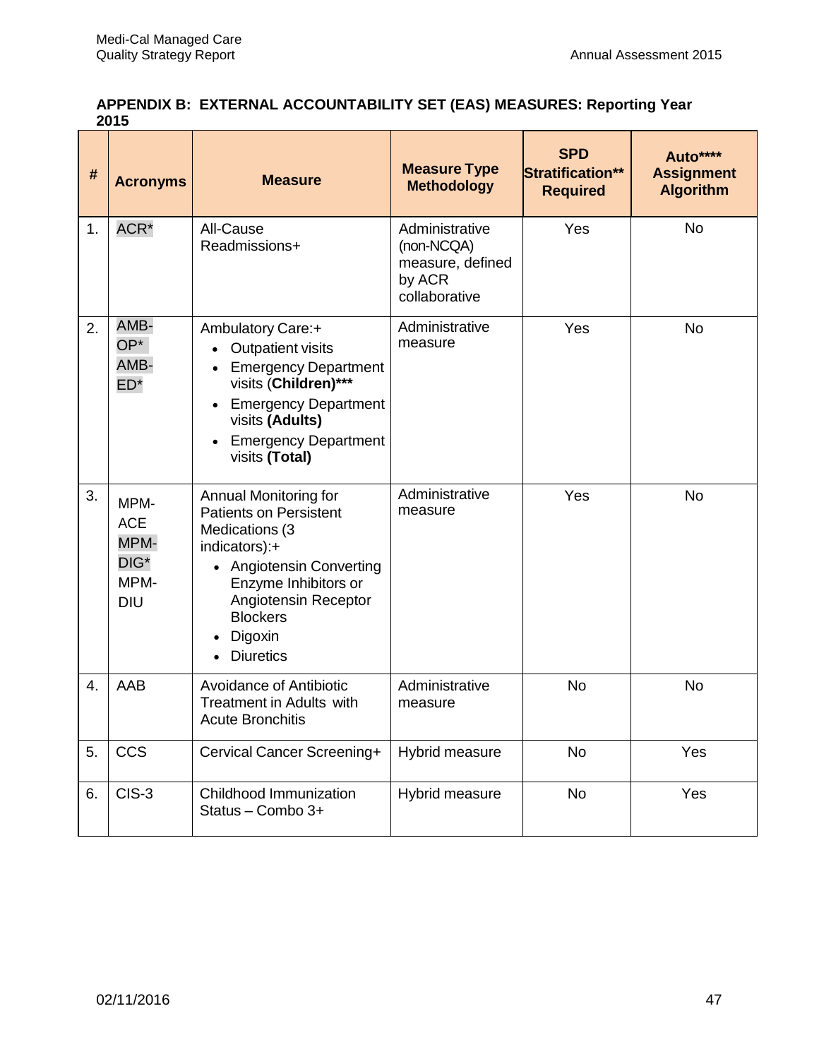**APPENDIX B: EXTERNAL ACCOUNTABILITY SET (EAS) MEASURES: Reporting Year 2015**

| # | Acronyms | Measure | Measure Type Methodology | SPD Stratification** Required | Auto**** Assignment Algorithm |
|---|---|---|---|---|---|
| 1. | ACR* | All-Cause Readmissions+ | Administrative (non-NCQA) measure, defined by ACR collaborative | Yes | No |
| 2. | AMB-OP* AMB-ED* | Ambulatory Care:+ <br>• Outpatient visits <br>• Emergency Department visits (**Children)*****<br>• Emergency Department visits **(Adults)**<br>• Emergency Department visits **(Total)** | Administrative measure | Yes | No |
| 3. | MPM-ACE MPM-DIG* MPM-DIU | Annual Monitoring for Patients on Persistent Medications (3 indicators):+ <br>• Angiotensin Converting Enzyme Inhibitors or Angiotensin Receptor Blockers <br>• Digoxin <br>• Diuretics | Administrative measure | Yes | No |
| 4. | AAB | Avoidance of Antibiotic Treatment in Adults with Acute Bronchitis | Administrative measure | No | No |
| 5. | CCS | Cervical Cancer Screening+ | Hybrid measure | No | Yes |
| 6. | CIS-3 | Childhood Immunization Status – Combo 3+ | Hybrid measure | No | Yes |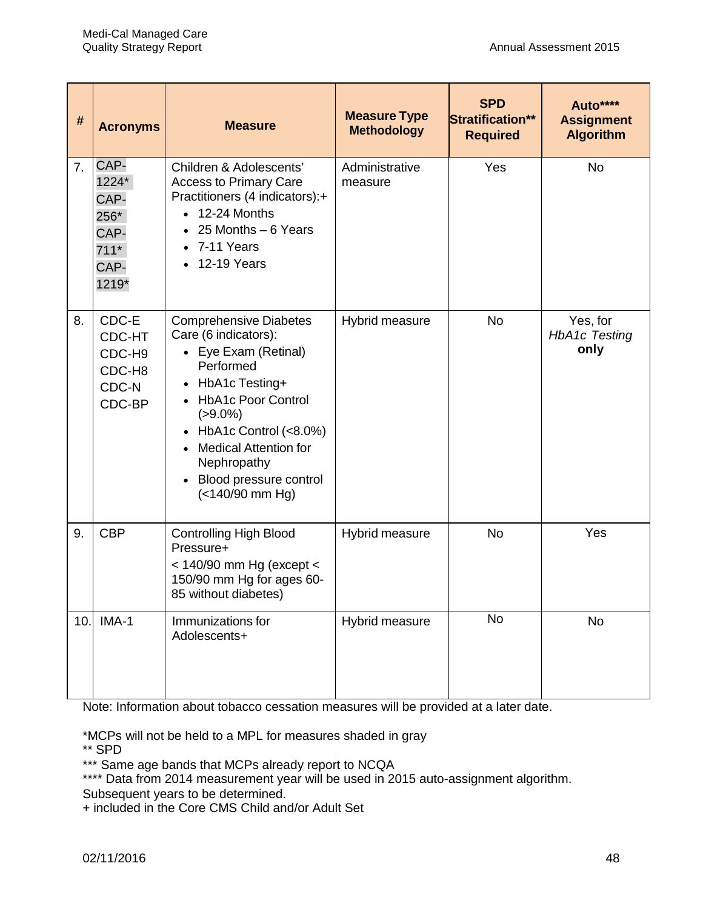| # | Acronyms | Measure | Measure Type Methodology | SPD Stratification** Required | Auto**** Assignment Algorithm |
|---|---|---|---|---|---|
| 7. | CAP-1224* CAP-256* CAP-711* CAP-1219* | Children & Adolescents' Access to Primary Care Practitioners (4 indicators):+ <br>• 12-24 Months <br>• 25 Months – 6 Years <br>• 7-11 Years <br>• 12-19 Years | Administrative measure | Yes | No |
| 8. | CDC-E CDC-HT CDC-H9 CDC-H8 CDC-N CDC-BP | Comprehensive Diabetes Care (6 indicators): <br>• Eye Exam (Retinal) Performed <br>• HbA1c Testing+ <br>• HbA1c Poor Control (>9.0%) <br>• HbA1c Control (<8.0%) <br>• Medical Attention for Nephropathy <br>• Blood pressure control (<140/90 mm Hg) | Hybrid measure | No | Yes, for *HbA1c Testing* **only** |
| 9. | CBP | Controlling High Blood Pressure+ <br>< 140/90 mm Hg (except < 150/90 mm Hg for ages 60-85 without diabetes) | Hybrid measure | No | Yes |
| 10. | IMA-1 | Immunizations for Adolescents+ | Hybrid measure | No | No |

Note: Information about tobacco cessation measures will be provided at a later date.

*MCPs will not be held to a MPL for measures shaded in gray

** SPD

*** Same age bands that MCPs already report to NCQA

**** Data from 2014 measurement year will be used in 2015 auto-assignment algorithm. Subsequent years to be determined.

+ included in the Core CMS Child and/or Adult Set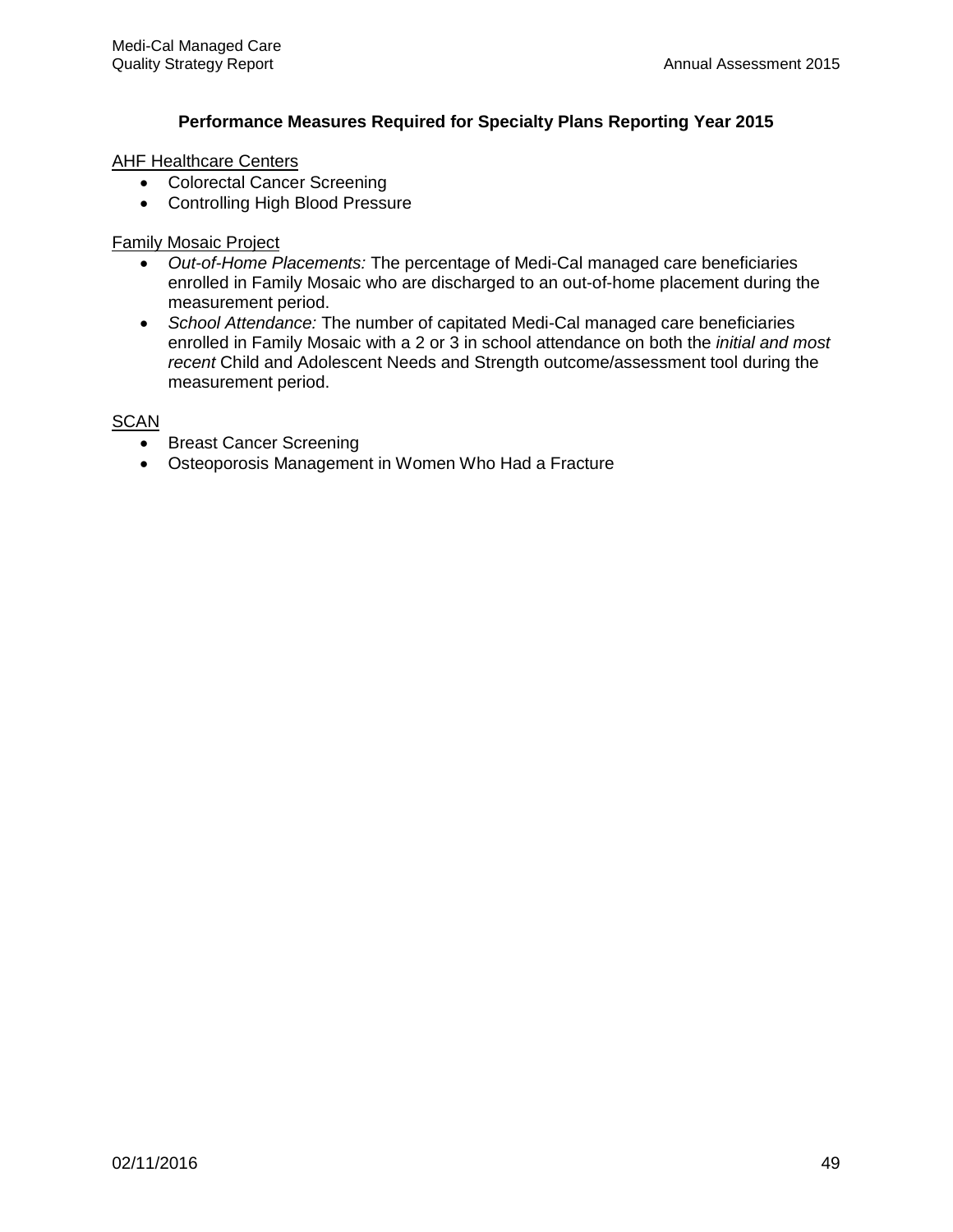### Performance Measures Required for Specialty Plans Reporting Year 2015

<u>AHF Healthcare Centers</u>

- Colorectal Cancer Screening
- Controlling High Blood Pressure

<u>Family Mosaic Project</u>

- *Out-of-Home Placements:* The percentage of Medi-Cal managed care beneficiaries enrolled in Family Mosaic who are discharged to an out-of-home placement during the measurement period.
- *School Attendance:* The number of capitated Medi-Cal managed care beneficiaries enrolled in Family Mosaic with a 2 or 3 in school attendance on both the *initial and most recent* Child and Adolescent Needs and Strength outcome/assessment tool during the measurement period.

<u>SCAN</u>

- Breast Cancer Screening
- Osteoporosis Management in Women Who Had a Fracture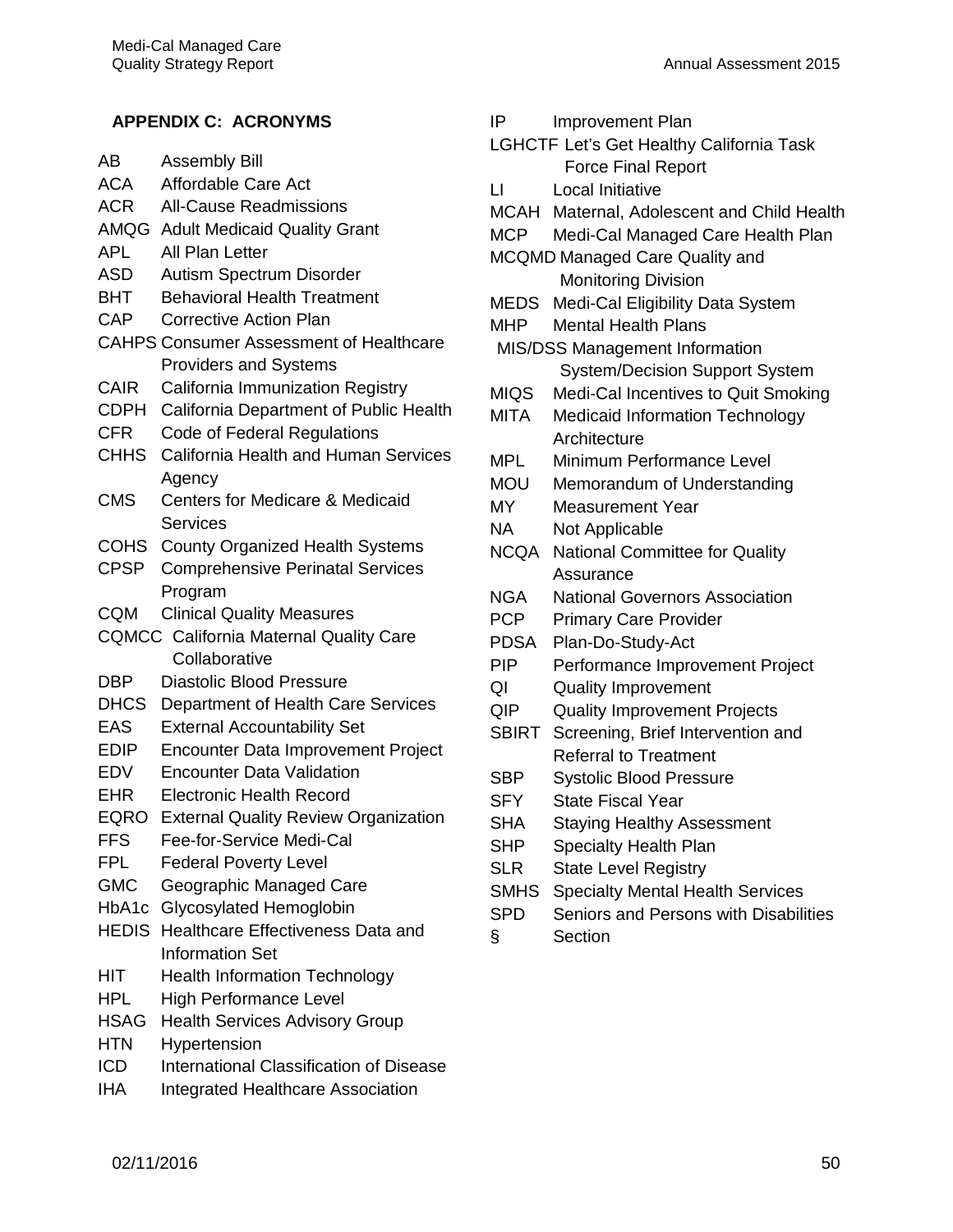## APPENDIX C: ACRONYMS

| | |
|---|---|
| AB | Assembly Bill |
| ACA | Affordable Care Act |
| ACR | All-Cause Readmissions |
| AMQG | Adult Medicaid Quality Grant |
| APL | All Plan Letter |
| ASD | Autism Spectrum Disorder |
| BHT | Behavioral Health Treatment |
| CAP | Corrective Action Plan |
| CAHPS | Consumer Assessment of Healthcare Providers and Systems |
| CAIR | California Immunization Registry |
| CDPH | California Department of Public Health |
| CFR | Code of Federal Regulations |
| CHHS | California Health and Human Services Agency |
| CMS | Centers for Medicare & Medicaid Services |
| COHS | County Organized Health Systems |
| CPSP | Comprehensive Perinatal Services Program |
| CQM | Clinical Quality Measures |
| CQMCC | California Maternal Quality Care Collaborative |
| DBP | Diastolic Blood Pressure |
| DHCS | Department of Health Care Services |
| EAS | External Accountability Set |
| EDIP | Encounter Data Improvement Project |
| EDV | Encounter Data Validation |
| EHR | Electronic Health Record |
| EQRO | External Quality Review Organization |
| FFS | Fee-for-Service Medi-Cal |
| FPL | Federal Poverty Level |
| GMC | Geographic Managed Care |
| HbA1c | Glycosylated Hemoglobin |
| HEDIS | Healthcare Effectiveness Data and Information Set |
| HIT | Health Information Technology |
| HPL | High Performance Level |
| HSAG | Health Services Advisory Group |
| HTN | Hypertension |
| ICD | International Classification of Disease |
| IHA | Integrated Healthcare Association |
| IP | Improvement Plan |
| LGHCTF | Let's Get Healthy California Task Force Final Report |
| LI | Local Initiative |
| MCAH | Maternal, Adolescent and Child Health |
| MCP | Medi-Cal Managed Care Health Plan |
| MCQMD | Managed Care Quality and Monitoring Division |
| MEDS | Medi-Cal Eligibility Data System |
| MHP | Mental Health Plans |
| MIS/DSS | Management Information System/Decision Support System |
| MIQS | Medi-Cal Incentives to Quit Smoking |
| MITA | Medicaid Information Technology Architecture |
| MPL | Minimum Performance Level |
| MOU | Memorandum of Understanding |
| MY | Measurement Year |
| NA | Not Applicable |
| NCQA | National Committee for Quality Assurance |
| NGA | National Governors Association |
| PCP | Primary Care Provider |
| PDSA | Plan-Do-Study-Act |
| PIP | Performance Improvement Project |
| QI | Quality Improvement |
| QIP | Quality Improvement Projects |
| SBIRT | Screening, Brief Intervention and Referral to Treatment |
| SBP | Systolic Blood Pressure |
| SFY | State Fiscal Year |
| SHA | Staying Healthy Assessment |
| SHP | Specialty Health Plan |
| SLR | State Level Registry |
| SMHS | Specialty Mental Health Services |
| SPD | Seniors and Persons with Disabilities |
| § | Section |